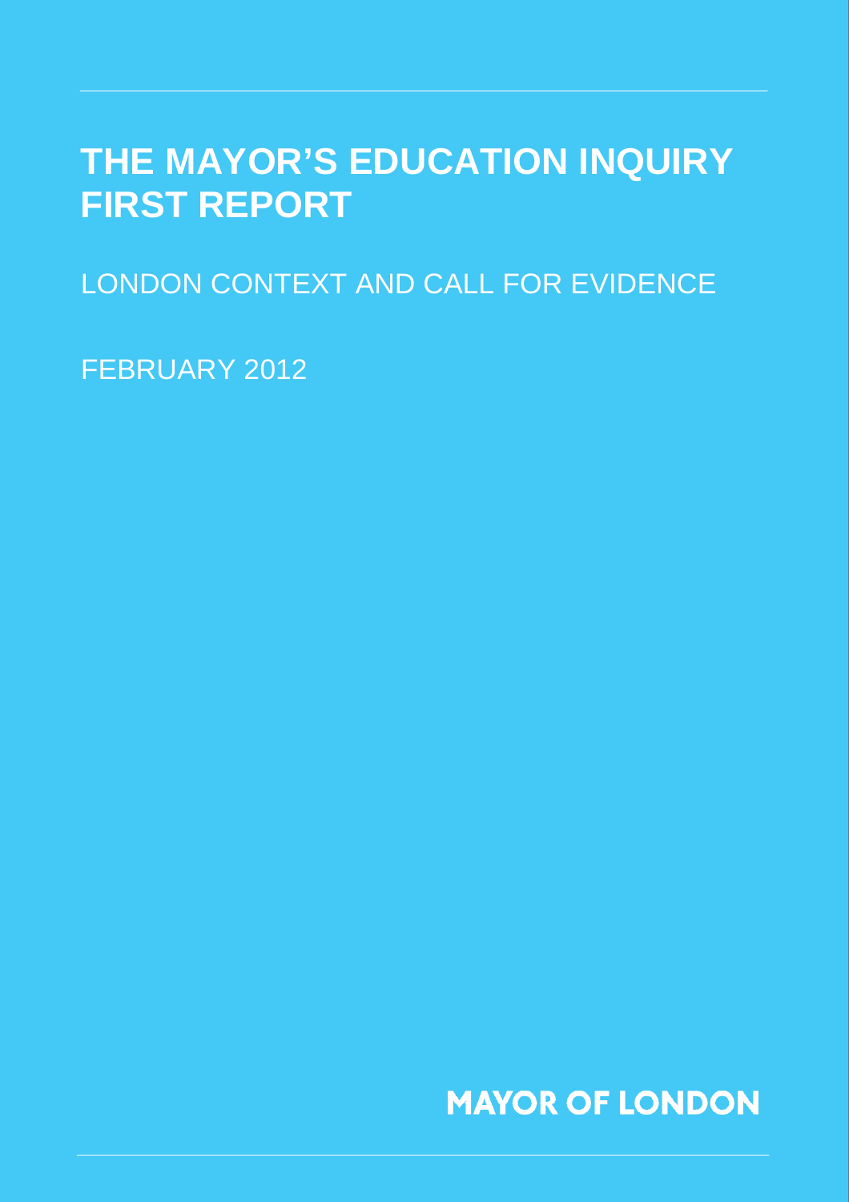# THE MAYOR'S EDUCATION INQUIRY FIRST REPORT

LONDON CONTEXT AND CALL FOR EVIDENCE

FEBRUARY 2012

MAYOR OF LONDON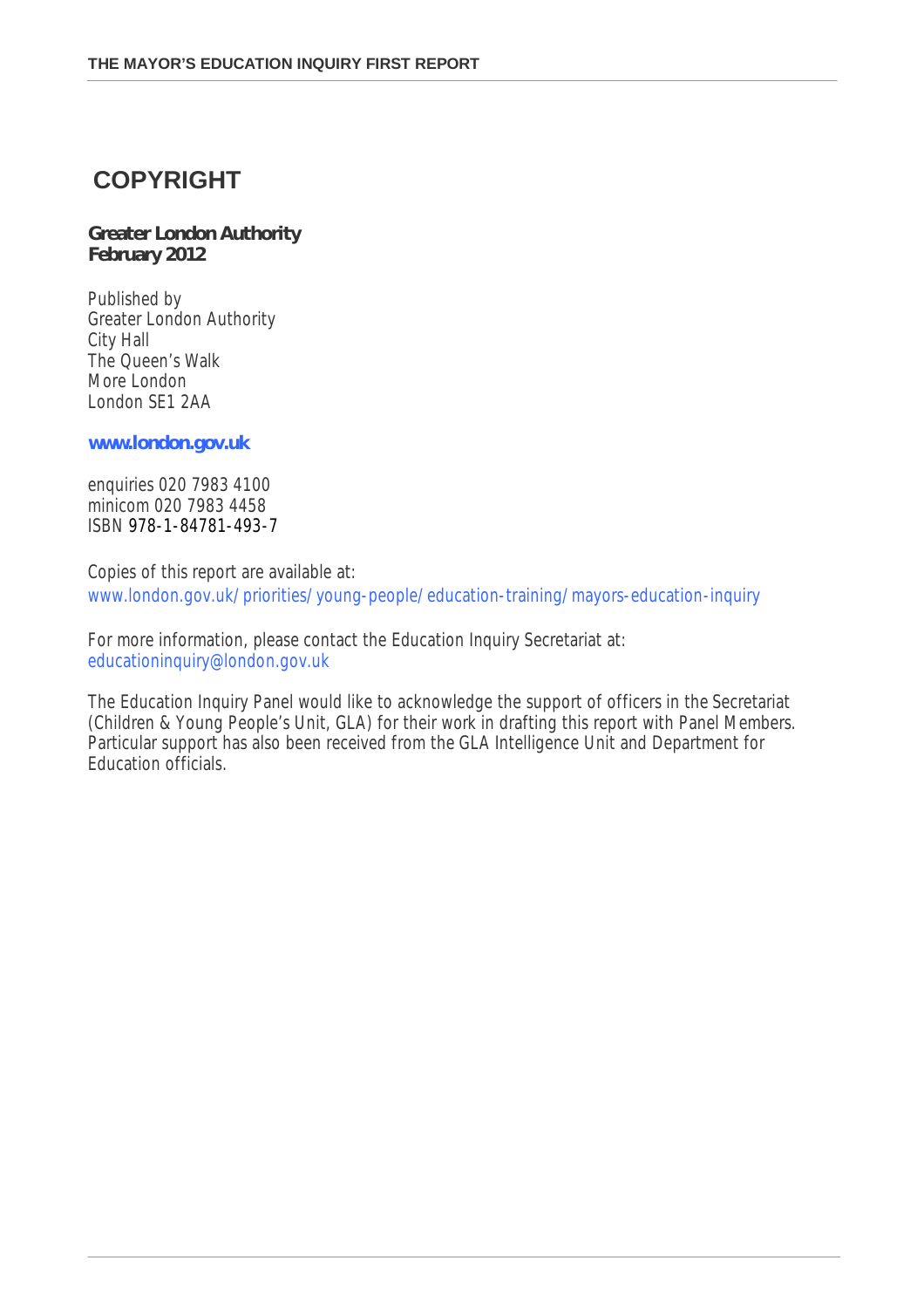# COPYRIGHT

**Greater London Authority**
**February 2012**

Published by
Greater London Authority
City Hall
The Queen's Walk
More London
London SE1 2AA

**www.london.gov.uk**

enquiries 020 7983 4100
minicom 020 7983 4458
ISBN 978-1-84781-493-7

Copies of this report are available at:
www.london.gov.uk/priorities/young-people/education-training/mayors-education-inquiry

For more information, please contact the Education Inquiry Secretariat at:
educationinquiry@london.gov.uk

The Education Inquiry Panel would like to acknowledge the support of officers in the Secretariat (Children & Young People's Unit, GLA) for their work in drafting this report with Panel Members. Particular support has also been received from the GLA Intelligence Unit and Department for Education officials.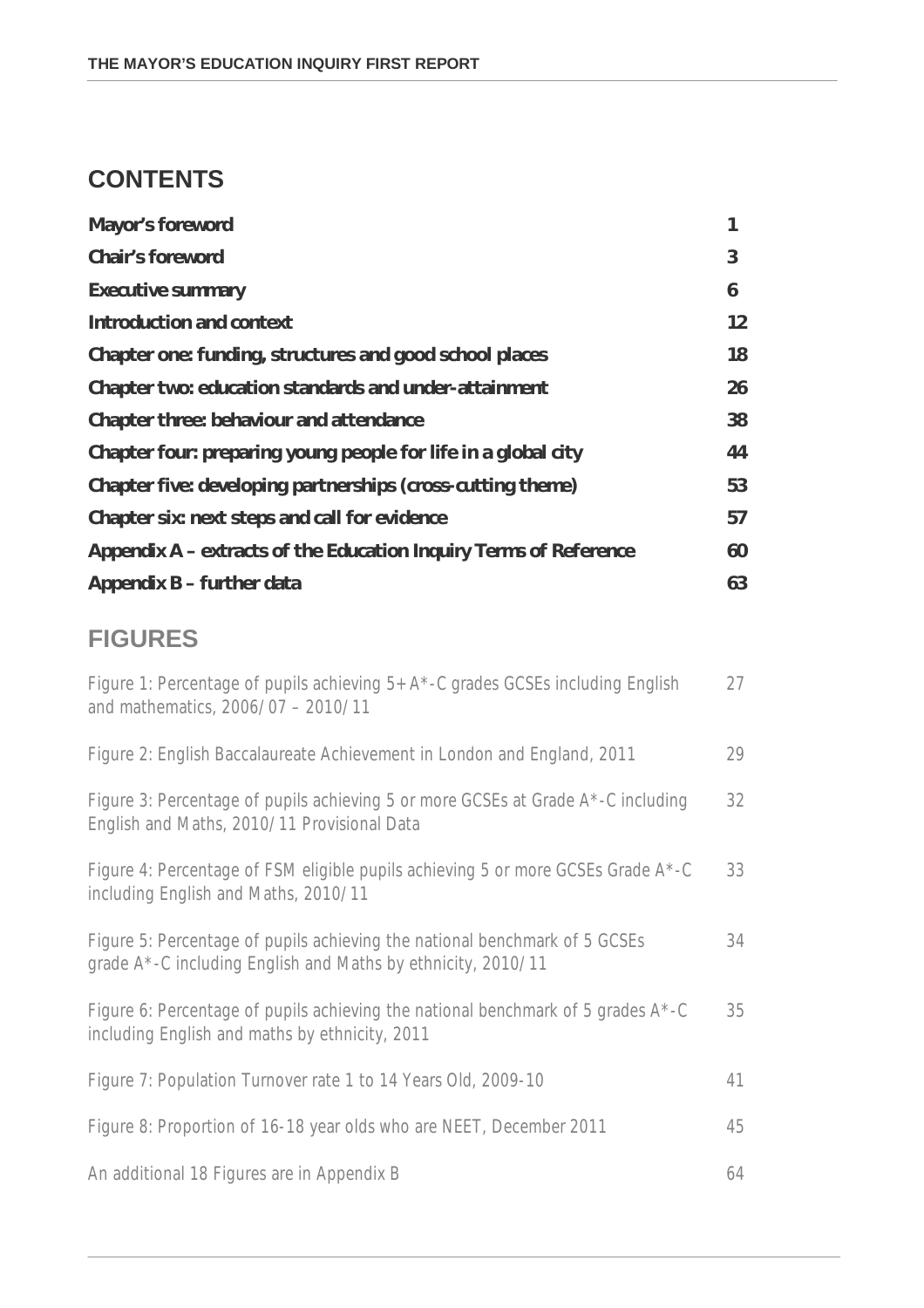## CONTENTS

| | |
|---|---|
| **Mayor's foreword** | **1** |
| **Chair's foreword** | **3** |
| **Executive summary** | **6** |
| **Introduction and context** | **12** |
| **Chapter one: funding, structures and good school places** | **18** |
| **Chapter two: education standards and under-attainment** | **26** |
| **Chapter three: behaviour and attendance** | **38** |
| **Chapter four: preparing young people for life in a global city** | **44** |
| **Chapter five: developing partnerships (cross-cutting theme)** | **53** |
| **Chapter six: next steps and call for evidence** | **57** |
| **Appendix A – extracts of the Education Inquiry Terms of Reference** | **60** |
| **Appendix B – further data** | **63** |

## FIGURES

| | |
|---|---|
| Figure 1: Percentage of pupils achieving 5+ A*-C grades GCSEs including English and mathematics, 2006/07 – 2010/11 | 27 |
| Figure 2: English Baccalaureate Achievement in London and England, 2011 | 29 |
| Figure 3: Percentage of pupils achieving 5 or more GCSEs at Grade A*-C including English and Maths, 2010/11 Provisional Data | 32 |
| Figure 4: Percentage of FSM eligible pupils achieving 5 or more GCSEs Grade A*-C including English and Maths, 2010/11 | 33 |
| Figure 5: Percentage of pupils achieving the national benchmark of 5 GCSEs grade A*-C including English and Maths by ethnicity, 2010/11 | 34 |
| Figure 6: Percentage of pupils achieving the national benchmark of 5 grades A*-C including English and maths by ethnicity, 2011 | 35 |
| Figure 7: Population Turnover rate 1 to 14 Years Old, 2009-10 | 41 |
| Figure 8: Proportion of 16-18 year olds who are NEET, December 2011 | 45 |
| An additional 18 Figures are in Appendix B | 64 |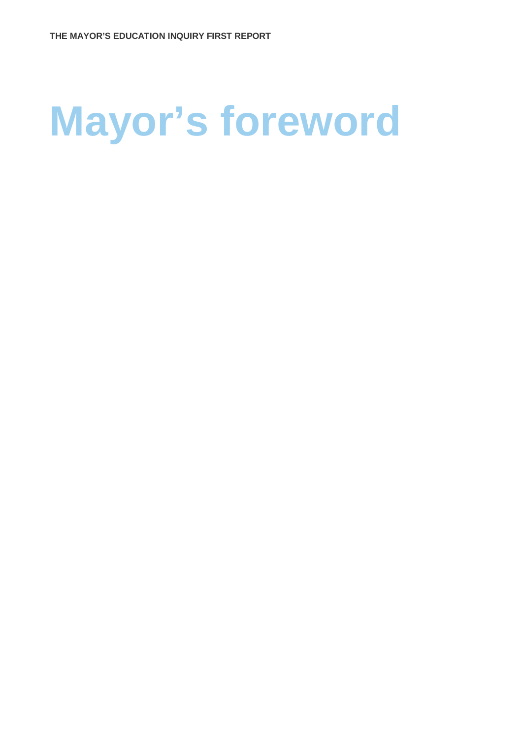# Mayor’s foreword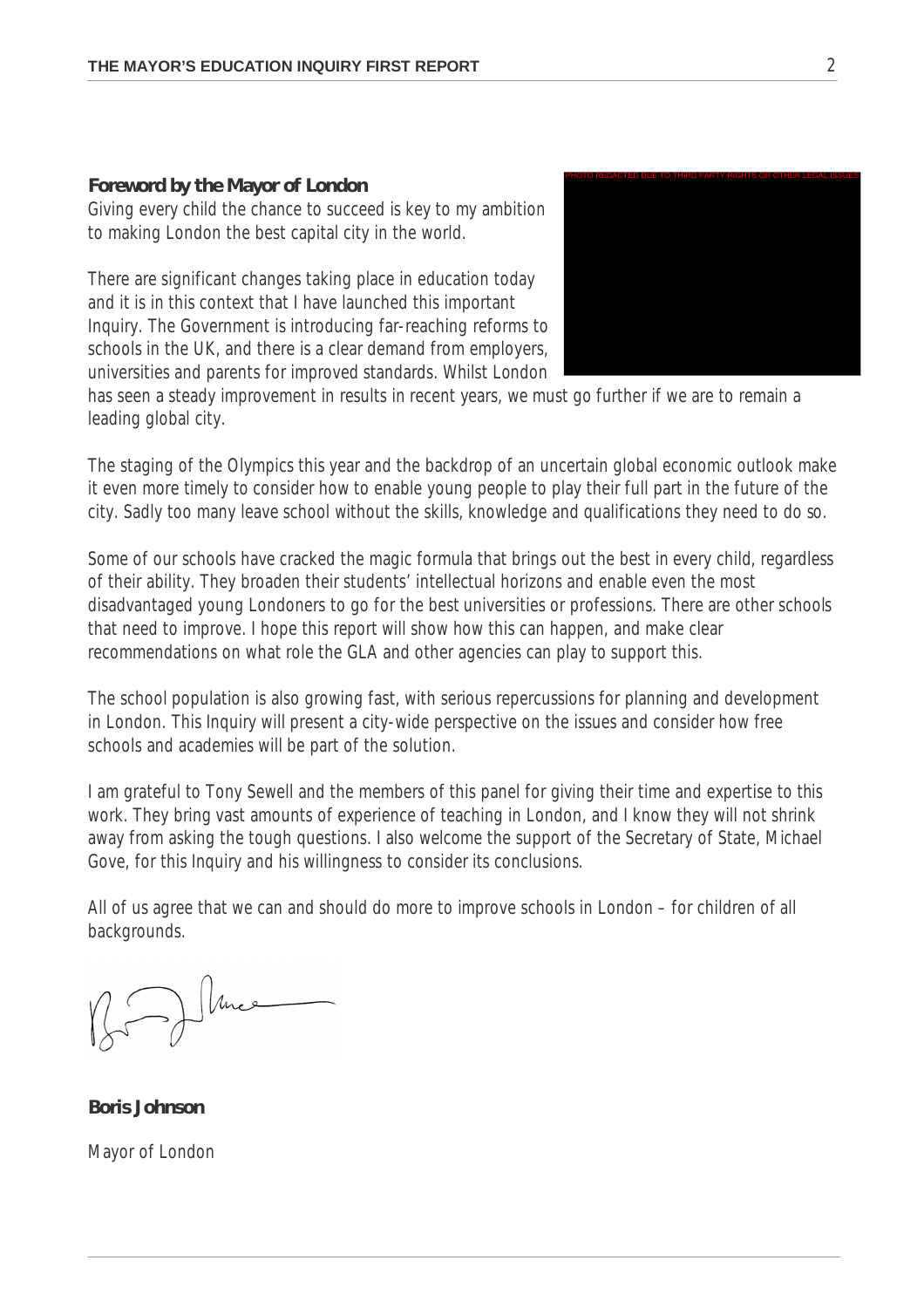## Foreword by the Mayor of London

Giving every child the chance to succeed is key to my ambition to making London the best capital city in the world.

There are significant changes taking place in education today and it is in this context that I have launched this important Inquiry. The Government is introducing far-reaching reforms to schools in the UK, and there is a clear demand from employers, universities and parents for improved standards. Whilst London has seen a steady improvement in results in recent years, we must go further if we are to remain a leading global city.

The staging of the Olympics this year and the backdrop of an uncertain global economic outlook make it even more timely to consider how to enable young people to play their full part in the future of the city. Sadly too many leave school without the skills, knowledge and qualifications they need to do so.

Some of our schools have cracked the magic formula that brings out the best in every child, regardless of their ability. They broaden their students' intellectual horizons and enable even the most disadvantaged young Londoners to go for the best universities or professions. There are other schools that need to improve. I hope this report will show how this can happen, and make clear recommendations on what role the GLA and other agencies can play to support this.

The school population is also growing fast, with serious repercussions for planning and development in London. This Inquiry will present a city-wide perspective on the issues and consider how free schools and academies will be part of the solution.

I am grateful to Tony Sewell and the members of this panel for giving their time and expertise to this work. They bring vast amounts of experience of teaching in London, and I know they will not shrink away from asking the tough questions. I also welcome the support of the Secretary of State, Michael Gove, for this Inquiry and his willingness to consider its conclusions.

All of us agree that we can and should do more to improve schools in London – for children of all backgrounds.

**Boris Johnson**

Mayor of London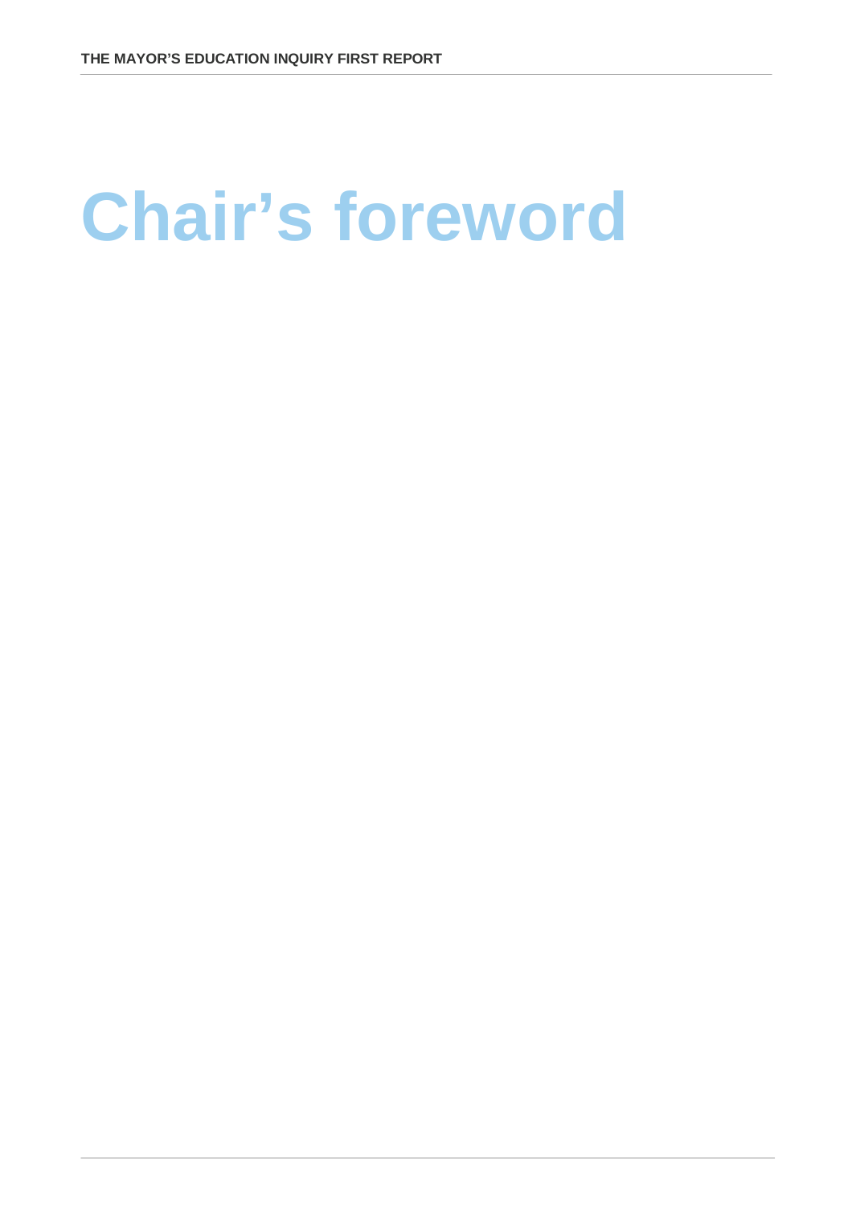# Chair's foreword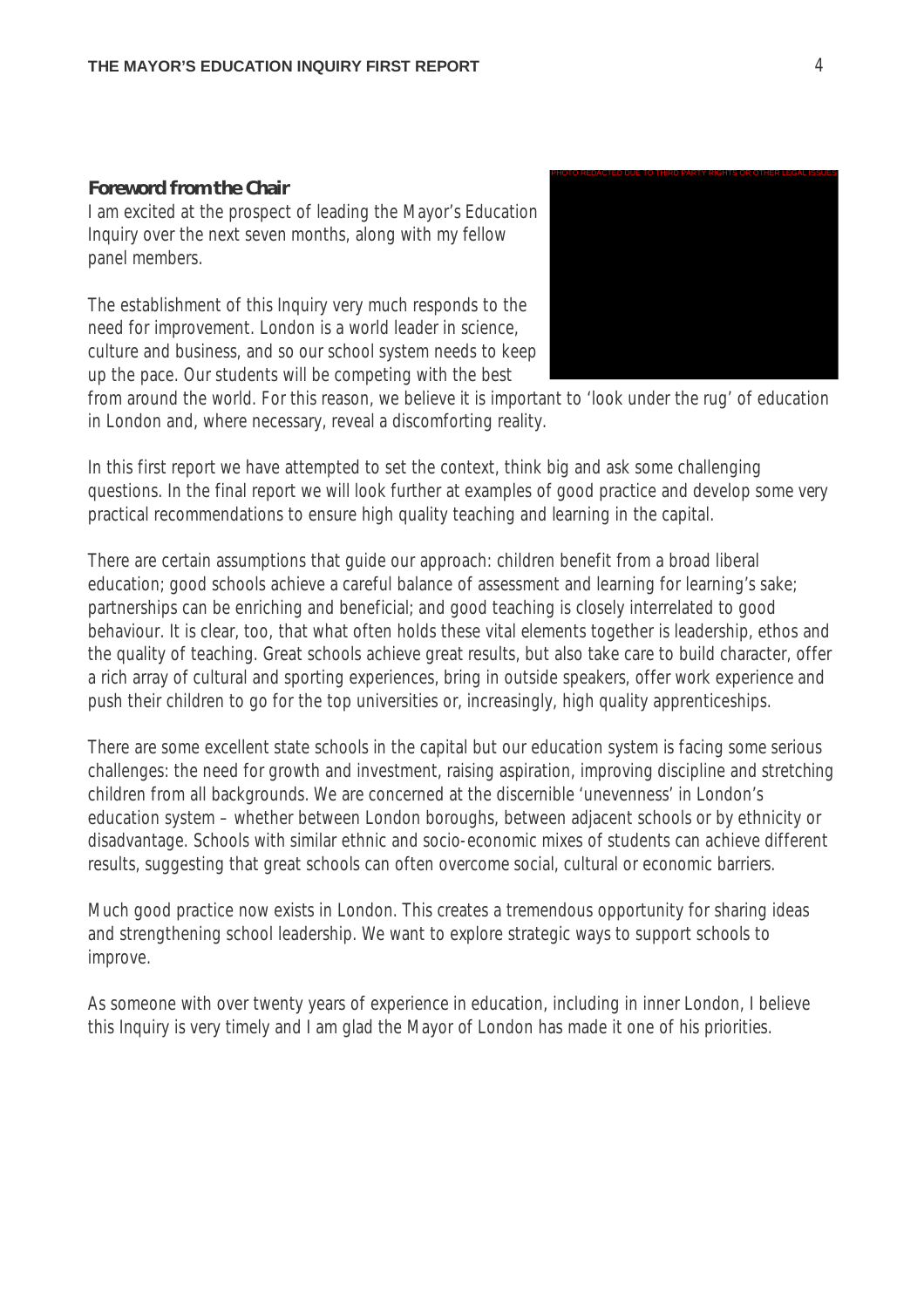## Foreword from the Chair

I am excited at the prospect of leading the Mayor's Education Inquiry over the next seven months, along with my fellow panel members.

The establishment of this Inquiry very much responds to the need for improvement. London is a world leader in science, culture and business, and so our school system needs to keep up the pace. Our students will be competing with the best from around the world. For this reason, we believe it is important to 'look under the rug' of education in London and, where necessary, reveal a discomforting reality.

In this first report we have attempted to set the context, think big and ask some challenging questions. In the final report we will look further at examples of good practice and develop some very practical recommendations to ensure high quality teaching and learning in the capital.

There are certain assumptions that guide our approach: children benefit from a broad liberal education; good schools achieve a careful balance of assessment and learning for learning's sake; partnerships can be enriching and beneficial; and good teaching is closely interrelated to good behaviour. It is clear, too, that what often holds these vital elements together is leadership, ethos and the quality of teaching. Great schools achieve great results, but also take care to build character, offer a rich array of cultural and sporting experiences, bring in outside speakers, offer work experience and push their children to go for the top universities or, increasingly, high quality apprenticeships.

There are some excellent state schools in the capital but our education system is facing some serious challenges: the need for growth and investment, raising aspiration, improving discipline and stretching children from all backgrounds. We are concerned at the discernible 'unevenness' in London's education system – whether between London boroughs, between adjacent schools or by ethnicity or disadvantage. Schools with similar ethnic and socio-economic mixes of students can achieve different results, suggesting that great schools can often overcome social, cultural or economic barriers.

Much good practice now exists in London. This creates a tremendous opportunity for sharing ideas and strengthening school leadership. We want to explore strategic ways to support schools to improve.

As someone with over twenty years of experience in education, including in inner London, I believe this Inquiry is very timely and I am glad the Mayor of London has made it one of his priorities.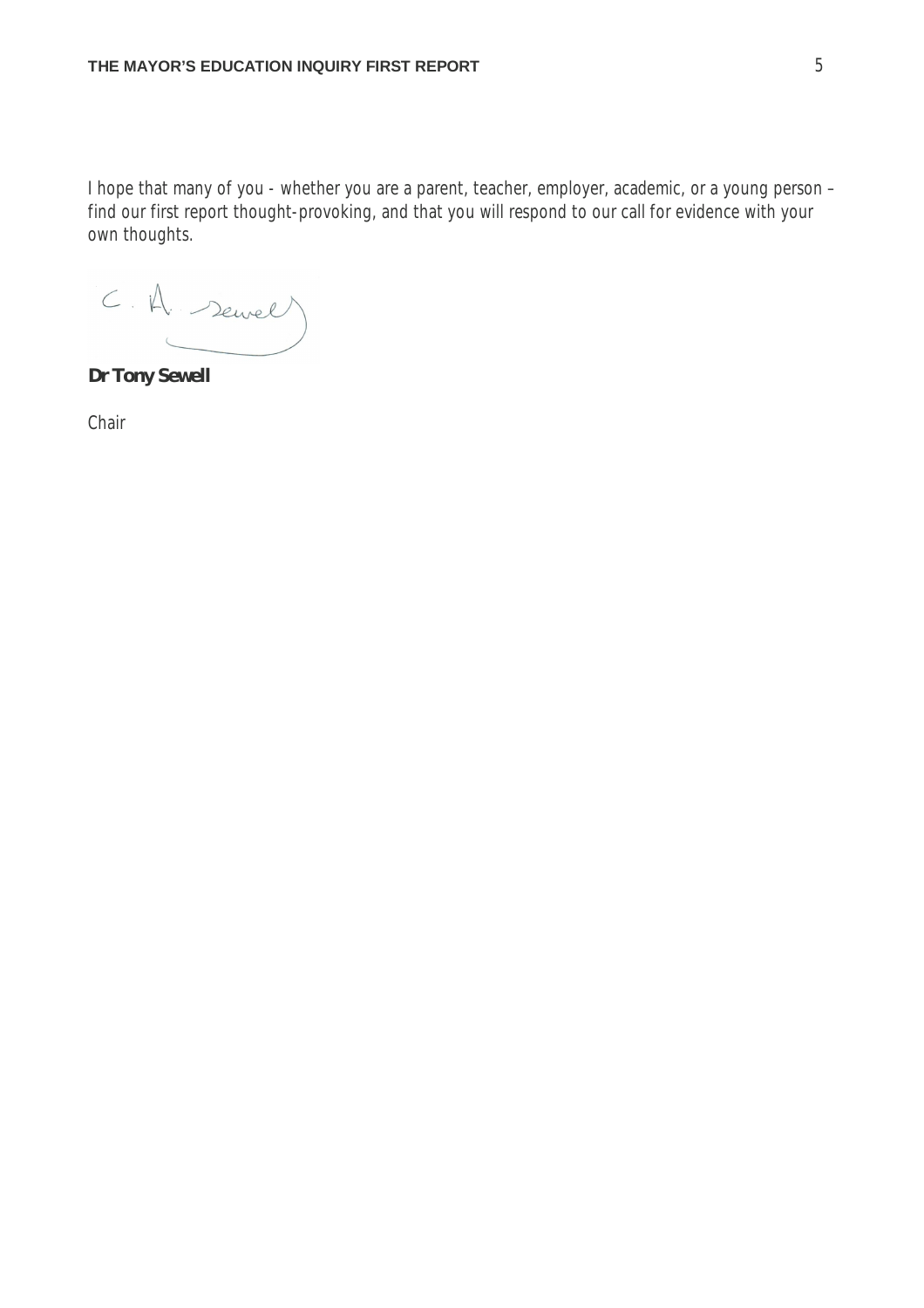I hope that many of you - whether you are a parent, teacher, employer, academic, or a young person – find our first report thought-provoking, and that you will respond to our call for evidence with your own thoughts.

**Dr Tony Sewell**

Chair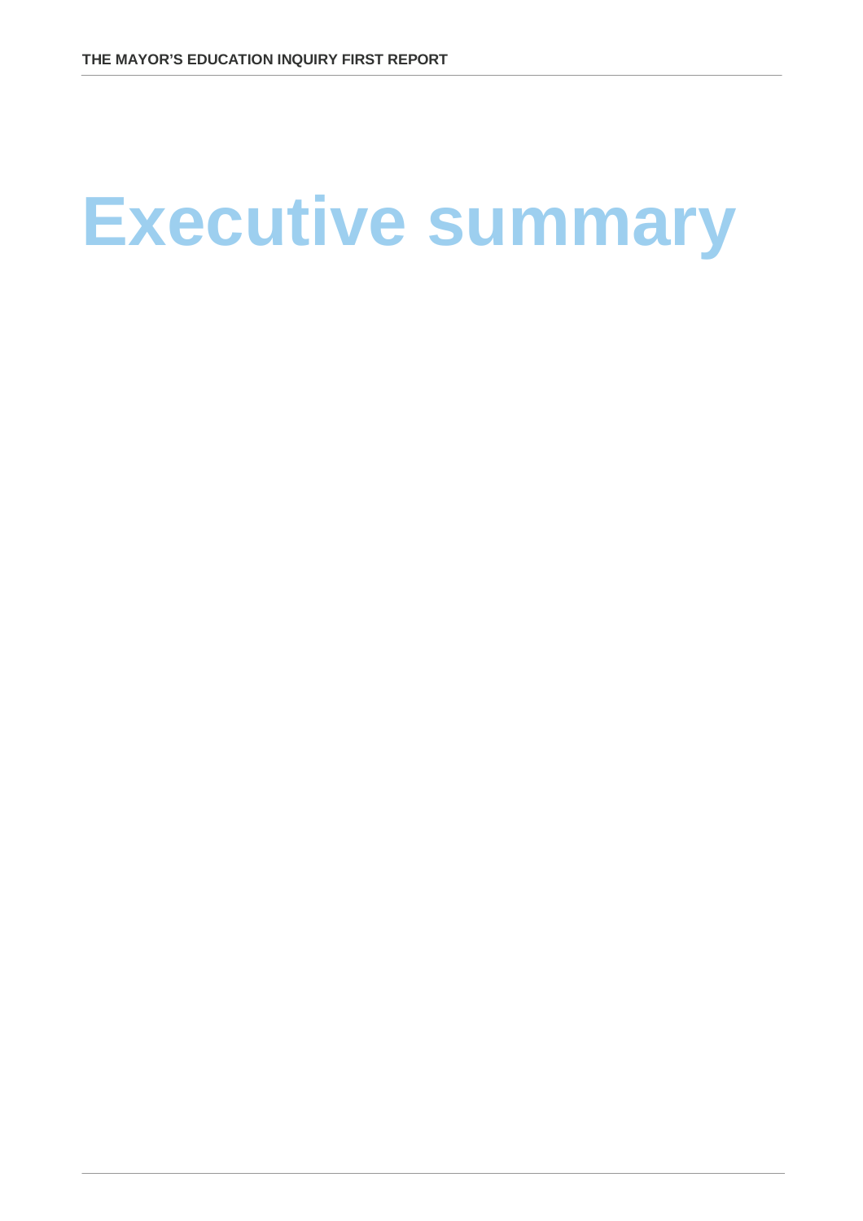# Executive summary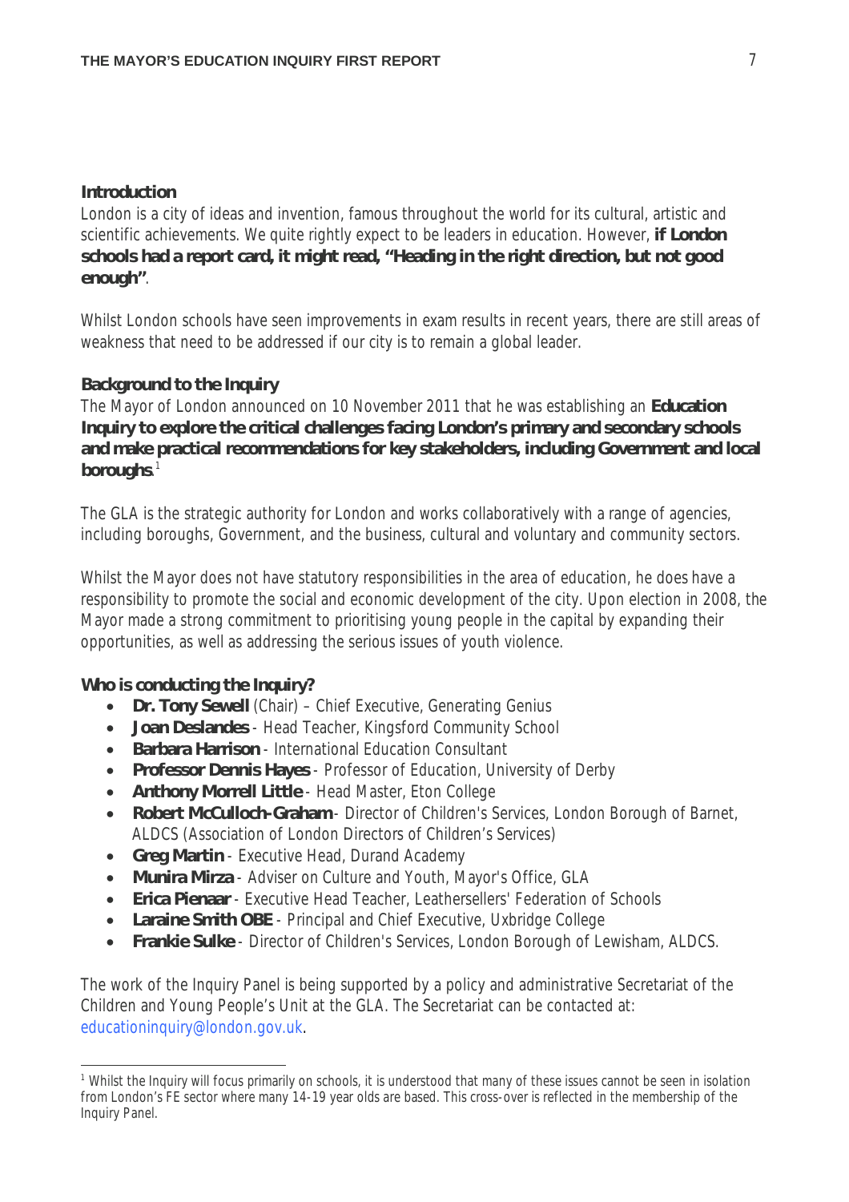## Introduction

London is a city of ideas and invention, famous throughout the world for its cultural, artistic and scientific achievements. We quite rightly expect to be leaders in education. However, **if London schools had a report card, it might read, "Heading in the right direction, but not good enough"**.

Whilst London schools have seen improvements in exam results in recent years, there are still areas of weakness that need to be addressed if our city is to remain a global leader.

## Background to the Inquiry

The Mayor of London announced on 10 November 2011 that he was establishing an **Education Inquiry to explore the critical challenges facing London's primary and secondary schools and make practical recommendations for key stakeholders, including Government and local boroughs**.[1]

The GLA is the strategic authority for London and works collaboratively with a range of agencies, including boroughs, Government, and the business, cultural and voluntary and community sectors.

Whilst the Mayor does not have statutory responsibilities in the area of education, he does have a responsibility to promote the social and economic development of the city. Upon election in 2008, the Mayor made a strong commitment to prioritising young people in the capital by expanding their opportunities, as well as addressing the serious issues of youth violence.

## Who is conducting the Inquiry?

- **Dr. Tony Sewell** (Chair) – Chief Executive, Generating Genius
- **Joan Deslandes** - Head Teacher, Kingsford Community School
- **Barbara Harrison** - International Education Consultant
- **Professor Dennis Hayes** - Professor of Education, University of Derby
- **Anthony Morrell Little** - Head Master, Eton College
- **Robert McCulloch-Graham** - Director of Children's Services, London Borough of Barnet, ALDCS (Association of London Directors of Children's Services)
- **Greg Martin** - Executive Head, Durand Academy
- **Munira Mirza** - Adviser on Culture and Youth, Mayor's Office, GLA
- **Erica Pienaar** - Executive Head Teacher, Leathersellers' Federation of Schools
- **Laraine Smith OBE** - Principal and Chief Executive, Uxbridge College
- **Frankie Sulke** - Director of Children's Services, London Borough of Lewisham, ALDCS.

The work of the Inquiry Panel is being supported by a policy and administrative Secretariat of the Children and Young People's Unit at the GLA. The Secretariat can be contacted at: educationinquiry@london.gov.uk.

---

[1] Whilst the Inquiry will focus primarily on schools, it is understood that many of these issues cannot be seen in isolation from London's FE sector where many 14-19 year olds are based. This cross-over is reflected in the membership of the Inquiry Panel.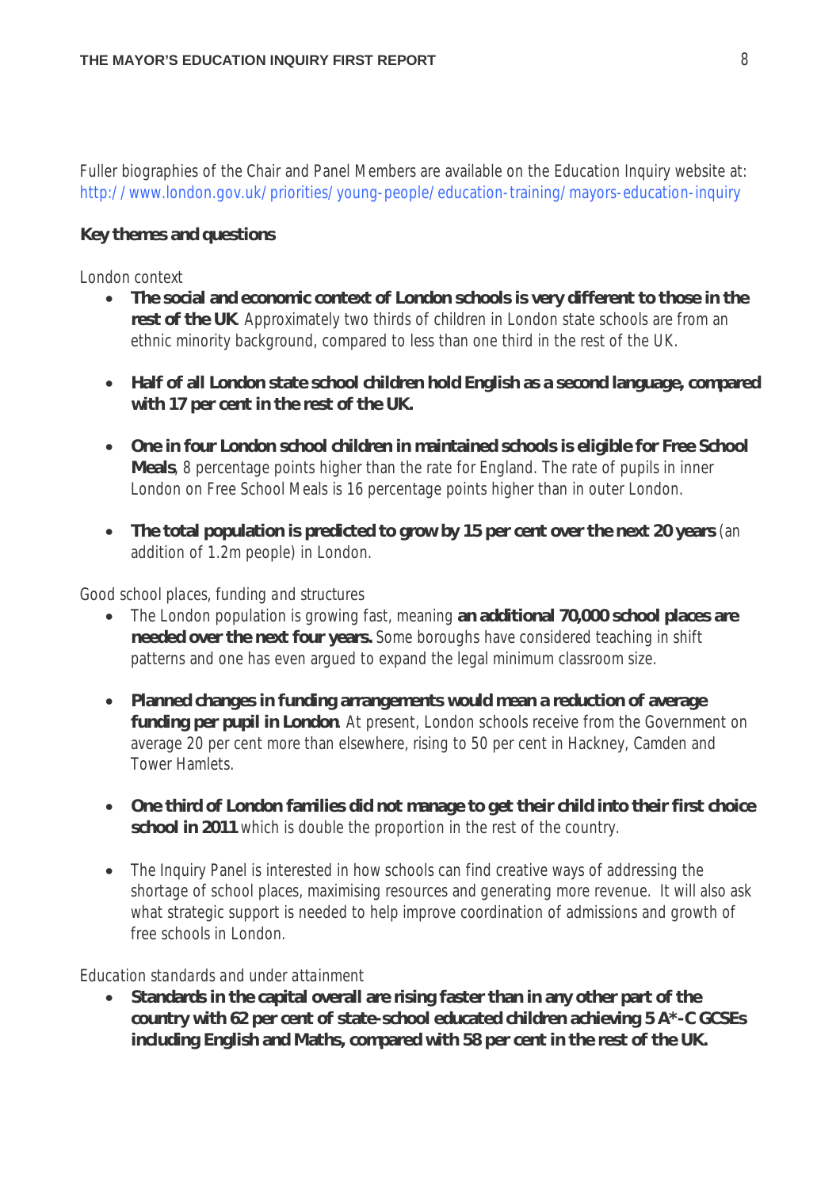Fuller biographies of the Chair and Panel Members are available on the Education Inquiry website at: http://www.london.gov.uk/priorities/young-people/education-training/mayors-education-inquiry

## Key themes and questions

*London context*

- **The social and economic context of London schools is very different to those in the rest of the UK**. Approximately two thirds of children in London state schools are from an ethnic minority background, compared to less than one third in the rest of the UK.
- **Half of all London state school children hold English as a second language, compared with 17 per cent in the rest of the UK.**
- **One in four London school children in maintained schools is eligible for Free School Meals**, 8 percentage points higher than the rate for England. The rate of pupils in inner London on Free School Meals is 16 percentage points higher than in outer London.
- **The total population is predicted to grow by 15 per cent over the next 20 years** (an addition of 1.2m people) in London.

*Good school places, funding and structures*

- The London population is growing fast, meaning **an additional 70,000 school places are needed over the next four years.** Some boroughs have considered teaching in shift patterns and one has even argued to expand the legal minimum classroom size.
- **Planned changes in funding arrangements would mean a reduction of average funding per pupil in London**. At present, London schools receive from the Government on average 20 per cent more than elsewhere, rising to 50 per cent in Hackney, Camden and Tower Hamlets.
- **One third of London families did not manage to get their child into their first choice school in 2011** which is double the proportion in the rest of the country.
- The Inquiry Panel is interested in how schools can find creative ways of addressing the shortage of school places, maximising resources and generating more revenue. It will also ask what strategic support is needed to help improve coordination of admissions and growth of free schools in London.

*Education standards and under attainment*

- **Standards in the capital overall are rising faster than in any other part of the country with 62 per cent of state-school educated children achieving 5 A*-C GCSEs including English and Maths, compared with 58 per cent in the rest of the UK.**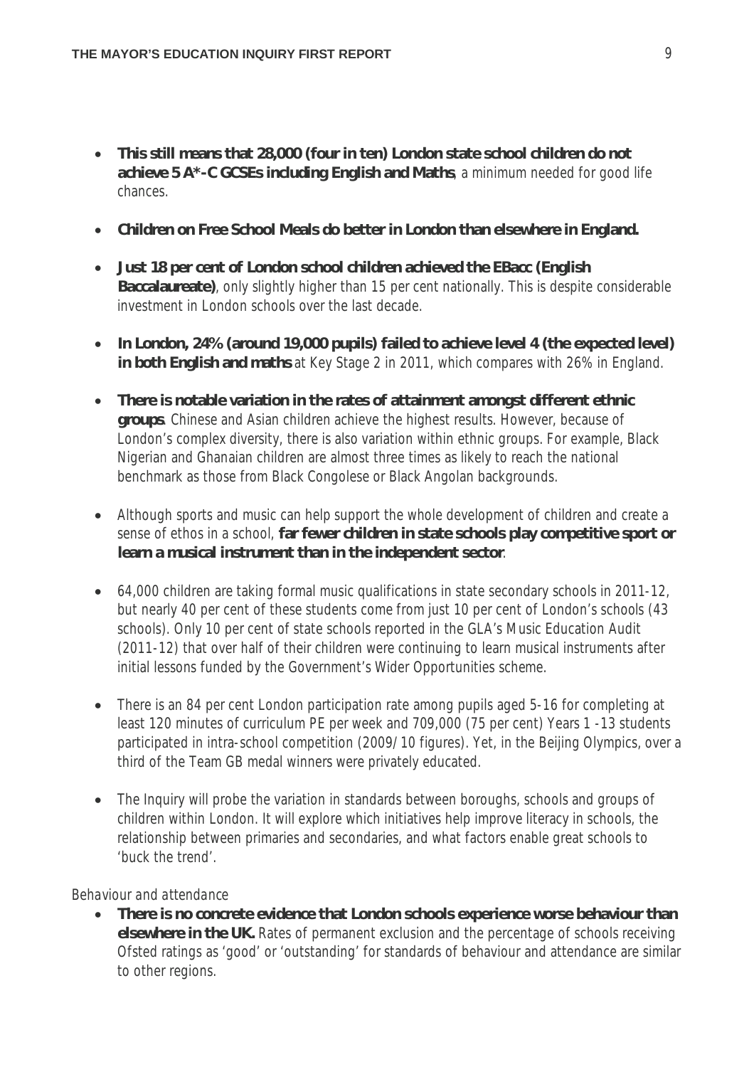- **This still means that 28,000 (four in ten) London state school children do not achieve 5 A*-C GCSEs including English and Maths**, a minimum needed for good life chances.

- **Children on Free School Meals do better in London than elsewhere in England.**

- **Just 18 per cent of London school children achieved the EBacc (English Baccalaureate)**, only slightly higher than 15 per cent nationally. This is despite considerable investment in London schools over the last decade.

- **In London, 24% (around 19,000 pupils) failed to achieve level 4 (the expected level) in both English and maths** at Key Stage 2 in 2011, which compares with 26% in England.

- **There is notable variation in the rates of attainment amongst different ethnic groups**. Chinese and Asian children achieve the highest results. However, because of London's complex diversity, there is also variation within ethnic groups. For example, Black Nigerian and Ghanaian children are almost three times as likely to reach the national benchmark as those from Black Congolese or Black Angolan backgrounds.

- Although sports and music can help support the whole development of children and create a sense of ethos in a school, **far fewer children in state schools play competitive sport or learn a musical instrument than in the independent sector**.

- 64,000 children are taking formal music qualifications in state secondary schools in 2011-12, but nearly 40 per cent of these students come from just 10 per cent of London's schools (43 schools). Only 10 per cent of state schools reported in the GLA's Music Education Audit (2011-12) that over half of their children were continuing to learn musical instruments after initial lessons funded by the Government's Wider Opportunities scheme.

- There is an 84 per cent London participation rate among pupils aged 5-16 for completing at least 120 minutes of curriculum PE per week and 709,000 (75 per cent) Years 1 -13 students participated in intra-school competition (2009/10 figures). Yet, in the Beijing Olympics, over a third of the Team GB medal winners were privately educated.

- The Inquiry will probe the variation in standards between boroughs, schools and groups of children within London. It will explore which initiatives help improve literacy in schools, the relationship between primaries and secondaries, and what factors enable great schools to 'buck the trend'.

*Behaviour and attendance*

- **There is no concrete evidence that London schools experience worse behaviour than elsewhere in the UK.** Rates of permanent exclusion and the percentage of schools receiving Ofsted ratings as 'good' or 'outstanding' for standards of behaviour and attendance are similar to other regions.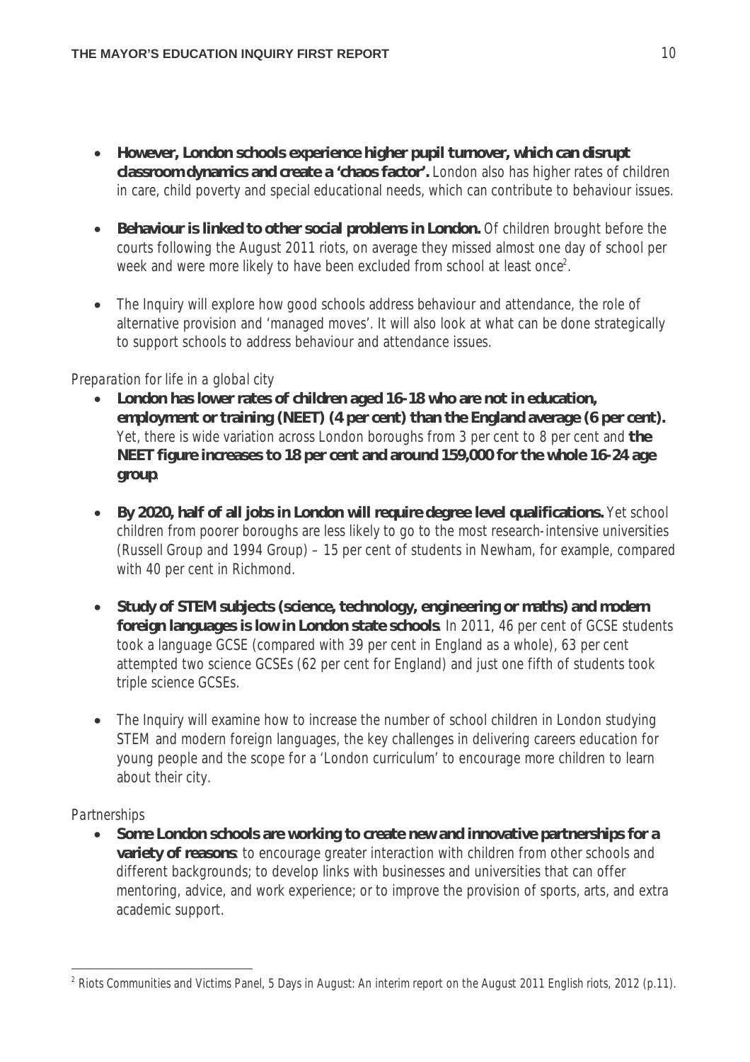- **However, London schools experience higher pupil turnover, which can disrupt classroom dynamics and create a 'chaos factor'.** London also has higher rates of children in care, child poverty and special educational needs, which can contribute to behaviour issues.

- **Behaviour is linked to other social problems in London.** Of children brought before the courts following the August 2011 riots, on average they missed almost one day of school per week and were more likely to have been excluded from school at least once[2].

- The Inquiry will explore how good schools address behaviour and attendance, the role of alternative provision and 'managed moves'. It will also look at what can be done strategically to support schools to address behaviour and attendance issues.

*Preparation for life in a global city*

- **London has lower rates of children aged 16-18 who are not in education, employment or training (NEET) (4 per cent) than the England average (6 per cent).** Yet, there is wide variation across London boroughs from 3 per cent to 8 per cent and **the NEET figure increases to 18 per cent and around 159,000 for the whole 16-24 age group**.

- **By 2020, half of all jobs in London will require degree level qualifications.** Yet school children from poorer boroughs are less likely to go to the most research-intensive universities (Russell Group and 1994 Group) – 15 per cent of students in Newham, for example, compared with 40 per cent in Richmond.

- **Study of STEM subjects (science, technology, engineering or maths) and modern foreign languages is low in London state schools**. In 2011, 46 per cent of GCSE students took a language GCSE (compared with 39 per cent in England as a whole), 63 per cent attempted two science GCSEs (62 per cent for England) and just one fifth of students took triple science GCSEs.

- The Inquiry will examine how to increase the number of school children in London studying STEM and modern foreign languages, the key challenges in delivering careers education for young people and the scope for a 'London curriculum' to encourage more children to learn about their city.

*Partnerships*

- **Some London schools are working to create new and innovative partnerships for a variety of reasons**: to encourage greater interaction with children from other schools and different backgrounds; to develop links with businesses and universities that can offer mentoring, advice, and work experience; or to improve the provision of sports, arts, and extra academic support.

---

[2] Riots Communities and Victims Panel, 5 Days in August: An interim report on the August 2011 English riots, 2012 (p.11).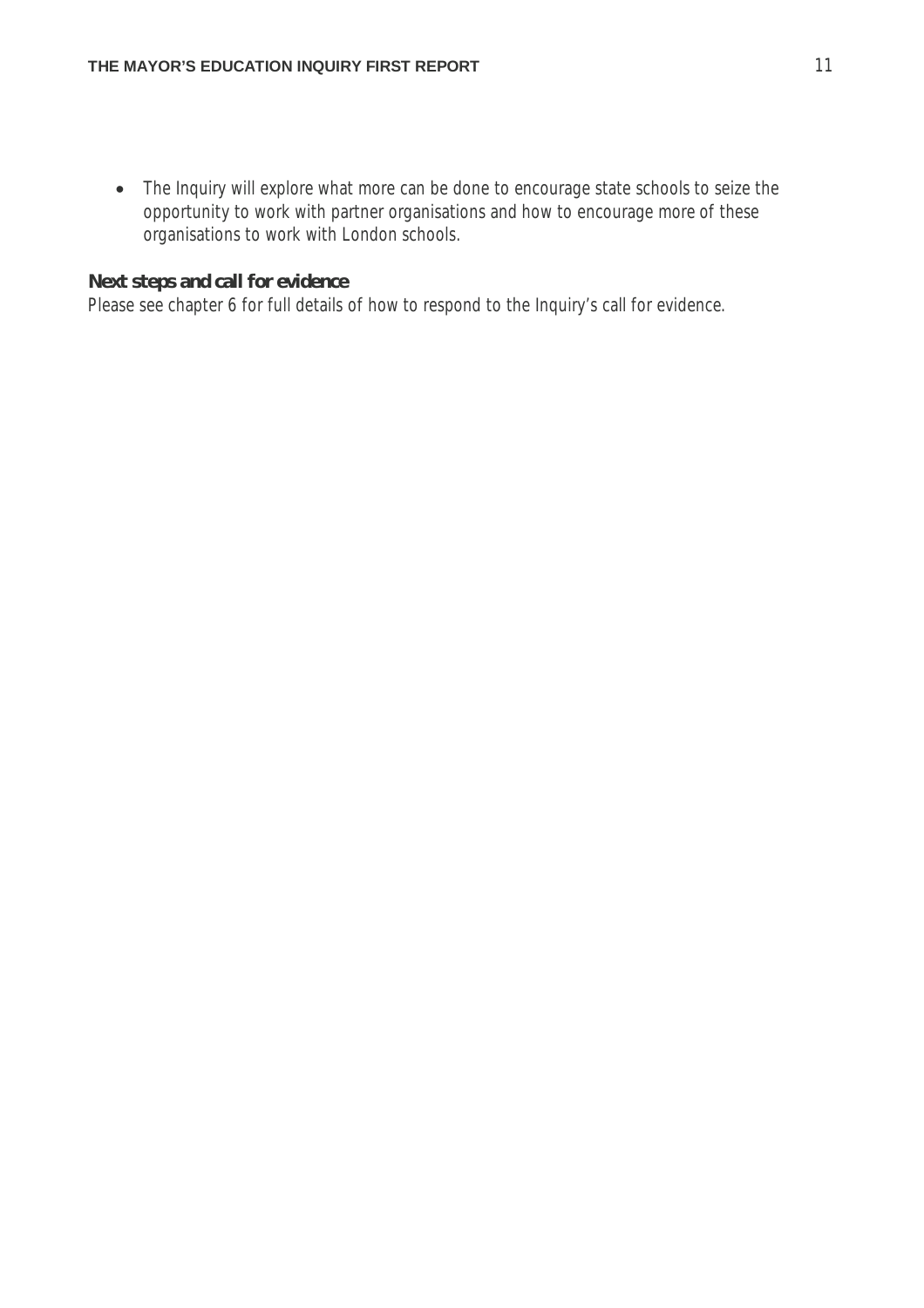- The Inquiry will explore what more can be done to encourage state schools to seize the opportunity to work with partner organisations and how to encourage more of these organisations to work with London schools.

### Next steps and call for evidence

Please see chapter 6 for full details of how to respond to the Inquiry's call for evidence.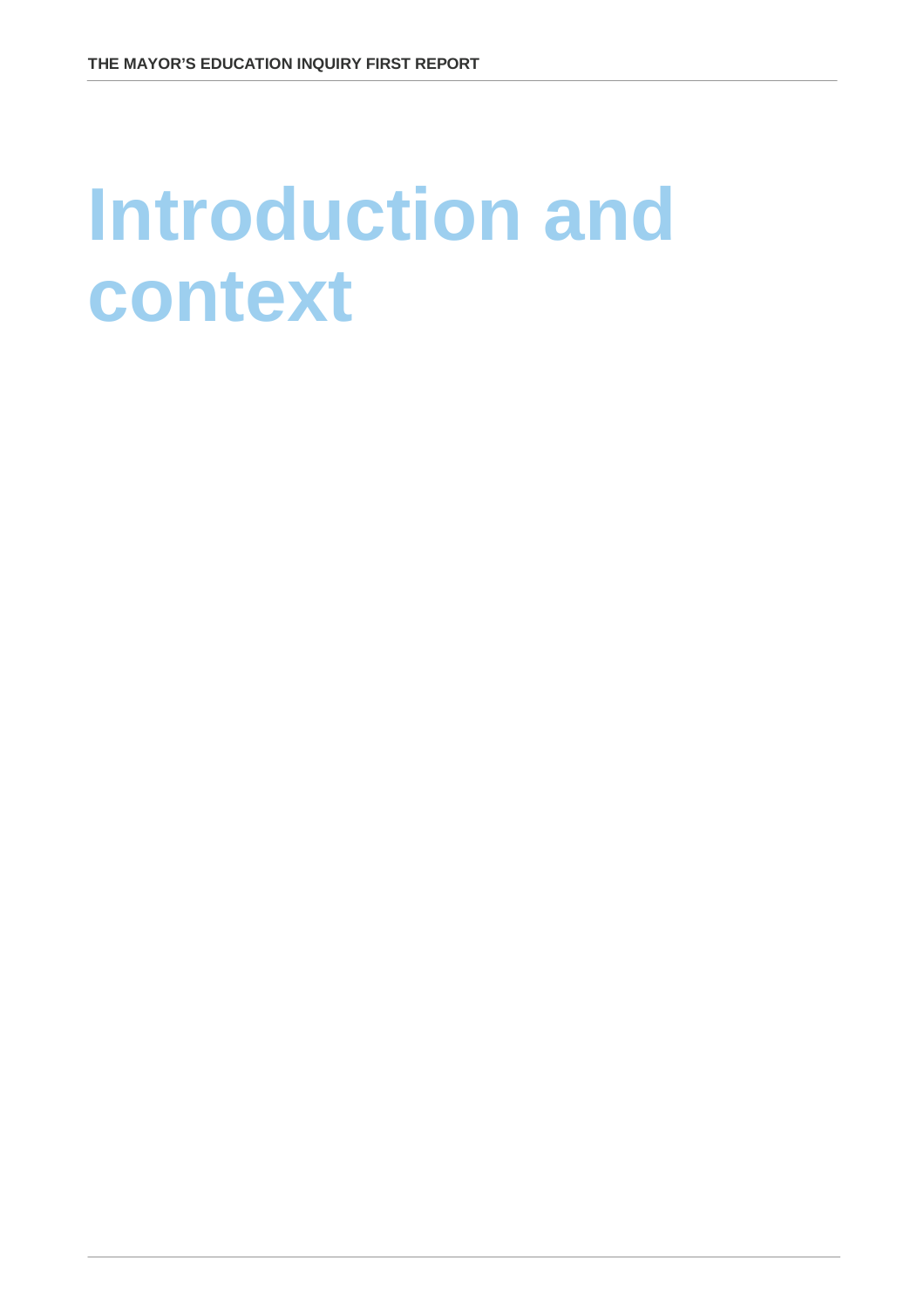# Introduction and context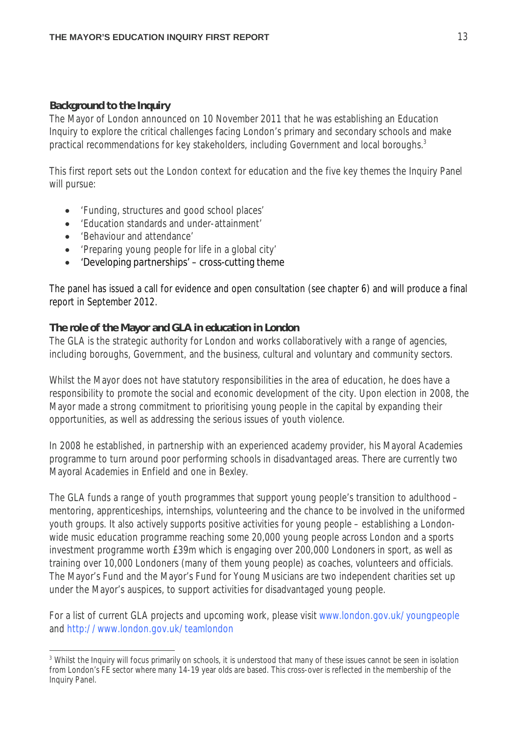## Background to the Inquiry

The Mayor of London announced on 10 November 2011 that he was establishing an Education Inquiry to explore the critical challenges facing London's primary and secondary schools and make practical recommendations for key stakeholders, including Government and local boroughs.[3]

This first report sets out the London context for education and the five key themes the Inquiry Panel will pursue:

- 'Funding, structures and good school places'
- 'Education standards and under-attainment'
- 'Behaviour and attendance'
- 'Preparing young people for life in a global city'
- 'Developing partnerships' – cross-cutting theme

The panel has issued a call for evidence and open consultation (see chapter 6) and will produce a final report in September 2012.

## The role of the Mayor and GLA in education in London

The GLA is the strategic authority for London and works collaboratively with a range of agencies, including boroughs, Government, and the business, cultural and voluntary and community sectors.

Whilst the Mayor does not have statutory responsibilities in the area of education, he does have a responsibility to promote the social and economic development of the city. Upon election in 2008, the Mayor made a strong commitment to prioritising young people in the capital by expanding their opportunities, as well as addressing the serious issues of youth violence.

In 2008 he established, in partnership with an experienced academy provider, his Mayoral Academies programme to turn around poor performing schools in disadvantaged areas. There are currently two Mayoral Academies in Enfield and one in Bexley.

The GLA funds a range of youth programmes that support young people's transition to adulthood – mentoring, apprenticeships, internships, volunteering and the chance to be involved in the uniformed youth groups. It also actively supports positive activities for young people – establishing a London-wide music education programme reaching some 20,000 young people across London and a sports investment programme worth £39m which is engaging over 200,000 Londoners in sport, as well as training over 10,000 Londoners (many of them young people) as coaches, volunteers and officials. The Mayor's Fund and the Mayor's Fund for Young Musicians are two independent charities set up under the Mayor's auspices, to support activities for disadvantaged young people.

For a list of current GLA projects and upcoming work, please visit www.london.gov.uk/youngpeople and http://www.london.gov.uk/teamlondon

---

[3] Whilst the Inquiry will focus primarily on schools, it is understood that many of these issues cannot be seen in isolation from London's FE sector where many 14-19 year olds are based. This cross-over is reflected in the membership of the Inquiry Panel.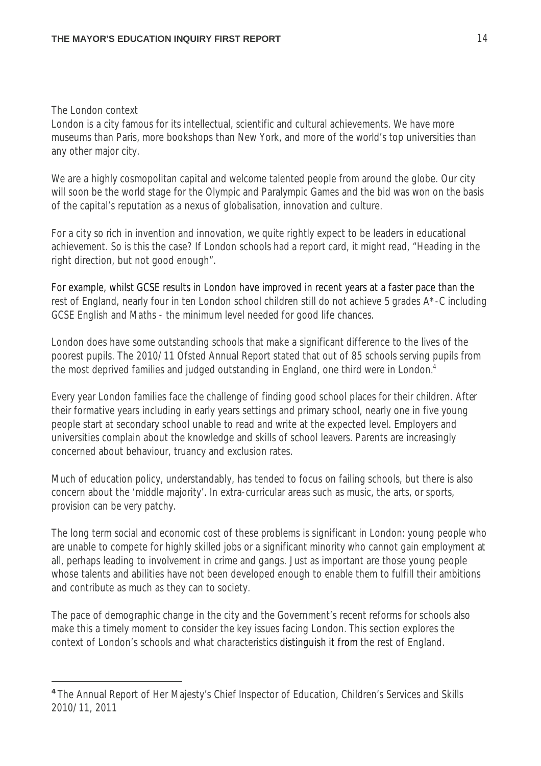## The London context

London is a city famous for its intellectual, scientific and cultural achievements. We have more museums than Paris, more bookshops than New York, and more of the world's top universities than any other major city.

We are a highly cosmopolitan capital and welcome talented people from around the globe. Our city will soon be the world stage for the Olympic and Paralympic Games and the bid was won on the basis of the capital's reputation as a nexus of globalisation, innovation and culture.

For a city so rich in invention and innovation, we quite rightly expect to be leaders in educational achievement. So is this the case? If London schools had a report card, it might read, "Heading in the right direction, but not good enough".

For example, whilst GCSE results in London have improved in recent years at a faster pace than the rest of England, nearly four in ten London school children still do not achieve 5 grades A*-C including GCSE English and Maths - the minimum level needed for good life chances.

London does have some outstanding schools that make a significant difference to the lives of the poorest pupils. The 2010/11 Ofsted Annual Report stated that out of 85 schools serving pupils from the most deprived families and judged outstanding in England, one third were in London.[4]

Every year London families face the challenge of finding good school places for their children. After their formative years including in early years settings and primary school, nearly one in five young people start at secondary school unable to read and write at the expected level. Employers and universities complain about the knowledge and skills of school leavers. Parents are increasingly concerned about behaviour, truancy and exclusion rates.

Much of education policy, understandably, has tended to focus on failing schools, but there is also concern about the 'middle majority'. In extra-curricular areas such as music, the arts, or sports, provision can be very patchy.

The long term social and economic cost of these problems is significant in London: young people who are unable to compete for highly skilled jobs or a significant minority who cannot gain employment at all, perhaps leading to involvement in crime and gangs. Just as important are those young people whose talents and abilities have not been developed enough to enable them to fulfill their ambitions and contribute as much as they can to society.

The pace of demographic change in the city and the Government's recent reforms for schools also make this a timely moment to consider the key issues facing London. This section explores the context of London's schools and what characteristics distinguish it from the rest of England.

---

[4] The Annual Report of Her Majesty's Chief Inspector of Education, Children's Services and Skills 2010/11, 2011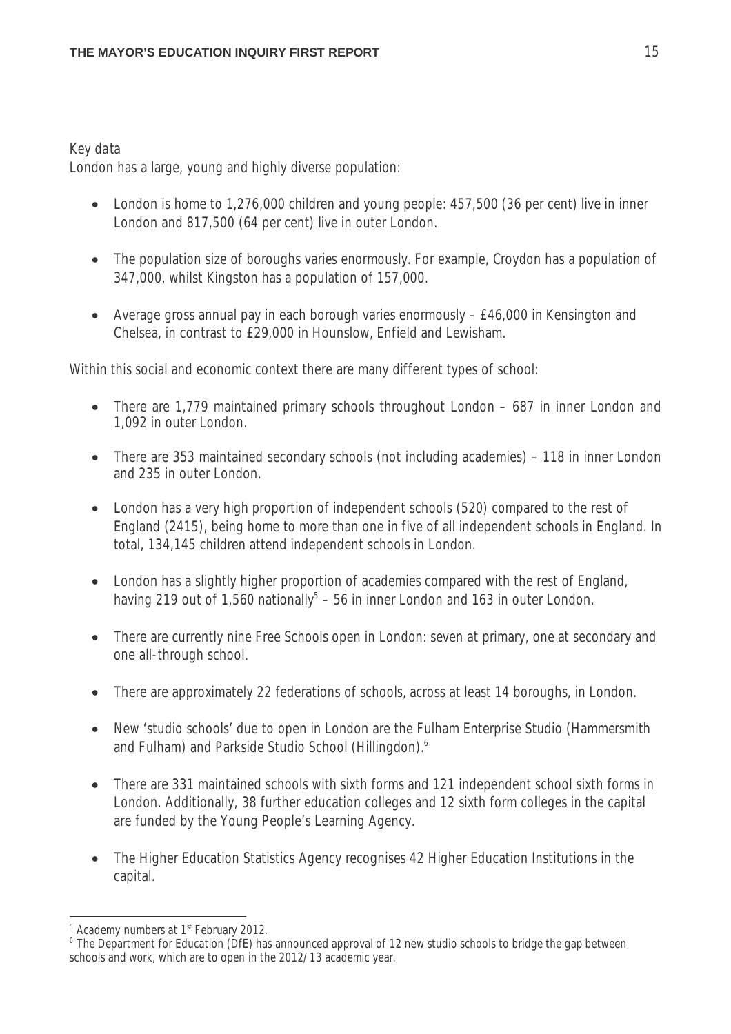Key data

London has a large, young and highly diverse population:

- London is home to 1,276,000 children and young people: 457,500 (36 per cent) live in inner London and 817,500 (64 per cent) live in outer London.
- The population size of boroughs varies enormously. For example, Croydon has a population of 347,000, whilst Kingston has a population of 157,000.
- Average gross annual pay in each borough varies enormously – £46,000 in Kensington and Chelsea, in contrast to £29,000 in Hounslow, Enfield and Lewisham.

Within this social and economic context there are many different types of school:

- There are 1,779 maintained primary schools throughout London – 687 in inner London and 1,092 in outer London.
- There are 353 maintained secondary schools (not including academies) – 118 in inner London and 235 in outer London.
- London has a very high proportion of independent schools (520) compared to the rest of England (2415), being home to more than one in five of all independent schools in England. In total, 134,145 children attend independent schools in London.
- London has a slightly higher proportion of academies compared with the rest of England, having 219 out of 1,560 nationally[5] – 56 in inner London and 163 in outer London.
- There are currently nine Free Schools open in London: seven at primary, one at secondary and one all-through school.
- There are approximately 22 federations of schools, across at least 14 boroughs, in London.
- New 'studio schools' due to open in London are the Fulham Enterprise Studio (Hammersmith and Fulham) and Parkside Studio School (Hillingdon).[6]
- There are 331 maintained schools with sixth forms and 121 independent school sixth forms in London. Additionally, 38 further education colleges and 12 sixth form colleges in the capital are funded by the Young People's Learning Agency.
- The Higher Education Statistics Agency recognises 42 Higher Education Institutions in the capital.

[5] Academy numbers at 1st February 2012.

[6] The Department for Education (DfE) has announced approval of 12 new studio schools to bridge the gap between schools and work, which are to open in the 2012/13 academic year.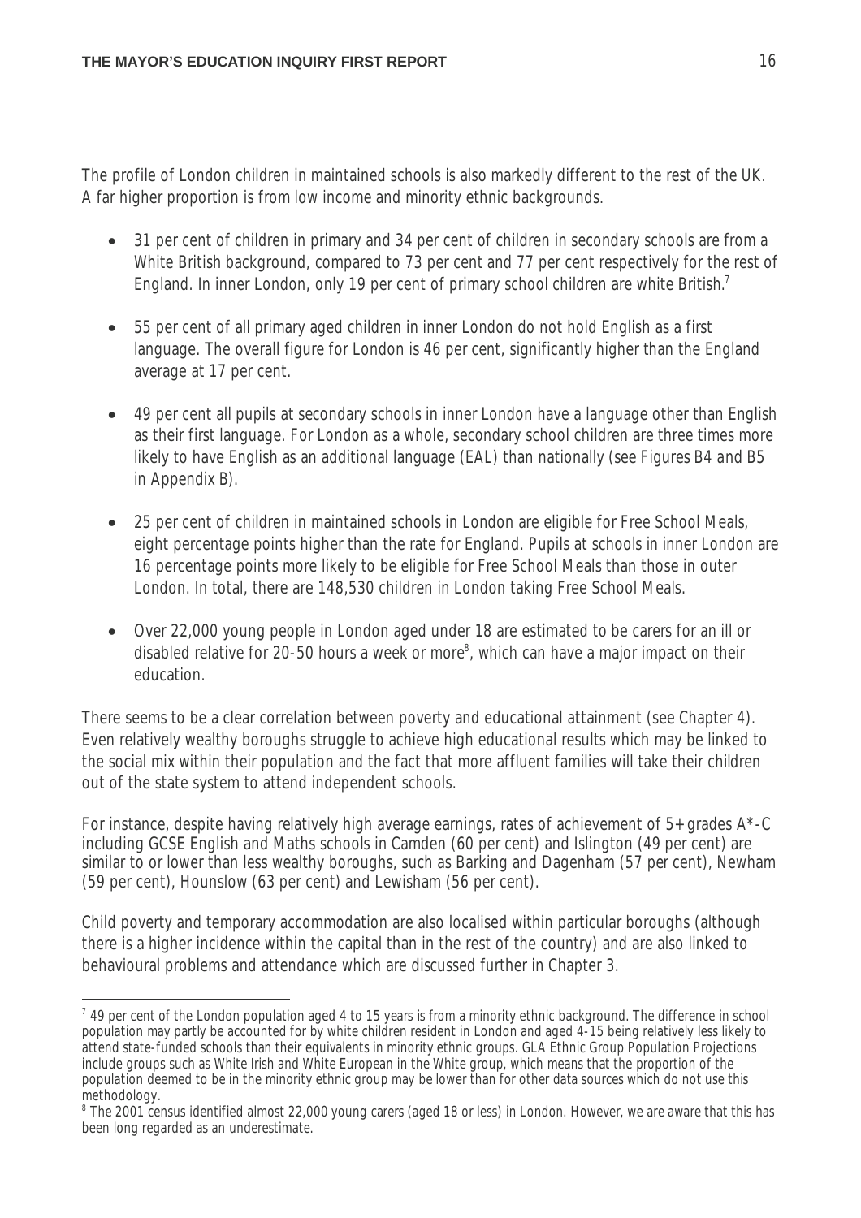The profile of London children in maintained schools is also markedly different to the rest of the UK. A far higher proportion is from low income and minority ethnic backgrounds.

- 31 per cent of children in primary and 34 per cent of children in secondary schools are from a White British background, compared to 73 per cent and 77 per cent respectively for the rest of England. In inner London, only 19 per cent of primary school children are white British.[7]

- 55 per cent of all primary aged children in inner London do not hold English as a first language. The overall figure for London is 46 per cent, significantly higher than the England average at 17 per cent.

- 49 per cent all pupils at secondary schools in inner London have a language other than English as their first language. For London as a whole, secondary school children are three times more likely to have English as an additional language (EAL) than nationally (see Figures B4 and B5 in Appendix B).

- 25 per cent of children in maintained schools in London are eligible for Free School Meals, eight percentage points higher than the rate for England. Pupils at schools in inner London are 16 percentage points more likely to be eligible for Free School Meals than those in outer London. In total, there are 148,530 children in London taking Free School Meals.

- Over 22,000 young people in London aged under 18 are estimated to be carers for an ill or disabled relative for 20-50 hours a week or more[8], which can have a major impact on their education.

There seems to be a clear correlation between poverty and educational attainment (see Chapter 4). Even relatively wealthy boroughs struggle to achieve high educational results which may be linked to the social mix within their population and the fact that more affluent families will take their children out of the state system to attend independent schools.

For instance, despite having relatively high average earnings, rates of achievement of 5+ grades A*-C including GCSE English and Maths schools in Camden (60 per cent) and Islington (49 per cent) are similar to or lower than less wealthy boroughs, such as Barking and Dagenham (57 per cent), Newham (59 per cent), Hounslow (63 per cent) and Lewisham (56 per cent).

Child poverty and temporary accommodation are also localised within particular boroughs (although there is a higher incidence within the capital than in the rest of the country) and are also linked to behavioural problems and attendance which are discussed further in Chapter 3.

---

[7] 49 per cent of the London population aged 4 to 15 years is from a minority ethnic background. The difference in school population may partly be accounted for by white children resident in London and aged 4-15 being relatively less likely to attend state-funded schools than their equivalents in minority ethnic groups. GLA Ethnic Group Population Projections include groups such as White Irish and White European in the White group, which means that the proportion of the population deemed to be in the minority ethnic group may be lower than for other data sources which do not use this methodology.

[8] The 2001 census identified almost 22,000 young carers (aged 18 or less) in London. However, we are aware that this has been long regarded as an underestimate.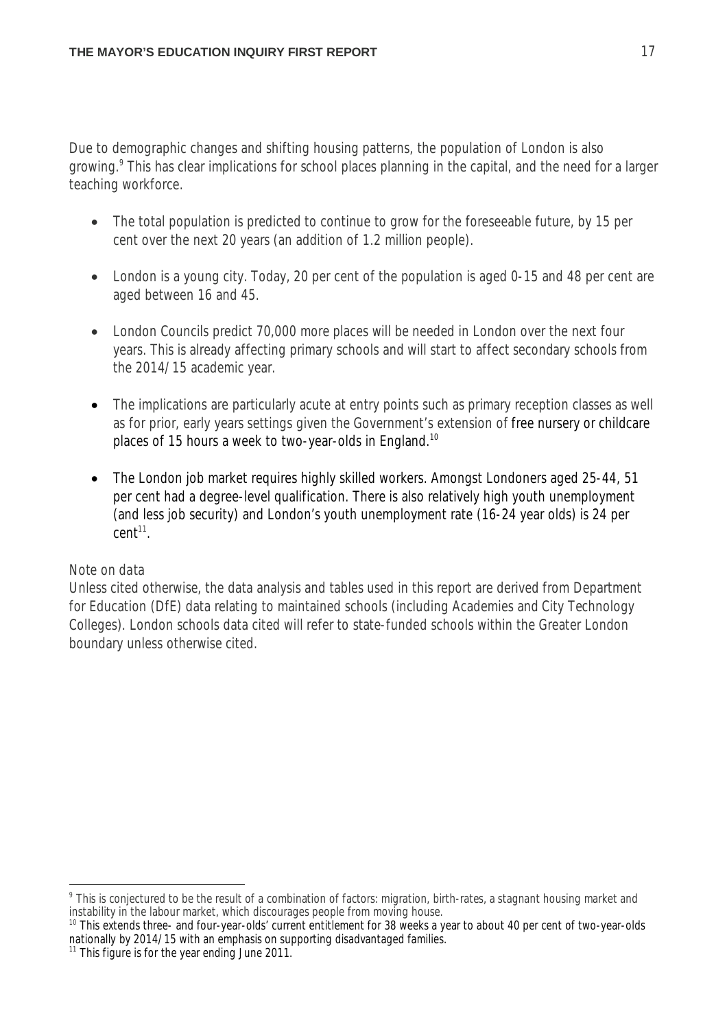Due to demographic changes and shifting housing patterns, the population of London is also growing.[9] This has clear implications for school places planning in the capital, and the need for a larger teaching workforce.

- The total population is predicted to continue to grow for the foreseeable future, by 15 per cent over the next 20 years (an addition of 1.2 million people).
- London is a young city. Today, 20 per cent of the population is aged 0-15 and 48 per cent are aged between 16 and 45.
- London Councils predict 70,000 more places will be needed in London over the next four years. This is already affecting primary schools and will start to affect secondary schools from the 2014/15 academic year.
- The implications are particularly acute at entry points such as primary reception classes as well as for prior, early years settings given the Government's extension of free nursery or childcare places of 15 hours a week to two-year-olds in England.[10]
- The London job market requires highly skilled workers. Amongst Londoners aged 25-44, 51 per cent had a degree-level qualification. There is also relatively high youth unemployment (and less job security) and London's youth unemployment rate (16-24 year olds) is 24 per cent[11].

*Note on data*

Unless cited otherwise, the data analysis and tables used in this report are derived from Department for Education (DfE) data relating to maintained schools (including Academies and City Technology Colleges). London schools data cited will refer to state-funded schools within the Greater London boundary unless otherwise cited.

---

[9] This is conjectured to be the result of a combination of factors: migration, birth-rates, a stagnant housing market and instability in the labour market, which discourages people from moving house.

[10] This extends three- and four-year-olds' current entitlement for 38 weeks a year to about 40 per cent of two-year-olds nationally by 2014/15 with an emphasis on supporting disadvantaged families.

[11] This figure is for the year ending June 2011.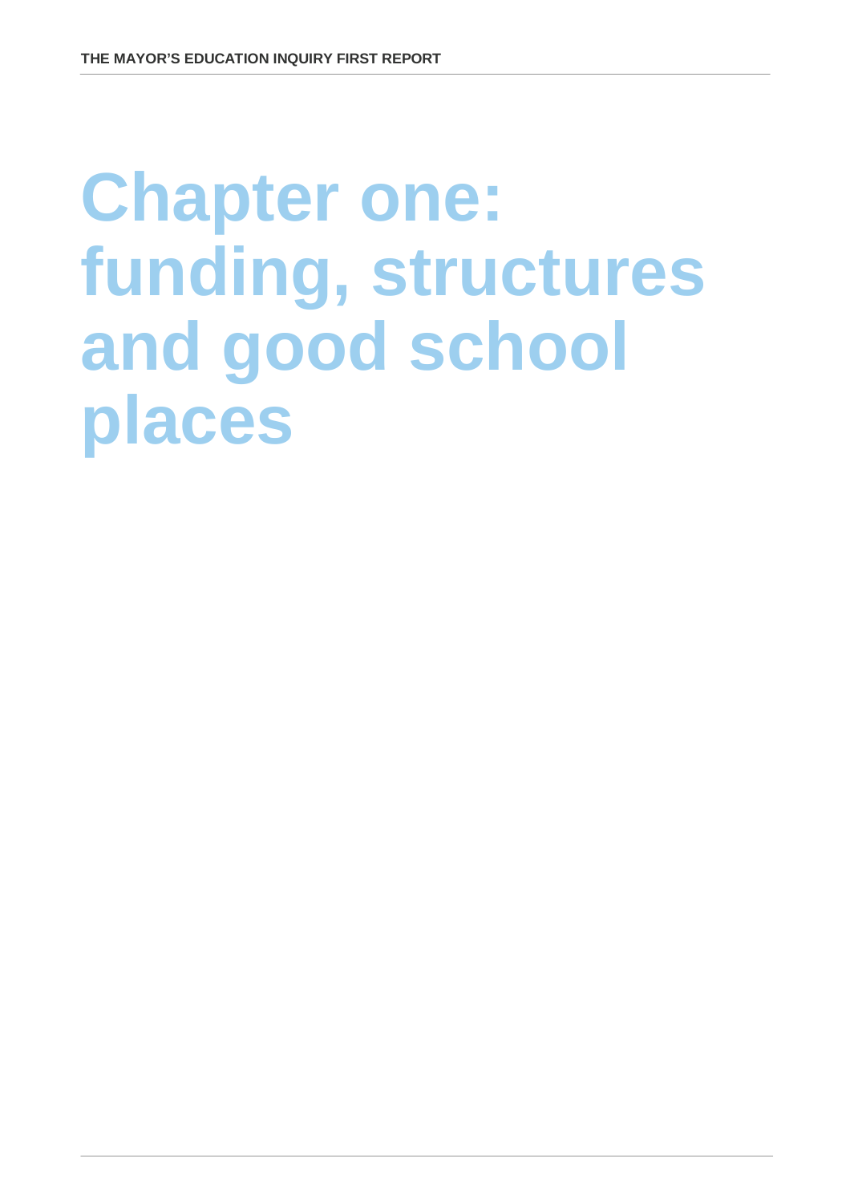# Chapter one: funding, structures and good school places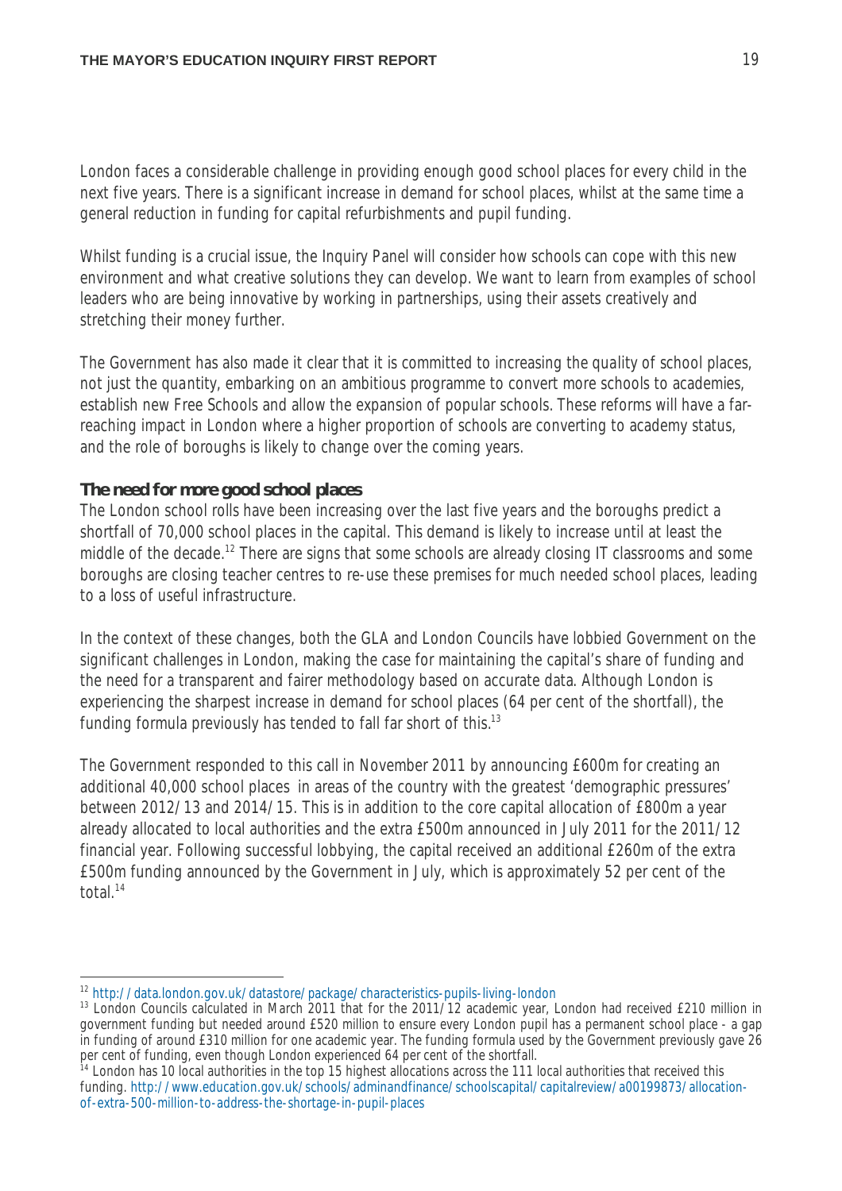London faces a considerable challenge in providing enough good school places for every child in the next five years. There is a significant increase in demand for school places, whilst at the same time a general reduction in funding for capital refurbishments and pupil funding.

Whilst funding is a crucial issue, the Inquiry Panel will consider how schools can cope with this new environment and what creative solutions they can develop. We want to learn from examples of school leaders who are being innovative by working in partnerships, using their assets creatively and stretching their money further.

The Government has also made it clear that it is committed to increasing the *quality* of school places, not just the *quantity*, embarking on an ambitious programme to convert more schools to academies, establish new Free Schools and allow the expansion of popular schools. These reforms will have a far-reaching impact in London where a higher proportion of schools are converting to academy status, and the role of boroughs is likely to change over the coming years.

**The need for more good school places**

The London school rolls have been increasing over the last five years and the boroughs predict a shortfall of 70,000 school places in the capital. This demand is likely to increase until at least the middle of the decade.[12] There are signs that some schools are already closing IT classrooms and some boroughs are closing teacher centres to re-use these premises for much needed school places, leading to a loss of useful infrastructure.

In the context of these changes, both the GLA and London Councils have lobbied Government on the significant challenges in London, making the case for maintaining the capital's share of funding and the need for a transparent and fairer methodology based on accurate data. Although London is experiencing the sharpest increase in demand for school places (64 per cent of the shortfall), the funding formula previously has tended to fall far short of this.[13]

The Government responded to this call in November 2011 by announcing £600m for creating an additional 40,000 school places in areas of the country with the greatest 'demographic pressures' between 2012/13 and 2014/15. This is in addition to the core capital allocation of £800m a year already allocated to local authorities and the extra £500m announced in July 2011 for the 2011/12 financial year. Following successful lobbying, the capital received an additional £260m of the extra £500m funding announced by the Government in July, which is approximately 52 per cent of the total.[14]

---

[12] http://data.london.gov.uk/datastore/package/characteristics-pupils-living-london

[13] London Councils calculated in March 2011 that for the 2011/12 academic year, London had received £210 million in government funding but needed around £520 million to ensure every London pupil has a permanent school place - a gap in funding of around £310 million for one academic year. The funding formula used by the Government previously gave 26 per cent of funding, even though London experienced 64 per cent of the shortfall.

[14] London has 10 local authorities in the top 15 highest allocations across the 111 local authorities that received this funding. http://www.education.gov.uk/schools/adminandfinance/schoolscapital/capitalreview/a00199873/allocation-of-extra-500-million-to-address-the-shortage-in-pupil-places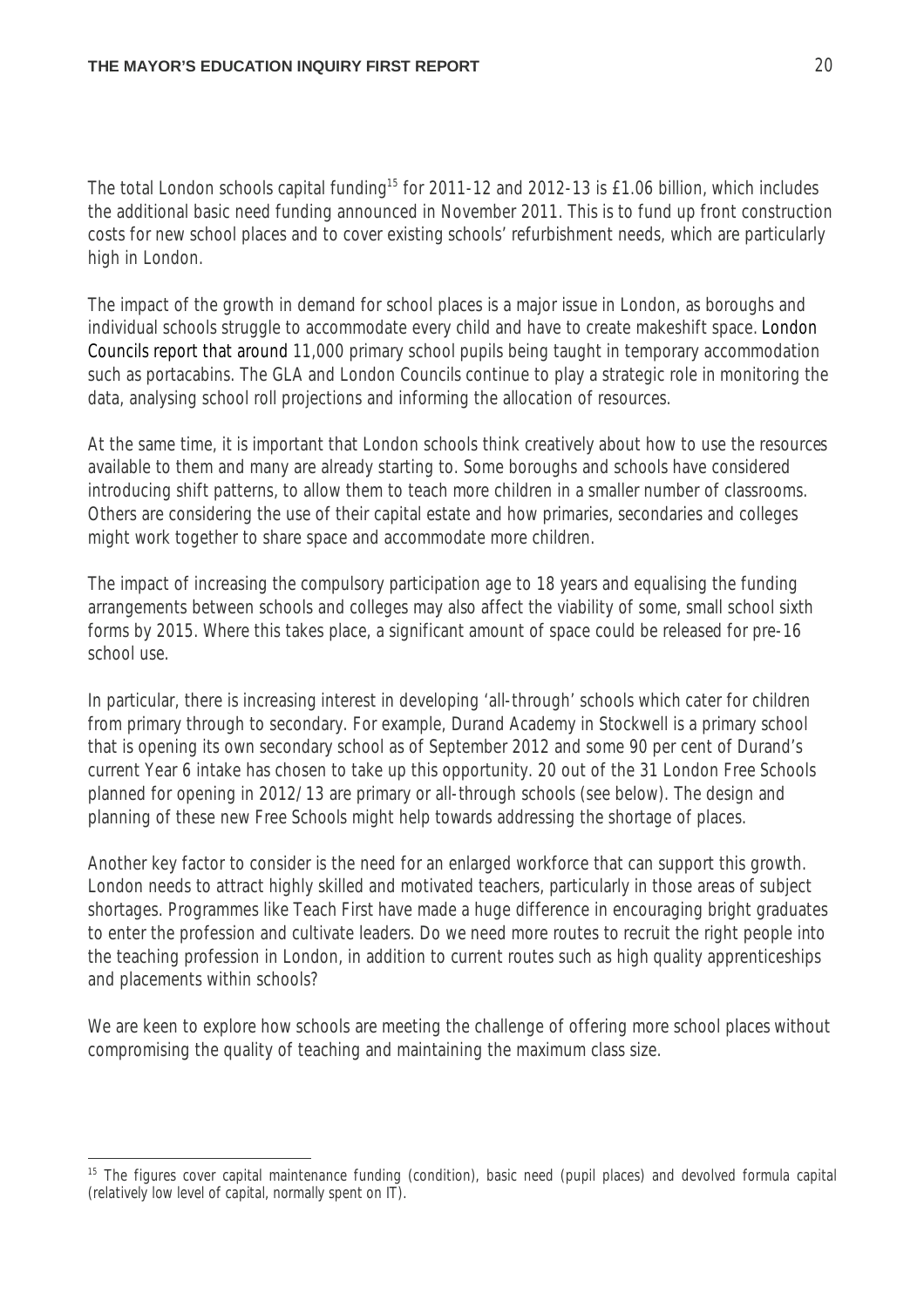The total London schools capital funding[15] for 2011-12 and 2012-13 is £1.06 billion, which includes the additional basic need funding announced in November 2011. This is to fund up front construction costs for new school places and to cover existing schools' refurbishment needs, which are particularly high in London.

The impact of the growth in demand for school places is a major issue in London, as boroughs and individual schools struggle to accommodate every child and have to create makeshift space. London Councils report that around 11,000 primary school pupils being taught in temporary accommodation such as portacabins. The GLA and London Councils continue to play a strategic role in monitoring the data, analysing school roll projections and informing the allocation of resources.

At the same time, it is important that London schools think creatively about how to use the resources available to them and many are already starting to. Some boroughs and schools have considered introducing shift patterns, to allow them to teach more children in a smaller number of classrooms. Others are considering the use of their capital estate and how primaries, secondaries and colleges might work together to share space and accommodate more children.

The impact of increasing the compulsory participation age to 18 years and equalising the funding arrangements between schools and colleges may also affect the viability of some, small school sixth forms by 2015. Where this takes place, a significant amount of space could be released for pre-16 school use.

In particular, there is increasing interest in developing 'all-through' schools which cater for children from primary through to secondary. For example, Durand Academy in Stockwell is a primary school that is opening its own secondary school as of September 2012 and some 90 per cent of Durand's current Year 6 intake has chosen to take up this opportunity. 20 out of the 31 London Free Schools planned for opening in 2012/13 are primary or all-through schools (see below). The design and planning of these new Free Schools might help towards addressing the shortage of places.

Another key factor to consider is the need for an enlarged workforce that can support this growth. London needs to attract highly skilled and motivated teachers, particularly in those areas of subject shortages. Programmes like Teach First have made a huge difference in encouraging bright graduates to enter the profession and cultivate leaders. Do we need more routes to recruit the right people into the teaching profession in London, in addition to current routes such as high quality apprenticeships and placements within schools?

We are keen to explore how schools are meeting the challenge of offering more school places without compromising the quality of teaching and maintaining the maximum class size.

---

[15] The figures cover capital maintenance funding (condition), basic need (pupil places) and devolved formula capital (relatively low level of capital, normally spent on IT).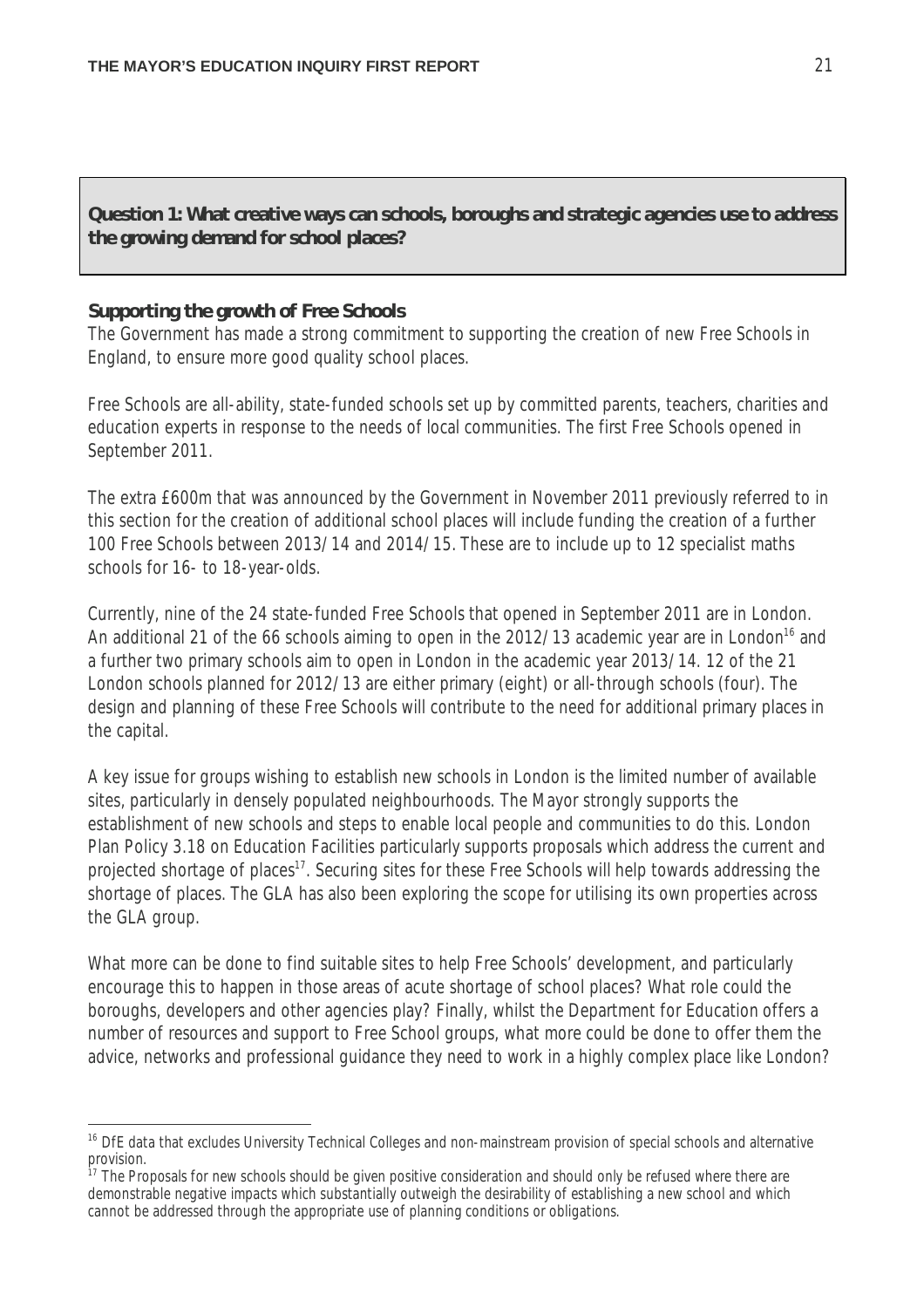**Question 1: What creative ways can schools, boroughs and strategic agencies use to address the growing demand for school places?**

**Supporting the growth of Free Schools**

The Government has made a strong commitment to supporting the creation of new Free Schools in England, to ensure more good quality school places.

Free Schools are all-ability, state-funded schools set up by committed parents, teachers, charities and education experts in response to the needs of local communities. The first Free Schools opened in September 2011.

The extra £600m that was announced by the Government in November 2011 previously referred to in this section for the creation of additional school places will include funding the creation of a further 100 Free Schools between 2013/14 and 2014/15. These are to include up to 12 specialist maths schools for 16- to 18-year-olds.

Currently, nine of the 24 state-funded Free Schools that opened in September 2011 are in London. An additional 21 of the 66 schools aiming to open in the 2012/13 academic year are in London[16] and a further two primary schools aim to open in London in the academic year 2013/14. 12 of the 21 London schools planned for 2012/13 are either primary (eight) or all-through schools (four). The design and planning of these Free Schools will contribute to the need for additional primary places in the capital.

A key issue for groups wishing to establish new schools in London is the limited number of available sites, particularly in densely populated neighbourhoods. The Mayor strongly supports the establishment of new schools and steps to enable local people and communities to do this. London Plan Policy 3.18 on Education Facilities particularly supports proposals which address the current and projected shortage of places[17]. Securing sites for these Free Schools will help towards addressing the shortage of places. The GLA has also been exploring the scope for utilising its own properties across the GLA group.

What more can be done to find suitable sites to help Free Schools' development, and particularly encourage this to happen in those areas of acute shortage of school places? What role could the boroughs, developers and other agencies play? Finally, whilst the Department for Education offers a number of resources and support to Free School groups, what more could be done to offer them the advice, networks and professional guidance they need to work in a highly complex place like London?

---

[16] DfE data that excludes University Technical Colleges and non-mainstream provision of special schools and alternative provision.

[17] The Proposals for new schools should be given positive consideration and should only be refused where there are demonstrable negative impacts which substantially outweigh the desirability of establishing a new school and which cannot be addressed through the appropriate use of planning conditions or obligations.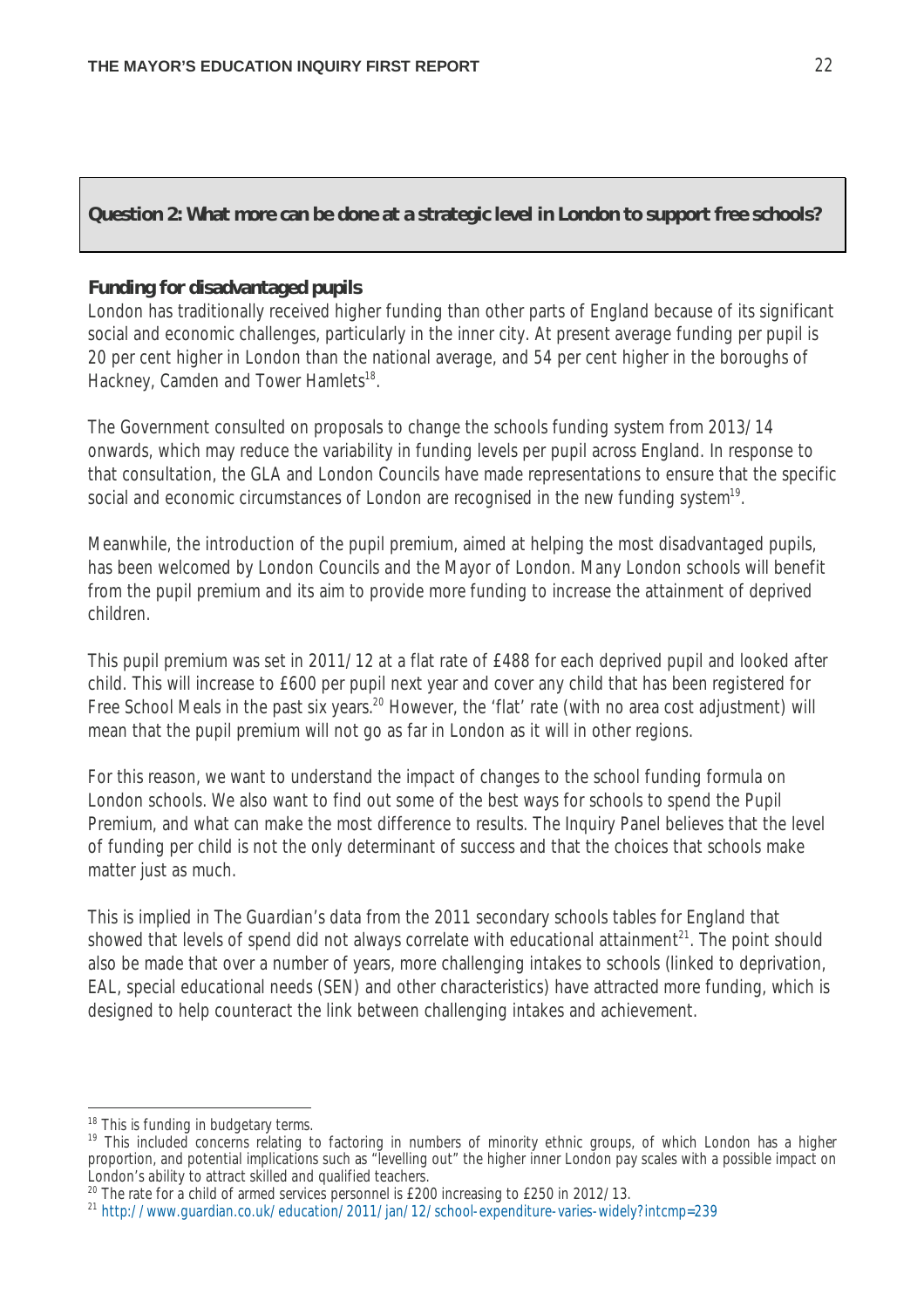**Question 2: What more can be done at a strategic level in London to support free schools?**

**Funding for disadvantaged pupils**

London has traditionally received higher funding than other parts of England because of its significant social and economic challenges, particularly in the inner city. At present average funding per pupil is 20 per cent higher in London than the national average, and 54 per cent higher in the boroughs of Hackney, Camden and Tower Hamlets[18].

The Government consulted on proposals to change the schools funding system from 2013/14 onwards, which may reduce the variability in funding levels per pupil across England. In response to that consultation, the GLA and London Councils have made representations to ensure that the specific social and economic circumstances of London are recognised in the new funding system[19].

Meanwhile, the introduction of the pupil premium, aimed at helping the most disadvantaged pupils, has been welcomed by London Councils and the Mayor of London. Many London schools will benefit from the pupil premium and its aim to provide more funding to increase the attainment of deprived children.

This pupil premium was set in 2011/12 at a flat rate of £488 for each deprived pupil and looked after child. This will increase to £600 per pupil next year and cover any child that has been registered for Free School Meals in the past six years.[20] However, the 'flat' rate (with no area cost adjustment) will mean that the pupil premium will not go as far in London as it will in other regions.

For this reason, we want to understand the impact of changes to the school funding formula on London schools. We also want to find out some of the best ways for schools to spend the Pupil Premium, and what can make the most difference to results. The Inquiry Panel believes that the level of funding per child is not the only determinant of success and that the choices that schools make matter just as much.

This is implied in *The Guardian's* data from the 2011 secondary schools tables for England that showed that levels of spend did not always correlate with educational attainment[21]. The point should also be made that over a number of years, more challenging intakes to schools (linked to deprivation, EAL, special educational needs (SEN) and other characteristics) have attracted more funding, which is designed to help counteract the link between challenging intakes and achievement.

---

[18] This is funding in budgetary terms.

[19] This included concerns relating to factoring in numbers of minority ethnic groups, of which London has a higher proportion, and potential implications such as "levelling out" the higher inner London pay scales with a possible impact on London's ability to attract skilled and qualified teachers.

[20] The rate for a child of armed services personnel is £200 increasing to £250 in 2012/13.

[21] http://www.guardian.co.uk/education/2011/jan/12/school-expenditure-varies-widely?intcmp=239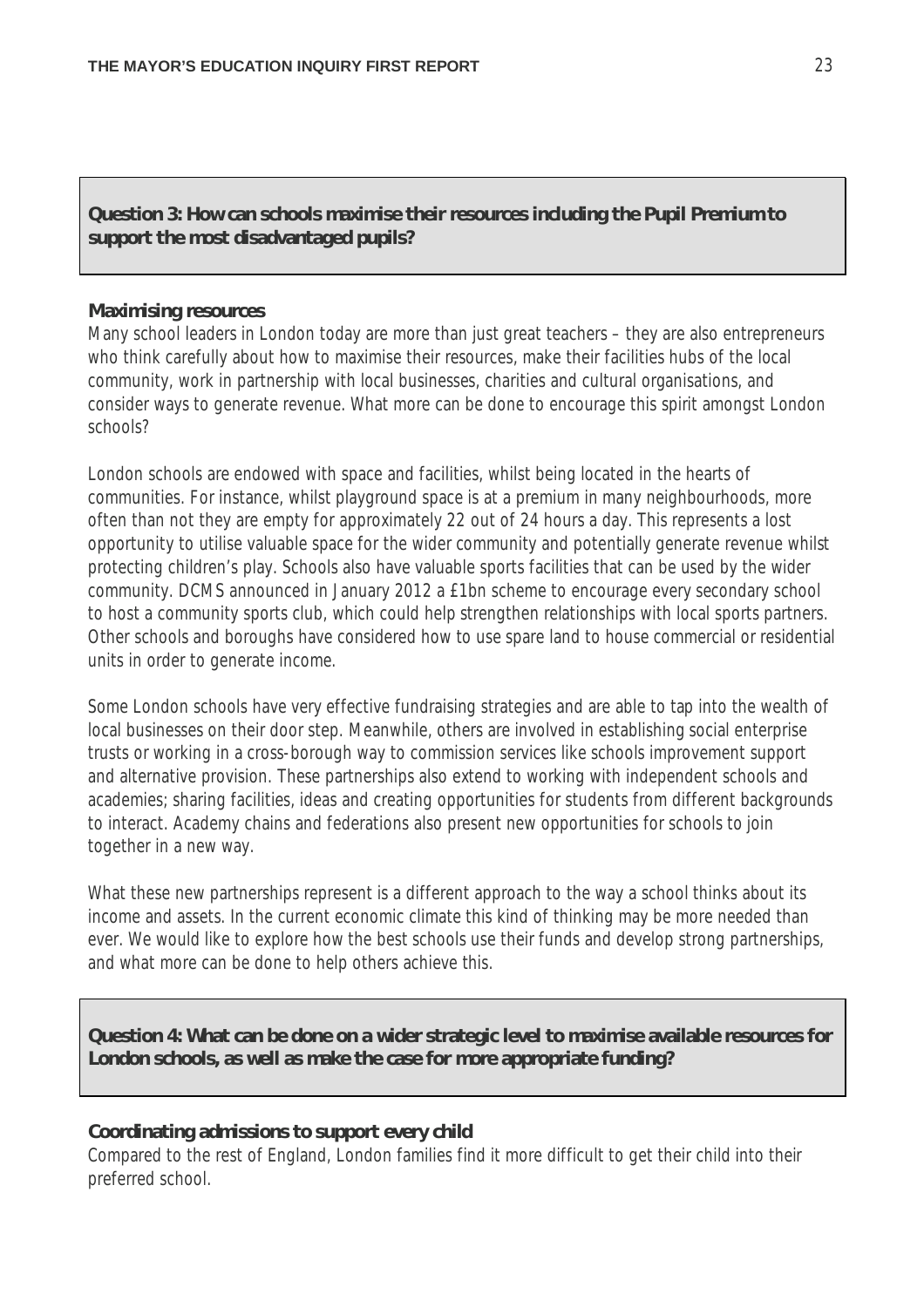**Question 3: How can schools maximise their resources including the Pupil Premium to support the most disadvantaged pupils?**

**Maximising resources**

Many school leaders in London today are more than just great teachers – they are also entrepreneurs who think carefully about how to maximise their resources, make their facilities hubs of the local community, work in partnership with local businesses, charities and cultural organisations, and consider ways to generate revenue. What more can be done to encourage this spirit amongst London schools?

London schools are endowed with space and facilities, whilst being located in the hearts of communities. For instance, whilst playground space is at a premium in many neighbourhoods, more often than not they are empty for approximately 22 out of 24 hours a day. This represents a lost opportunity to utilise valuable space for the wider community and potentially generate revenue whilst protecting children's play. Schools also have valuable sports facilities that can be used by the wider community. DCMS announced in January 2012 a £1bn scheme to encourage every secondary school to host a community sports club, which could help strengthen relationships with local sports partners. Other schools and boroughs have considered how to use spare land to house commercial or residential units in order to generate income.

Some London schools have very effective fundraising strategies and are able to tap into the wealth of local businesses on their door step. Meanwhile, others are involved in establishing social enterprise trusts or working in a cross-borough way to commission services like schools improvement support and alternative provision. These partnerships also extend to working with independent schools and academies; sharing facilities, ideas and creating opportunities for students from different backgrounds to interact. Academy chains and federations also present new opportunities for schools to join together in a new way.

What these new partnerships represent is a different approach to the way a school thinks about its income and assets. In the current economic climate this kind of thinking may be more needed than ever. We would like to explore how the best schools use their funds and develop strong partnerships, and what more can be done to help others achieve this.

**Question 4: What can be done on a wider strategic level to maximise available resources for London schools, as well as make the case for more appropriate funding?**

**Coordinating admissions to support every child**

Compared to the rest of England, London families find it more difficult to get their child into their preferred school.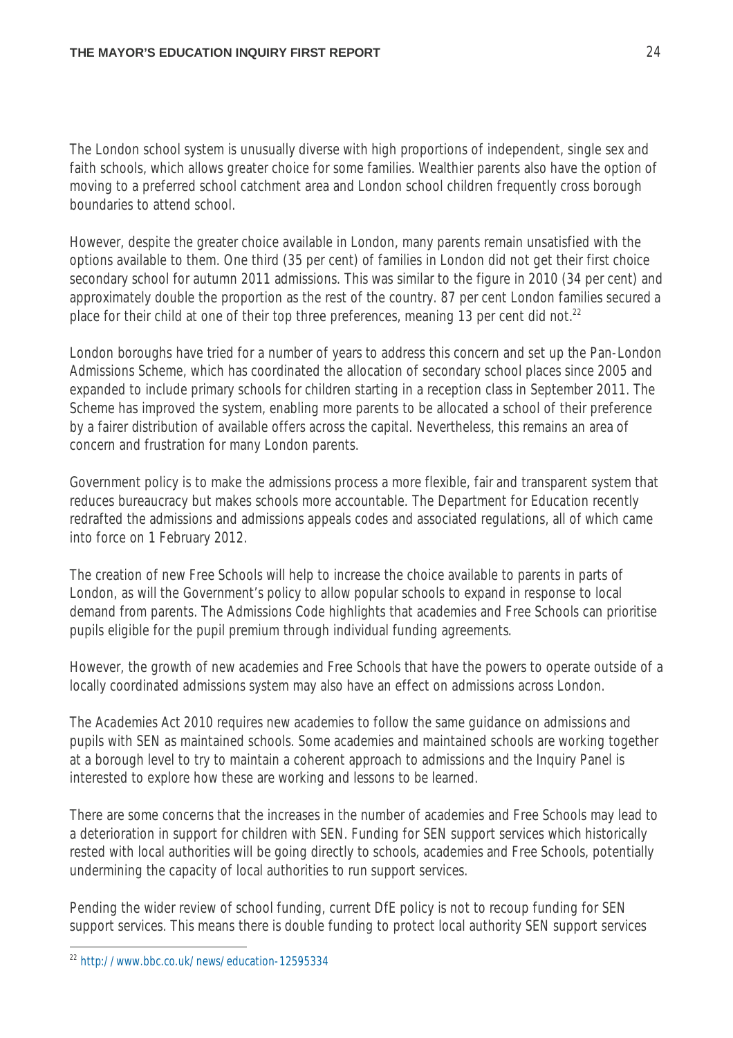The London school system is unusually diverse with high proportions of independent, single sex and faith schools, which allows greater choice for some families. Wealthier parents also have the option of moving to a preferred school catchment area and London school children frequently cross borough boundaries to attend school.

However, despite the greater choice available in London, many parents remain unsatisfied with the options available to them. One third (35 per cent) of families in London did not get their first choice secondary school for autumn 2011 admissions. This was similar to the figure in 2010 (34 per cent) and approximately double the proportion as the rest of the country. 87 per cent London families secured a place for their child at one of their top three preferences, meaning 13 per cent did not.[22]

London boroughs have tried for a number of years to address this concern and set up the Pan-London Admissions Scheme, which has coordinated the allocation of secondary school places since 2005 and expanded to include primary schools for children starting in a reception class in September 2011. The Scheme has improved the system, enabling more parents to be allocated a school of their preference by a fairer distribution of available offers across the capital. Nevertheless, this remains an area of concern and frustration for many London parents.

Government policy is to make the admissions process a more flexible, fair and transparent system that reduces bureaucracy but makes schools more accountable. The Department for Education recently redrafted the admissions and admissions appeals codes and associated regulations, all of which came into force on 1 February 2012.

The creation of new Free Schools will help to increase the choice available to parents in parts of London, as will the Government's policy to allow popular schools to expand in response to local demand from parents. The Admissions Code highlights that academies and Free Schools can prioritise pupils eligible for the pupil premium through individual funding agreements.

However, the growth of new academies and Free Schools that have the powers to operate outside of a locally coordinated admissions system may also have an effect on admissions across London.

The Academies Act 2010 requires new academies to follow the same guidance on admissions and pupils with SEN as maintained schools. Some academies and maintained schools are working together at a borough level to try to maintain a coherent approach to admissions and the Inquiry Panel is interested to explore how these are working and lessons to be learned.

There are some concerns that the increases in the number of academies and Free Schools may lead to a deterioration in support for children with SEN. Funding for SEN support services which historically rested with local authorities will be going directly to schools, academies and Free Schools, potentially undermining the capacity of local authorities to run support services.

Pending the wider review of school funding, current DfE policy is not to recoup funding for SEN support services. This means there is double funding to protect local authority SEN support services

[22] http://www.bbc.co.uk/news/education-12595334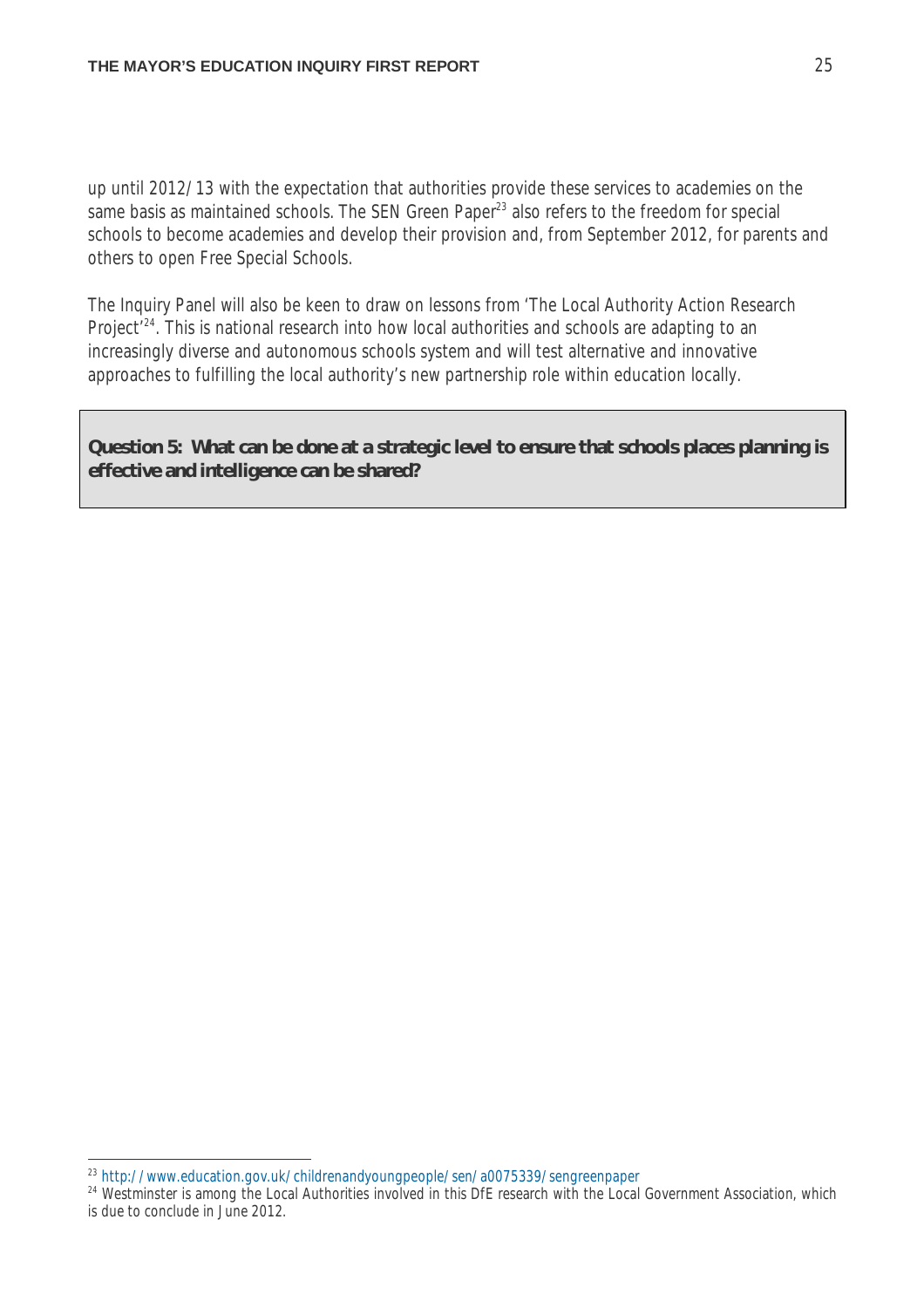up until 2012/13 with the expectation that authorities provide these services to academies on the same basis as maintained schools. The SEN Green Paper[23] also refers to the freedom for special schools to become academies and develop their provision and, from September 2012, for parents and others to open Free Special Schools.

The Inquiry Panel will also be keen to draw on lessons from 'The Local Authority Action Research Project'[24]. This is national research into how local authorities and schools are adapting to an increasingly diverse and autonomous schools system and will test alternative and innovative approaches to fulfilling the local authority's new partnership role within education locally.

**Question 5: What can be done at a strategic level to ensure that schools places planning is effective and intelligence can be shared?**

---

[23] http://www.education.gov.uk/childrenandyoungpeople/sen/a0075339/sengreenpaper

[24] Westminster is among the Local Authorities involved in this DfE research with the Local Government Association, which is due to conclude in June 2012.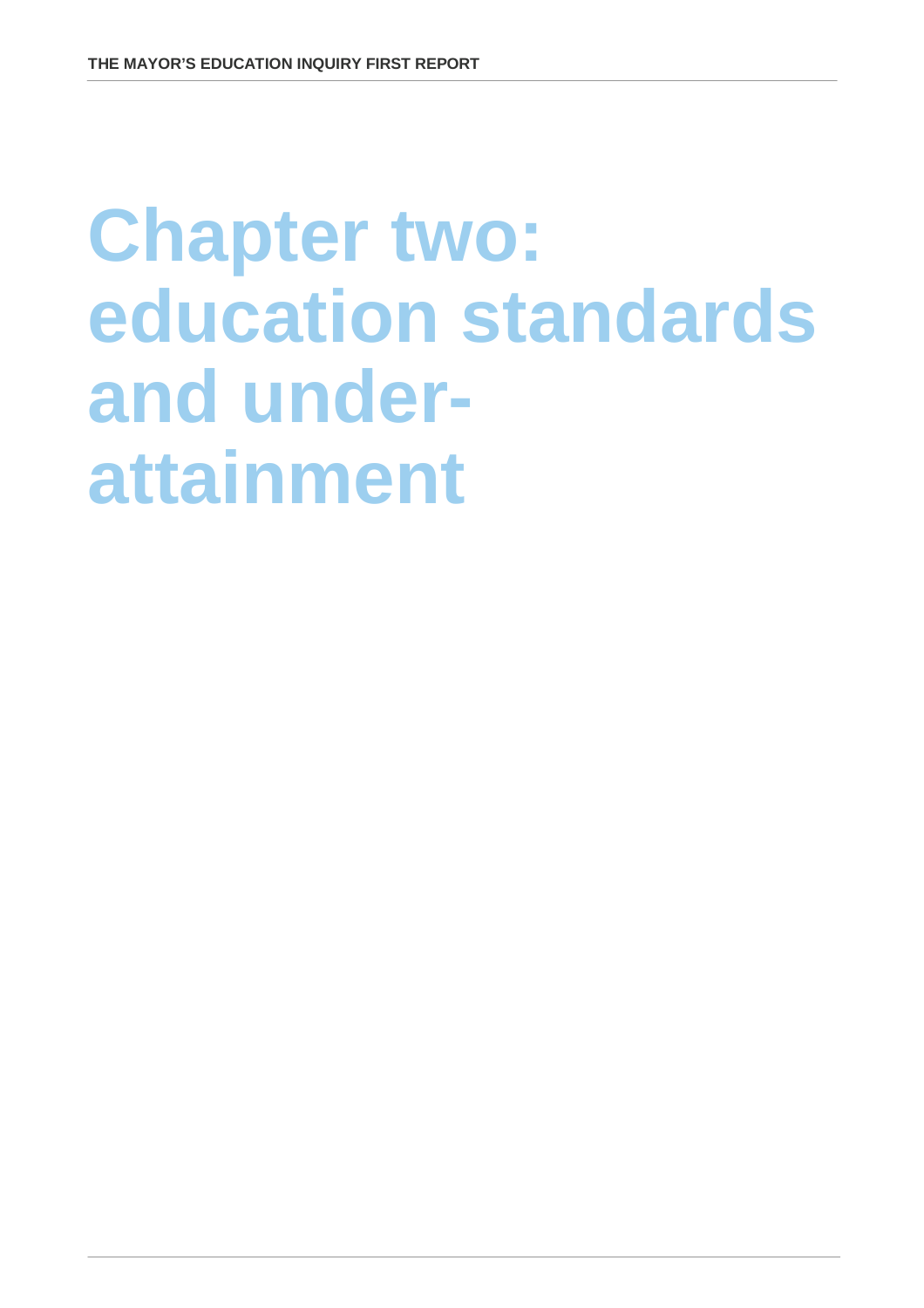# Chapter two: education standards and under-attainment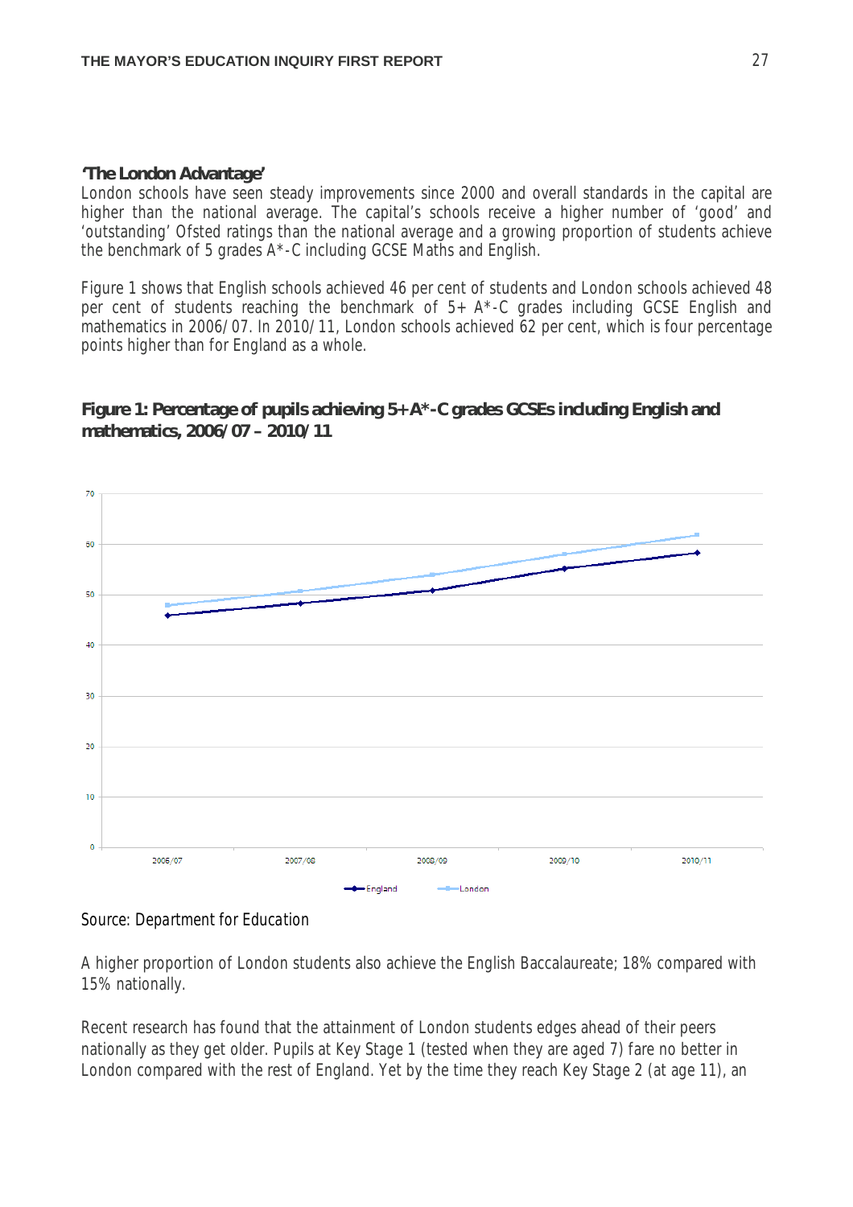**'The London Advantage'**

London schools have seen steady improvements since 2000 and overall standards in the capital are higher than the national average. The capital's schools receive a higher number of 'good' and 'outstanding' Ofsted ratings than the national average and a growing proportion of students achieve the benchmark of 5 grades A*-C including GCSE Maths and English.

Figure 1 shows that English schools achieved 46 per cent of students and London schools achieved 48 per cent of students reaching the benchmark of 5+ A*-C grades including GCSE English and mathematics in 2006/07. In 2010/11, London schools achieved 62 per cent, which is four percentage points higher than for England as a whole.

**Figure 1: Percentage of pupils achieving 5+ A*-C grades GCSEs including English and mathematics, 2006/07 – 2010/11**

*Source: Department for Education*

A higher proportion of London students also achieve the English Baccalaureate; 18% compared with 15% nationally.

Recent research has found that the attainment of London students edges ahead of their peers nationally as they get older. Pupils at Key Stage 1 (tested when they are aged 7) fare no better in London compared with the rest of England. Yet by the time they reach Key Stage 2 (at age 11), an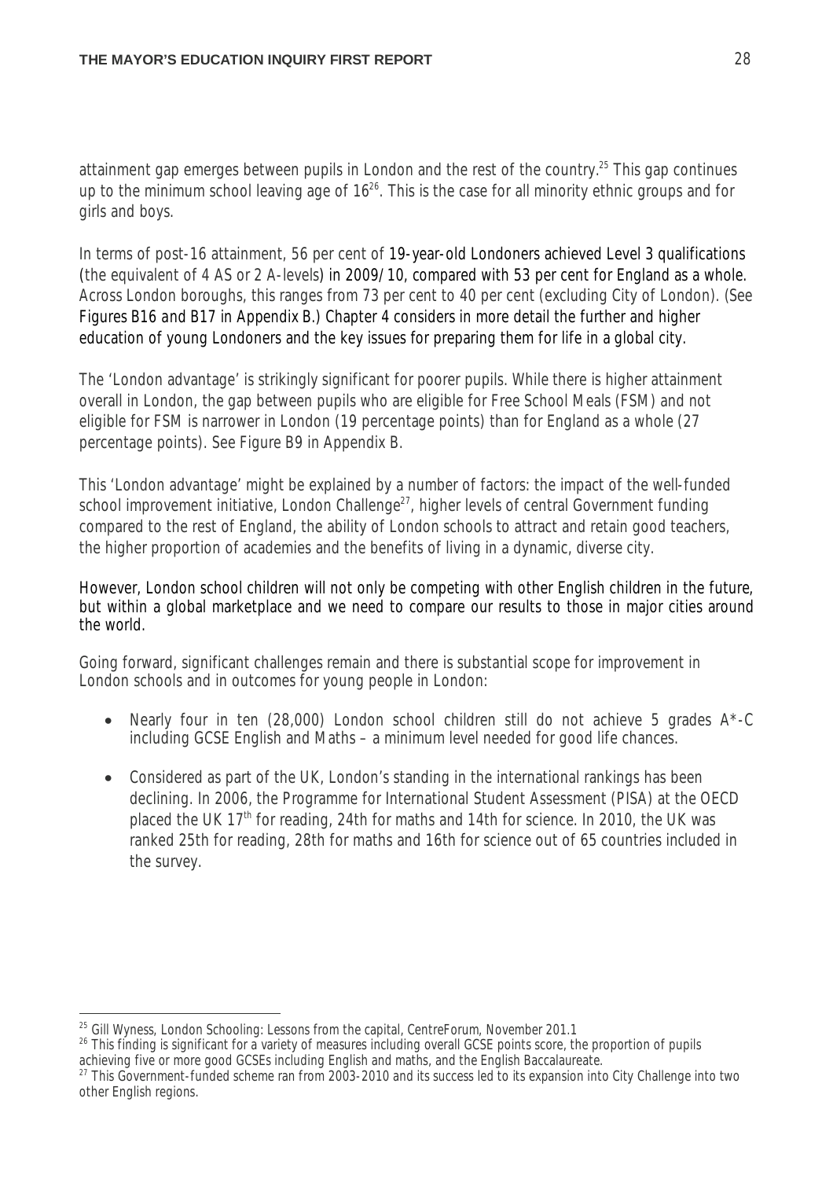attainment gap emerges between pupils in London and the rest of the country.[25] This gap continues up to the minimum school leaving age of 16[26]. This is the case for all minority ethnic groups and for girls and boys.

In terms of post-16 attainment, 56 per cent of 19-year-old Londoners achieved Level 3 qualifications (the equivalent of 4 AS or 2 A-levels) in 2009/10, compared with 53 per cent for England as a whole. Across London boroughs, this ranges from 73 per cent to 40 per cent (excluding City of London). (See Figures B16 and B17 in Appendix B.) Chapter 4 considers in more detail the further and higher education of young Londoners and the key issues for preparing them for life in a global city.

The 'London advantage' is strikingly significant for poorer pupils. While there is higher attainment overall in London, the gap between pupils who are eligible for Free School Meals (FSM) and not eligible for FSM is narrower in London (19 percentage points) than for England as a whole (27 percentage points). See Figure B9 in Appendix B.

This 'London advantage' might be explained by a number of factors: the impact of the well-funded school improvement initiative, London Challenge[27], higher levels of central Government funding compared to the rest of England, the ability of London schools to attract and retain good teachers, the higher proportion of academies and the benefits of living in a dynamic, diverse city.

However, London school children will not only be competing with other English children in the future, but within a global marketplace and we need to compare our results to those in major cities around the world.

Going forward, significant challenges remain and there is substantial scope for improvement in London schools and in outcomes for young people in London:

- Nearly four in ten (28,000) London school children still do not achieve 5 grades A*-C including GCSE English and Maths – a minimum level needed for good life chances.
- Considered as part of the UK, London's standing in the international rankings has been declining. In 2006, the Programme for International Student Assessment (PISA) at the OECD placed the UK 17th for reading, 24th for maths and 14th for science. In 2010, the UK was ranked 25th for reading, 28th for maths and 16th for science out of 65 countries included in the survey.

---

[25] Gill Wyness, London Schooling: Lessons from the capital, CentreForum, November 201.1

[26] This finding is significant for a variety of measures including overall GCSE points score, the proportion of pupils achieving five or more good GCSEs including English and maths, and the English Baccalaureate.

[27] This Government-funded scheme ran from 2003-2010 and its success led to its expansion into City Challenge into two other English regions.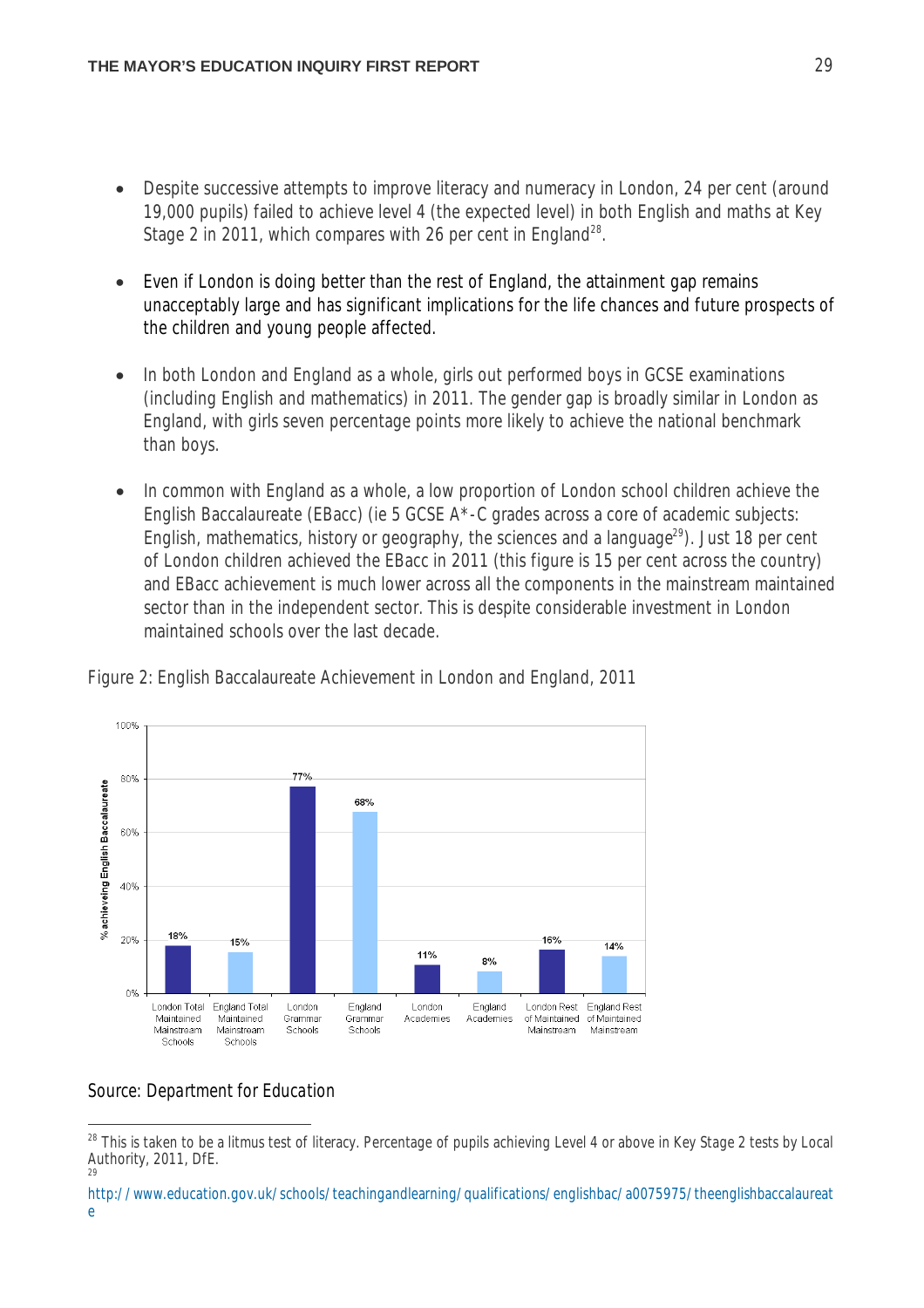- Despite successive attempts to improve literacy and numeracy in London, 24 per cent (around 19,000 pupils) failed to achieve level 4 (the expected level) in both English and maths at Key Stage 2 in 2011, which compares with 26 per cent in England[28].

- Even if London is doing better than the rest of England, the attainment gap remains unacceptably large and has significant implications for the life chances and future prospects of the children and young people affected.

- In both London and England as a whole, girls out performed boys in GCSE examinations (including English and mathematics) in 2011. The gender gap is broadly similar in London as England, with girls seven percentage points more likely to achieve the national benchmark than boys.

- In common with England as a whole, a low proportion of London school children achieve the English Baccalaureate (EBacc) (ie 5 GCSE A*-C grades across a core of academic subjects: English, mathematics, history or geography, the sciences and a language[29]). Just 18 per cent of London children achieved the EBacc in 2011 (this figure is 15 per cent across the country) and EBacc achievement is much lower across all the components in the mainstream maintained sector than in the independent sector. This is despite considerable investment in London maintained schools over the last decade.

Figure 2: English Baccalaureate Achievement in London and England, 2011

| School type | % achieving English Baccalaureate |
|---|---|
| London Total Maintained Mainstream Schools | 18% |
| England Total Maintained Mainstream Schools | 15% |
| London Grammar Schools | 77% |
| England Grammar Schools | 68% |
| London Academies | 11% |
| England Academies | 8% |
| London Rest of Maintained Mainstream | 16% |
| England Rest of Maintained Mainstream | 14% |

Source: Department for Education

[28] This is taken to be a litmus test of literacy. Percentage of pupils achieving Level 4 or above in Key Stage 2 tests by Local Authority, 2011, DfE.

[29] http://www.education.gov.uk/schools/teachingandlearning/qualifications/englishbac/a0075975/theenglishbaccalaureate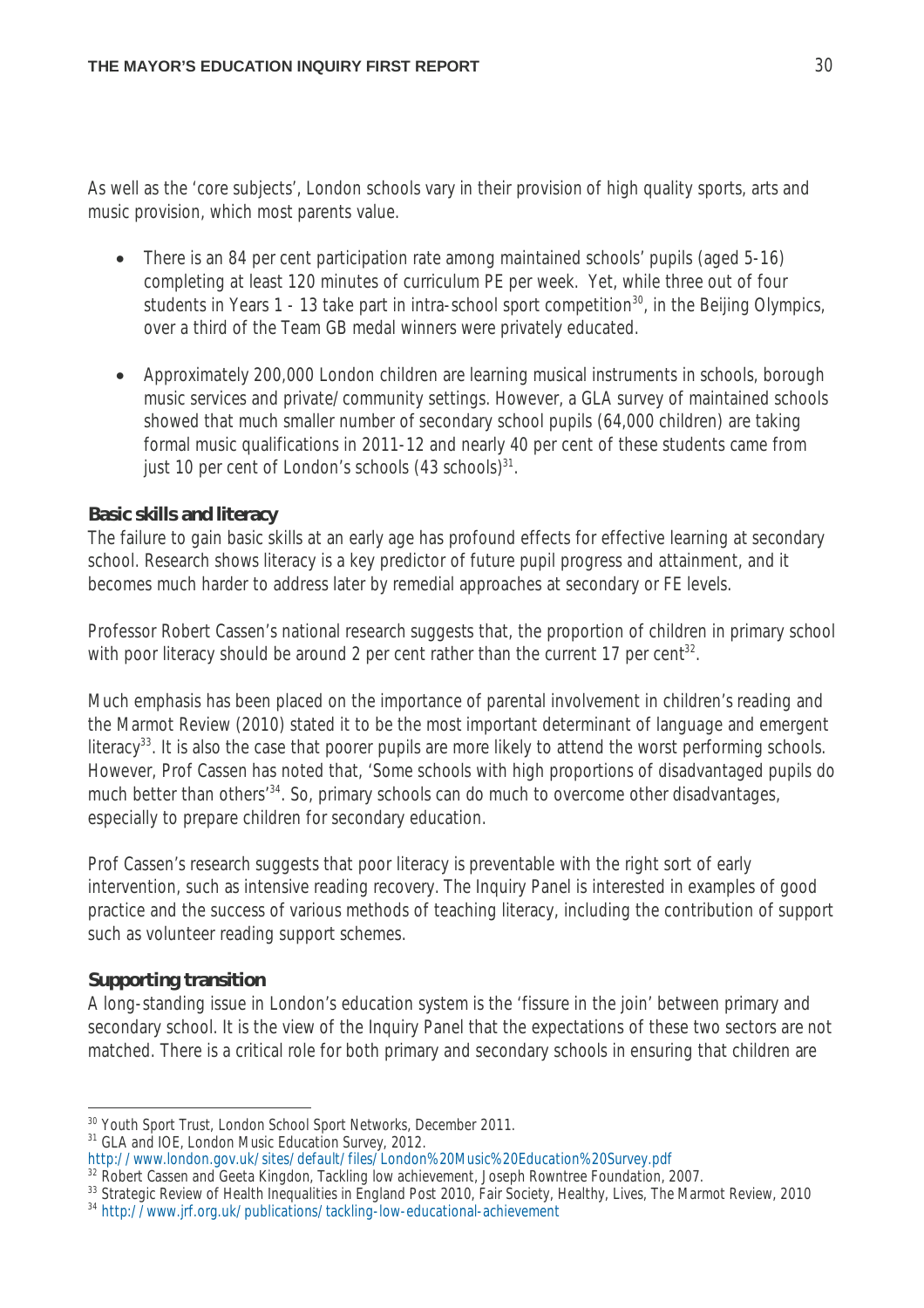As well as the 'core subjects', London schools vary in their provision of high quality sports, arts and music provision, which most parents value.

- There is an 84 per cent participation rate among maintained schools' pupils (aged 5-16) completing at least 120 minutes of curriculum PE per week. Yet, while three out of four students in Years 1 - 13 take part in intra-school sport competition[30], in the Beijing Olympics, over a third of the Team GB medal winners were privately educated.

- Approximately 200,000 London children are learning musical instruments in schools, borough music services and private/community settings. However, a GLA survey of maintained schools showed that much smaller number of secondary school pupils (64,000 children) are taking formal music qualifications in 2011-12 and nearly 40 per cent of these students came from just 10 per cent of London's schools (43 schools)[31].

**Basic skills and literacy**

The failure to gain basic skills at an early age has profound effects for effective learning at secondary school. Research shows literacy is a key predictor of future pupil progress and attainment, and it becomes much harder to address later by remedial approaches at secondary or FE levels.

Professor Robert Cassen's national research suggests that, the proportion of children in primary school with poor literacy should be around 2 per cent rather than the current 17 per cent[32].

Much emphasis has been placed on the importance of parental involvement in children's reading and the Marmot Review (2010) stated it to be the most important determinant of language and emergent literacy[33]. It is also the case that poorer pupils are more likely to attend the worst performing schools. However, Prof Cassen has noted that, 'Some schools with high proportions of disadvantaged pupils do much better than others'[34]. So, primary schools can do much to overcome other disadvantages, especially to prepare children for secondary education.

Prof Cassen's research suggests that poor literacy is preventable with the right sort of early intervention, such as intensive reading recovery. The Inquiry Panel is interested in examples of good practice and the success of various methods of teaching literacy, including the contribution of support such as volunteer reading support schemes.

**Supporting transition**

A long-standing issue in London's education system is the 'fissure in the join' between primary and secondary school. It is the view of the Inquiry Panel that the expectations of these two sectors are not matched. There is a critical role for both primary and secondary schools in ensuring that children are

---

[30] Youth Sport Trust, London School Sport Networks, December 2011.

[31] GLA and IOE, London Music Education Survey, 2012. http://www.london.gov.uk/sites/default/files/London%20Music%20Education%20Survey.pdf

[32] Robert Cassen and Geeta Kingdon, Tackling low achievement, Joseph Rowntree Foundation, 2007.

[33] Strategic Review of Health Inequalities in England Post 2010, Fair Society, Healthy, Lives, The Marmot Review, 2010

[34] http://www.jrf.org.uk/publications/tackling-low-educational-achievement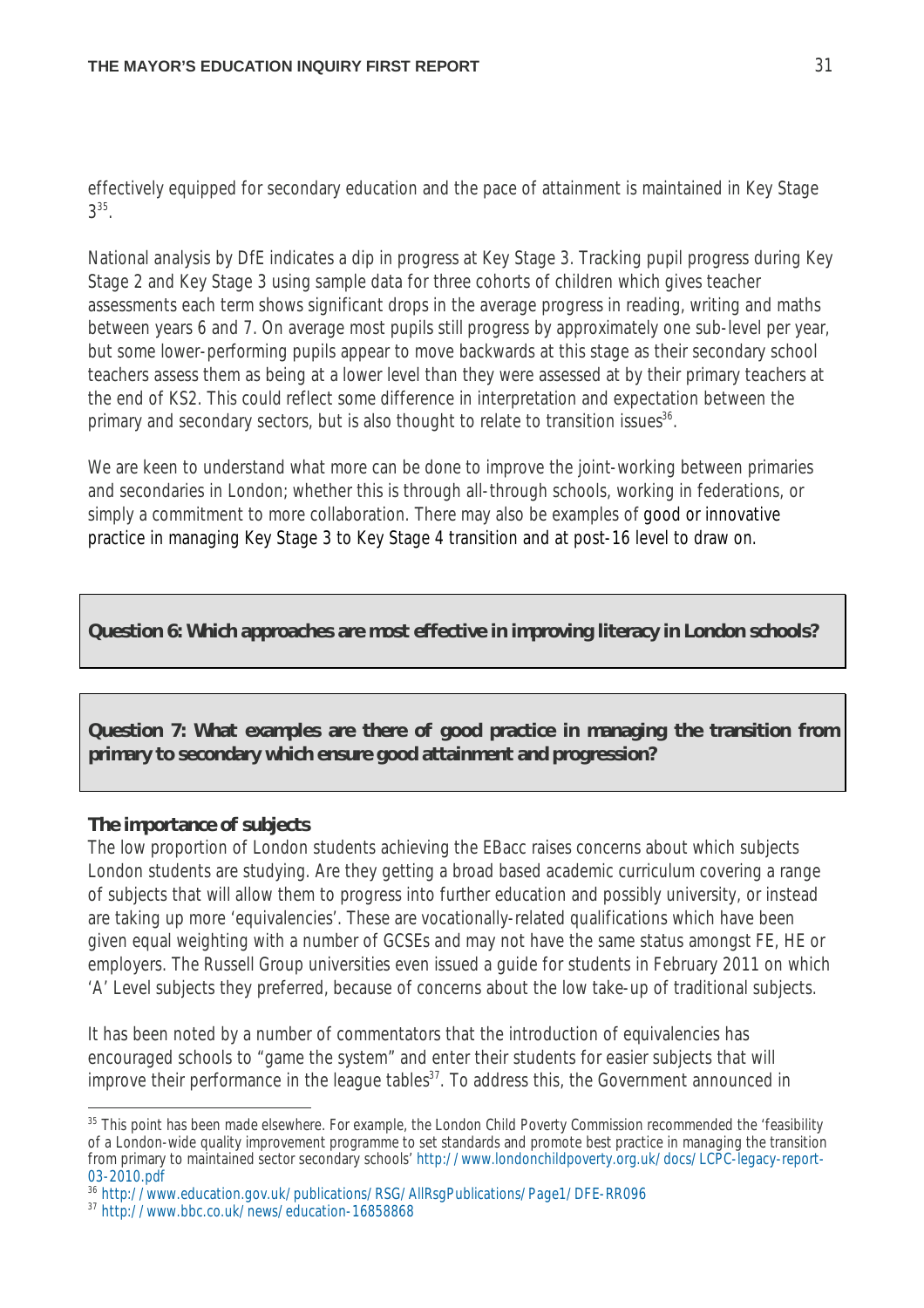effectively equipped for secondary education and the pace of attainment is maintained in Key Stage 3[35].

National analysis by DfE indicates a dip in progress at Key Stage 3. Tracking pupil progress during Key Stage 2 and Key Stage 3 using sample data for three cohorts of children which gives teacher assessments each term shows significant drops in the average progress in reading, writing and maths between years 6 and 7. On average most pupils still progress by approximately one sub-level per year, but some lower-performing pupils appear to move backwards at this stage as their secondary school teachers assess them as being at a lower level than they were assessed at by their primary teachers at the end of KS2. This could reflect some difference in interpretation and expectation between the primary and secondary sectors, but is also thought to relate to transition issues[36].

We are keen to understand what more can be done to improve the joint-working between primaries and secondaries in London; whether this is through all-through schools, working in federations, or simply a commitment to more collaboration. There may also be examples of good or innovative practice in managing Key Stage 3 to Key Stage 4 transition and at post-16 level to draw on.

**Question 6: Which approaches are most effective in improving literacy in London schools?**

**Question 7: What examples are there of good practice in managing the transition from primary to secondary which ensure good attainment and progression?**

**The importance of subjects**

The low proportion of London students achieving the EBacc raises concerns about which subjects London students are studying. Are they getting a broad based academic curriculum covering a range of subjects that will allow them to progress into further education and possibly university, or instead are taking up more 'equivalencies'. These are vocationally-related qualifications which have been given equal weighting with a number of GCSEs and may not have the same status amongst FE, HE or employers. The Russell Group universities even issued a guide for students in February 2011 on which 'A' Level subjects they preferred, because of concerns about the low take-up of traditional subjects.

It has been noted by a number of commentators that the introduction of equivalencies has encouraged schools to "game the system" and enter their students for easier subjects that will improve their performance in the league tables[37]. To address this, the Government announced in

---

[35] This point has been made elsewhere. For example, the London Child Poverty Commission recommended the 'feasibility of a London-wide quality improvement programme to set standards and promote best practice in managing the transition from primary to maintained sector secondary schools' http://www.londonchildpoverty.org.uk/docs/LCPC-legacy-report-03-2010.pdf

[36] http://www.education.gov.uk/publications/RSG/AllRsgPublications/Page1/DFE-RR096

[37] http://www.bbc.co.uk/news/education-16858868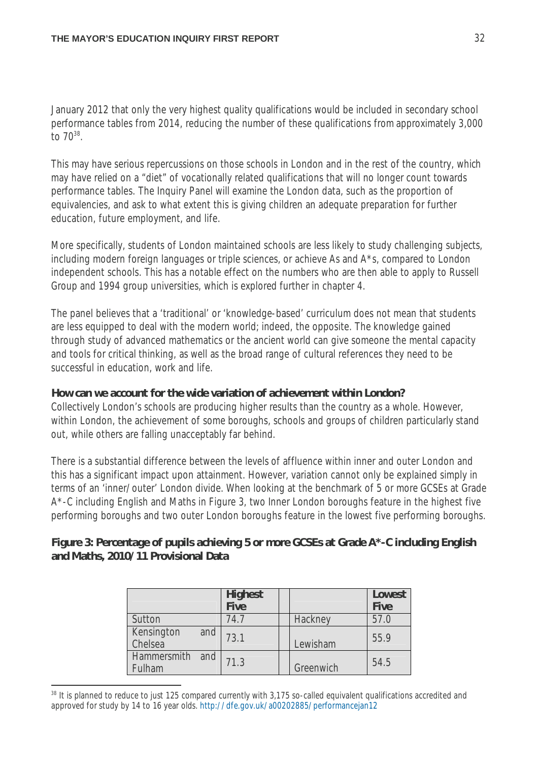January 2012 that only the very highest quality qualifications would be included in secondary school performance tables from 2014, reducing the number of these qualifications from approximately 3,000 to 70[38].

This may have serious repercussions on those schools in London and in the rest of the country, which may have relied on a "diet" of vocationally related qualifications that will no longer count towards performance tables. The Inquiry Panel will examine the London data, such as the proportion of equivalencies, and ask to what extent this is giving children an adequate preparation for further education, future employment, and life.

More specifically, students of London maintained schools are less likely to study challenging subjects, including modern foreign languages or triple sciences, or achieve As and A*s, compared to London independent schools. This has a notable effect on the numbers who are then able to apply to Russell Group and 1994 group universities, which is explored further in chapter 4.

The panel believes that a 'traditional' or 'knowledge-based' curriculum does not mean that students are less equipped to deal with the modern world; indeed, the opposite. The knowledge gained through study of advanced mathematics or the ancient world can give someone the mental capacity and tools for critical thinking, as well as the broad range of cultural references they need to be successful in education, work and life.

**How can we account for the wide variation of achievement within London?**

Collectively London's schools are producing higher results than the country as a whole. However, within London, the achievement of some boroughs, schools and groups of children particularly stand out, while others are falling unacceptably far behind.

There is a substantial difference between the levels of affluence within inner and outer London and this has a significant impact upon attainment. However, variation cannot only be explained simply in terms of an 'inner/outer' London divide. When looking at the benchmark of 5 or more GCSEs at Grade A*-C including English and Maths in Figure 3, two Inner London boroughs feature in the highest five performing boroughs and two outer London boroughs feature in the lowest five performing boroughs.

**Figure 3: Percentage of pupils achieving 5 or more GCSEs at Grade A*-C including English and Maths, 2010/11 Provisional Data**

| | Highest Five | | | Lowest Five |
|---|---|---|---|---|
| Sutton | 74.7 | | Hackney | 57.0 |
| Kensington and Chelsea | 73.1 | | Lewisham | 55.9 |
| Hammersmith and Fulham | 71.3 | | Greenwich | 54.5 |

[38] It is planned to reduce to just 125 compared currently with 3,175 so-called equivalent qualifications accredited and approved for study by 14 to 16 year olds. http://dfe.gov.uk/a00202885/performancejan12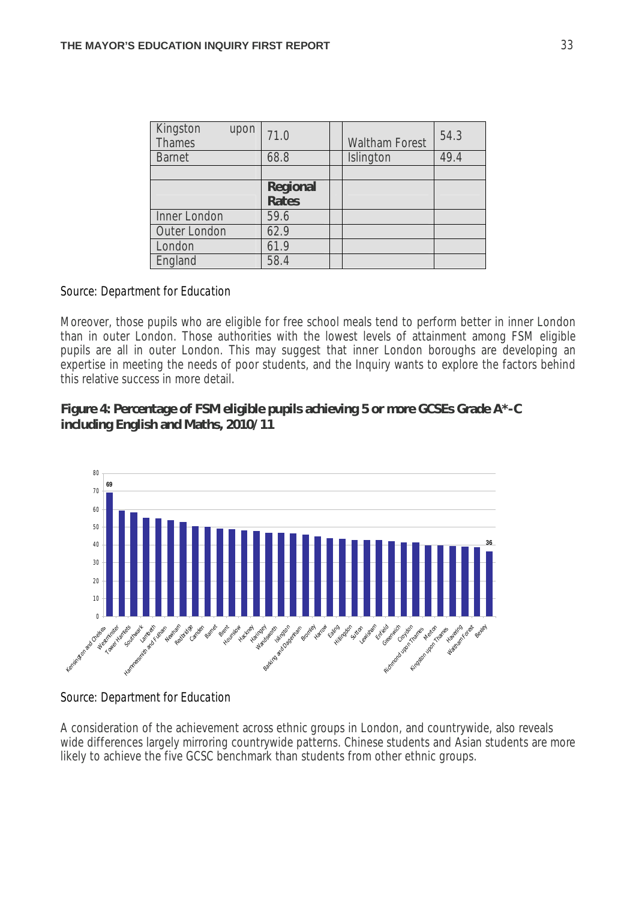| Kingston upon Thames | 71.0 | | Waltham Forest | 54.3 |
|---|---|---|---|---|
| Barnet | 68.8 | | Islington | 49.4 |
| | | | | |
| | **Regional Rates** | | | |
| Inner London | 59.6 | | | |
| Outer London | 62.9 | | | |
| London | 61.9 | | | |
| England | 58.4 | | | |

*Source: Department for Education*

Moreover, those pupils who are eligible for free school meals tend to perform better in inner London than in outer London. Those authorities with the lowest levels of attainment among FSM eligible pupils are all in outer London. This may suggest that inner London boroughs are developing an expertise in meeting the needs of poor students, and the Inquiry wants to explore the factors behind this relative success in more detail.

**Figure 4: Percentage of FSM eligible pupils achieving 5 or more GCSEs Grade A*-C including English and Maths, 2010/11**

*Source: Department for Education*

A consideration of the achievement across ethnic groups in London, and countrywide, also reveals wide differences largely mirroring countrywide patterns. Chinese students and Asian students are more likely to achieve the five GCSC benchmark than students from other ethnic groups.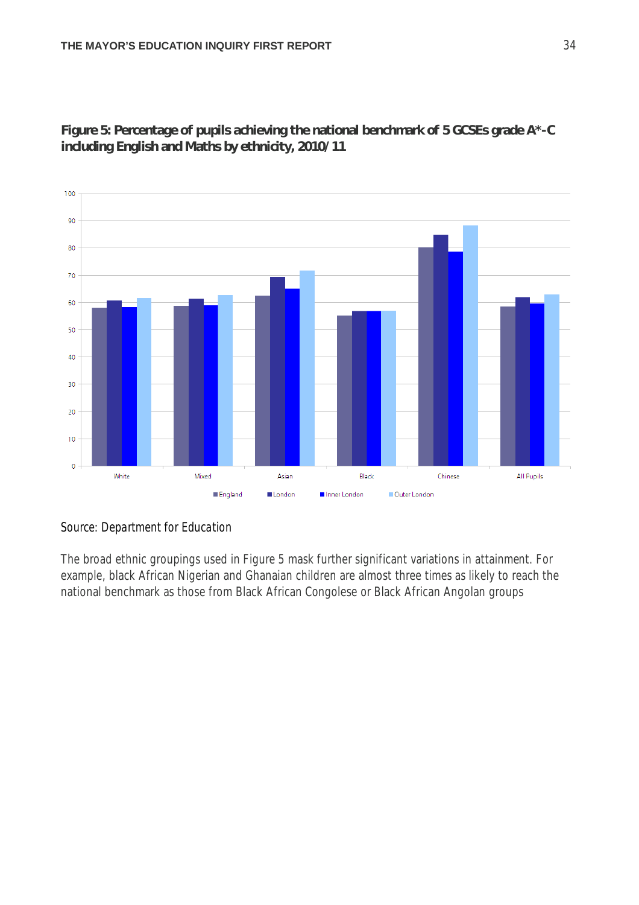**Figure 5: Percentage of pupils achieving the national benchmark of 5 GCSEs grade A*-C including English and Maths by ethnicity, 2010/11**

Source: Department for Education

The broad ethnic groupings used in Figure 5 mask further significant variations in attainment. For example, black African Nigerian and Ghanaian children are almost three times as likely to reach the national benchmark as those from Black African Congolese or Black African Angolan groups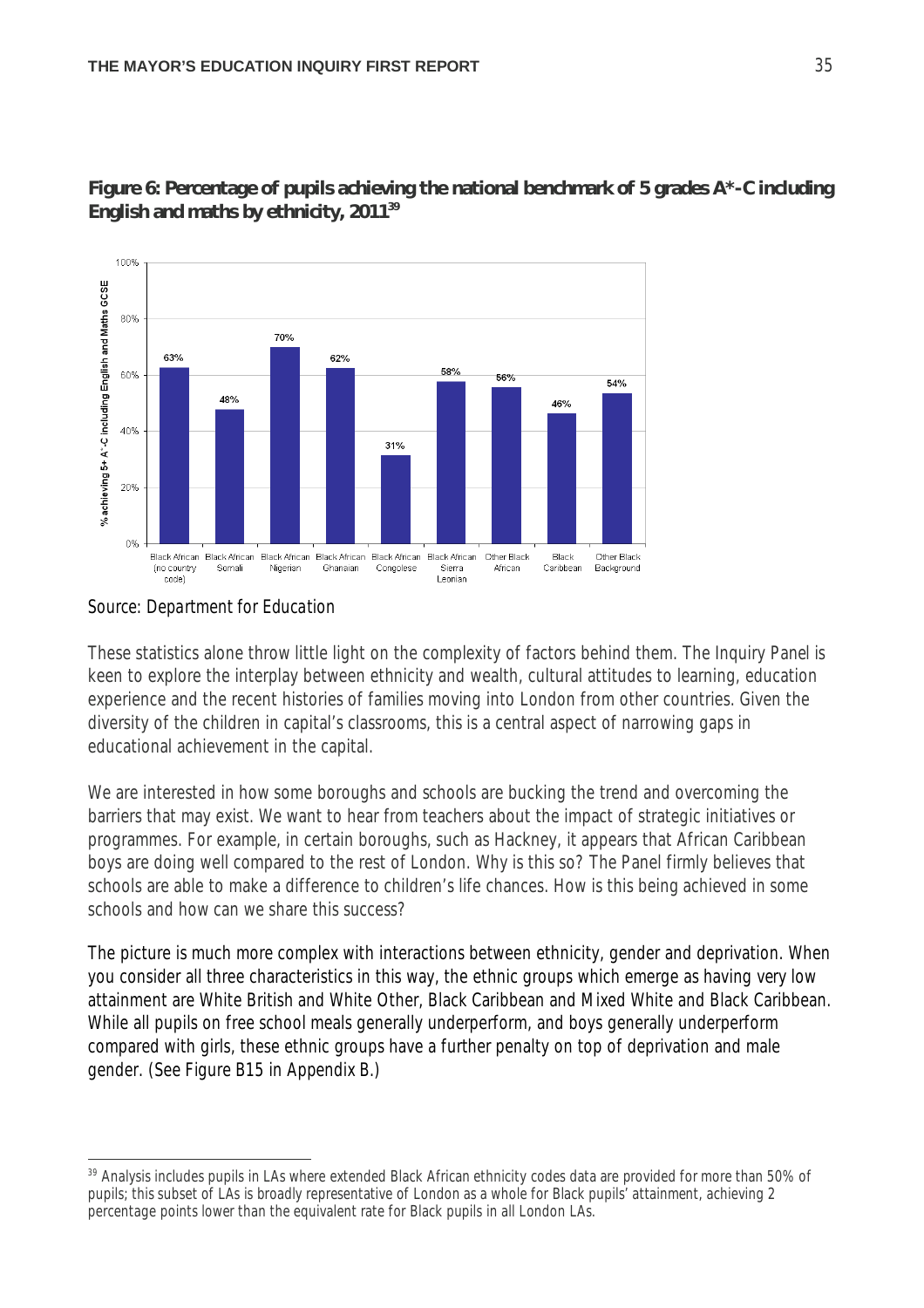**Figure 6: Percentage of pupils achieving the national benchmark of 5 grades A*-C including English and maths by ethnicity, 2011[39]**

| Ethnicity | % achieving 5+ A*-C including English and Maths GCSE |
| --- | --- |
| Black African (no country code) | 63% |
| Black African Somali | 48% |
| Black African Nigerian | 70% |
| Black African Ghanaian | 62% |
| Black African Congolese | 31% |
| Black African Sierra Leonian | 58% |
| Other Black African | 56% |
| Black Caribbean | 46% |
| Other Black Background | 54% |

*Source: Department for Education*

These statistics alone throw little light on the complexity of factors behind them. The Inquiry Panel is keen to explore the interplay between ethnicity and wealth, cultural attitudes to learning, education experience and the recent histories of families moving into London from other countries. Given the diversity of the children in capital's classrooms, this is a central aspect of narrowing gaps in educational achievement in the capital.

We are interested in how some boroughs and schools are bucking the trend and overcoming the barriers that may exist. We want to hear from teachers about the impact of strategic initiatives or programmes. For example, in certain boroughs, such as Hackney, it appears that African Caribbean boys are doing well compared to the rest of London. Why is this so? The Panel firmly believes that schools are able to make a difference to children's life chances. How is this being achieved in some schools and how can we share this success?

The picture is much more complex with interactions between ethnicity, gender and deprivation. When you consider all three characteristics in this way, the ethnic groups which emerge as having very low attainment are White British and White Other, Black Caribbean and Mixed White and Black Caribbean. While all pupils on free school meals generally underperform, and boys generally underperform compared with girls, these ethnic groups have a further penalty on top of deprivation and male gender. (See Figure B15 in Appendix B.)

---

[39] Analysis includes pupils in LAs where extended Black African ethnicity codes data are provided for more than 50% of pupils; this subset of LAs is broadly representative of London as a whole for Black pupils' attainment, achieving 2 percentage points lower than the equivalent rate for Black pupils in all London LAs.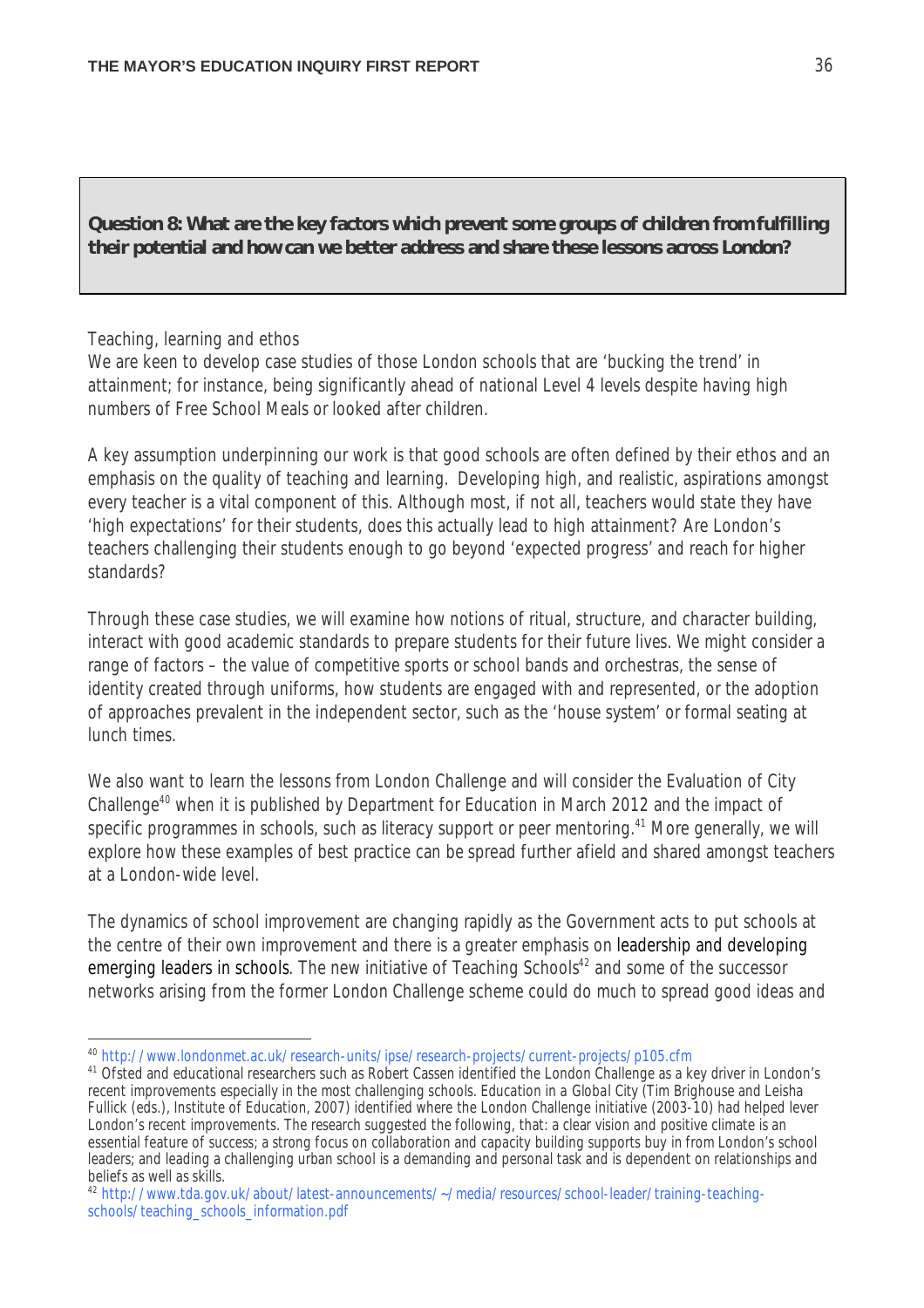**Question 8: What are the key factors which prevent some groups of children from fulfilling their potential and how can we better address and share these lessons across London?**

Teaching, learning and ethos

We are keen to develop case studies of those London schools that are 'bucking the trend' in attainment; for instance, being significantly ahead of national Level 4 levels despite having high numbers of Free School Meals or looked after children.

A key assumption underpinning our work is that good schools are often defined by their ethos and an emphasis on the quality of teaching and learning. Developing high, and realistic, aspirations amongst every teacher is a vital component of this. Although most, if not all, teachers would state they have 'high expectations' for their students, does this actually lead to high attainment? Are London's teachers challenging their students enough to go beyond 'expected progress' and reach for higher standards?

Through these case studies, we will examine how notions of ritual, structure, and character building, interact with good academic standards to prepare students for their future lives. We might consider a range of factors – the value of competitive sports or school bands and orchestras, the sense of identity created through uniforms, how students are engaged with and represented, or the adoption of approaches prevalent in the independent sector, such as the 'house system' or formal seating at lunch times.

We also want to learn the lessons from London Challenge and will consider the Evaluation of City Challenge[40] when it is published by Department for Education in March 2012 and the impact of specific programmes in schools, such as literacy support or peer mentoring.[41] More generally, we will explore how these examples of best practice can be spread further afield and shared amongst teachers at a London-wide level.

The dynamics of school improvement are changing rapidly as the Government acts to put schools at the centre of their own improvement and there is a greater emphasis on leadership and developing emerging leaders in schools. The new initiative of Teaching Schools[42] and some of the successor networks arising from the former London Challenge scheme could do much to spread good ideas and

---

[40] http://www.londonmet.ac.uk/research-units/ipse/research-projects/current-projects/p105.cfm

[41] Ofsted and educational researchers such as Robert Cassen identified the London Challenge as a key driver in London's recent improvements especially in the most challenging schools. Education in a Global City (Tim Brighouse and Leisha Fullick (eds.), Institute of Education, 2007) identified where the London Challenge initiative (2003-10) had helped lever London's recent improvements. The research suggested the following, that: a clear vision and positive climate is an essential feature of success; a strong focus on collaboration and capacity building supports buy in from London's school leaders; and leading a challenging urban school is a demanding and personal task and is dependent on relationships and beliefs as well as skills.

[42] http://www.tda.gov.uk/about/latest-announcements/~/media/resources/school-leader/training-teaching-schools/teaching_schools_information.pdf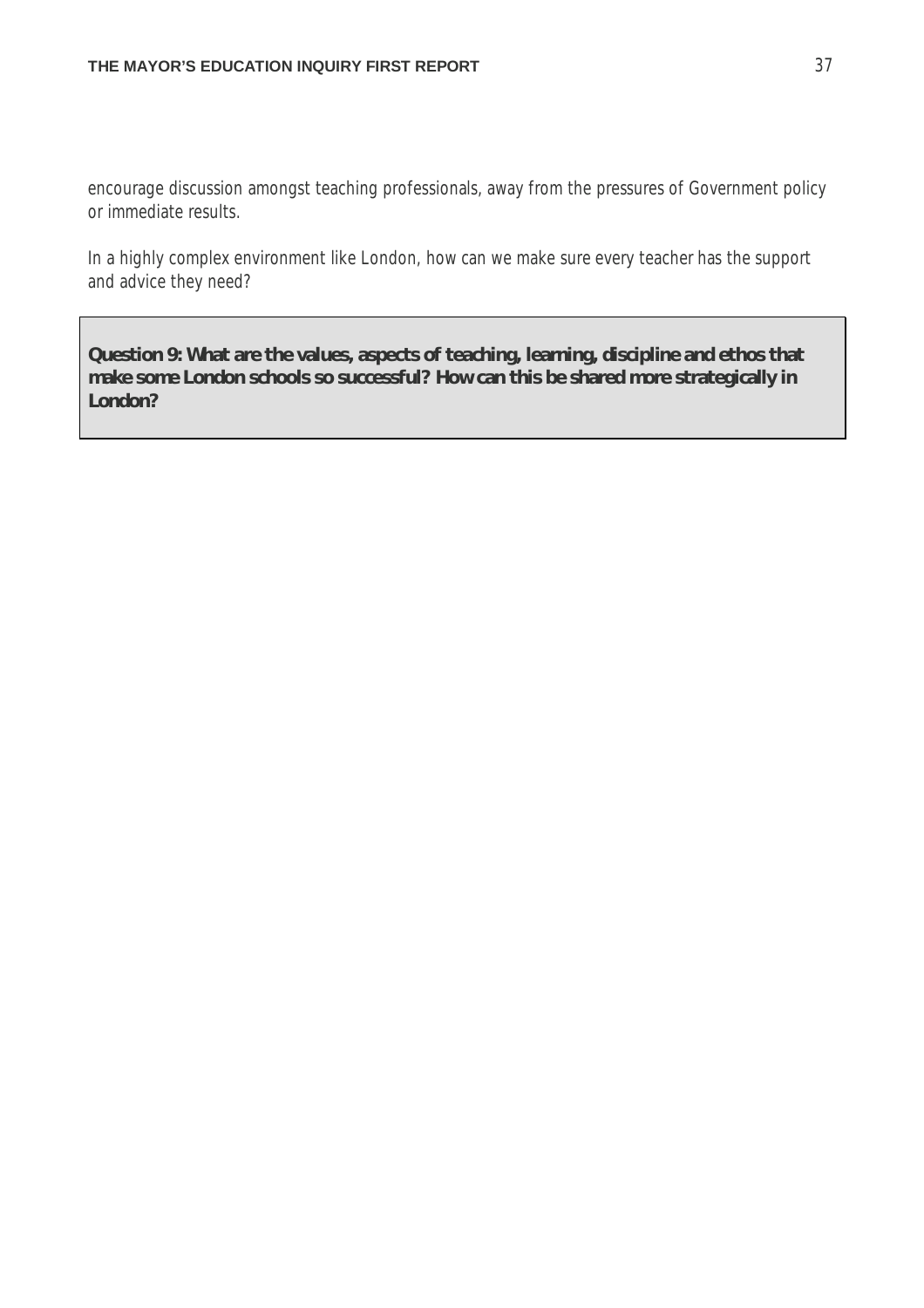encourage discussion amongst teaching professionals, away from the pressures of Government policy or immediate results.

In a highly complex environment like London, how can we make sure every teacher has the support and advice they need?

**Question 9: What are the values, aspects of teaching, learning, discipline and ethos that make some London schools so successful? How can this be shared more strategically in London?**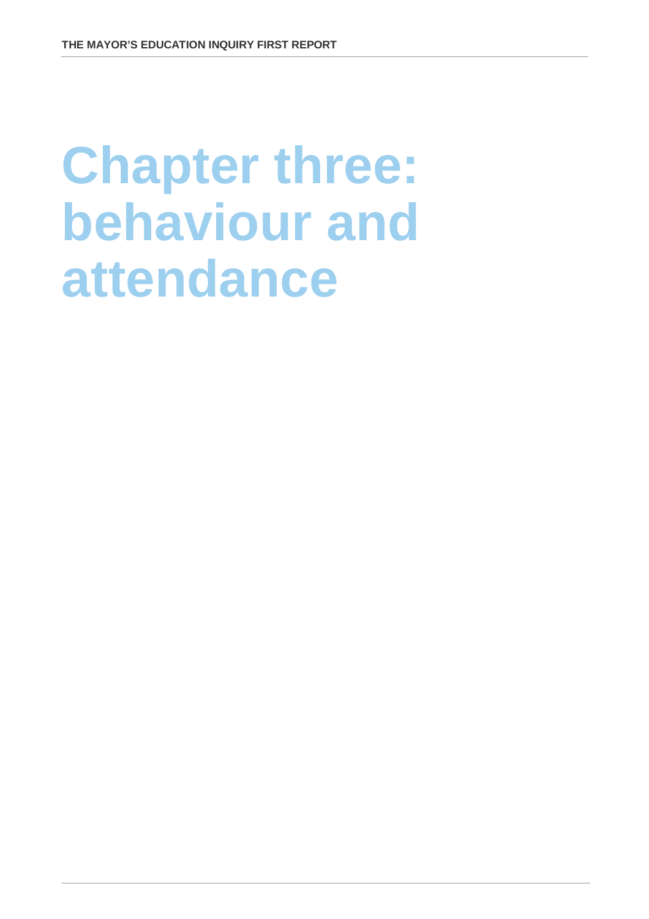# Chapter three: behaviour and attendance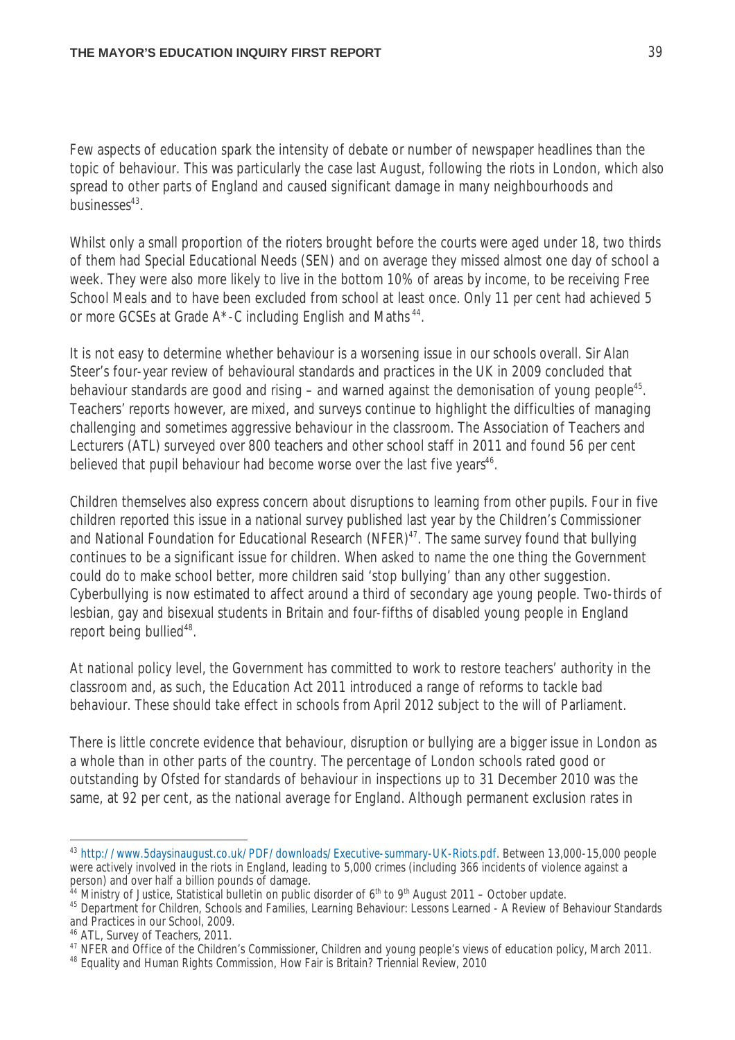Few aspects of education spark the intensity of debate or number of newspaper headlines than the topic of behaviour. This was particularly the case last August, following the riots in London, which also spread to other parts of England and caused significant damage in many neighbourhoods and businesses[43].

Whilst only a small proportion of the rioters brought before the courts were aged under 18, two thirds of them had Special Educational Needs (SEN) and on average they missed almost one day of school a week. They were also more likely to live in the bottom 10% of areas by income, to be receiving Free School Meals and to have been excluded from school at least once. Only 11 per cent had achieved 5 or more GCSEs at Grade A*-C including English and Maths [44].

It is not easy to determine whether behaviour is a worsening issue in our schools overall. Sir Alan Steer's four-year review of behavioural standards and practices in the UK in 2009 concluded that behaviour standards are good and rising – and warned against the demonisation of young people[45]. Teachers' reports however, are mixed, and surveys continue to highlight the difficulties of managing challenging and sometimes aggressive behaviour in the classroom. The Association of Teachers and Lecturers (ATL) surveyed over 800 teachers and other school staff in 2011 and found 56 per cent believed that pupil behaviour had become worse over the last five years[46].

Children themselves also express concern about disruptions to learning from other pupils. Four in five children reported this issue in a national survey published last year by the Children's Commissioner and National Foundation for Educational Research (NFER)[47]. The same survey found that bullying continues to be a significant issue for children. When asked to name the one thing the Government could do to make school better, more children said 'stop bullying' than any other suggestion. Cyberbullying is now estimated to affect around a third of secondary age young people. Two-thirds of lesbian, gay and bisexual students in Britain and four-fifths of disabled young people in England report being bullied[48].

At national policy level, the Government has committed to work to restore teachers' authority in the classroom and, as such, the Education Act 2011 introduced a range of reforms to tackle bad behaviour. These should take effect in schools from April 2012 subject to the will of Parliament.

There is little concrete evidence that behaviour, disruption or bullying are a bigger issue in London as a whole than in other parts of the country. The percentage of London schools rated good or outstanding by Ofsted for standards of behaviour in inspections up to 31 December 2010 was the same, at 92 per cent, as the national average for England. Although permanent exclusion rates in

---

[43] http://www.5daysinaugust.co.uk/PDF/downloads/Executive-summary-UK-Riots.pdf. Between 13,000-15,000 people were actively involved in the riots in England, leading to 5,000 crimes (including 366 incidents of violence against a person) and over half a billion pounds of damage.

[44] Ministry of Justice, Statistical bulletin on public disorder of 6th to 9th August 2011 – October update.

[45] Department for Children, Schools and Families, Learning Behaviour: Lessons Learned - A Review of Behaviour Standards and Practices in our School, 2009.

[46] ATL, Survey of Teachers, 2011.

[47] NFER and Office of the Children's Commissioner, Children and young people's views of education policy, March 2011.

[48] Equality and Human Rights Commission, How Fair is Britain? Triennial Review, 2010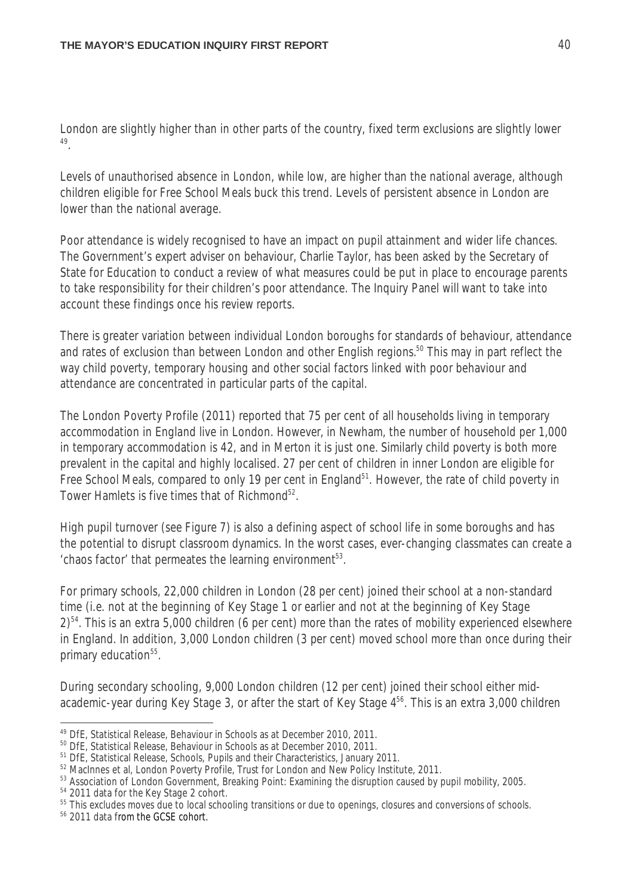London are slightly higher than in other parts of the country, fixed term exclusions are slightly lower [49].

Levels of unauthorised absence in London, while low, are higher than the national average, although children eligible for Free School Meals buck this trend. Levels of persistent absence in London are lower than the national average.

Poor attendance is widely recognised to have an impact on pupil attainment and wider life chances. The Government's expert adviser on behaviour, Charlie Taylor, has been asked by the Secretary of State for Education to conduct a review of what measures could be put in place to encourage parents to take responsibility for their children's poor attendance. The Inquiry Panel will want to take into account these findings once his review reports.

There is greater variation between individual London boroughs for standards of behaviour, attendance and rates of exclusion than between London and other English regions.[50] This may in part reflect the way child poverty, temporary housing and other social factors linked with poor behaviour and attendance are concentrated in particular parts of the capital.

The London Poverty Profile (2011) reported that 75 per cent of all households living in temporary accommodation in England live in London. However, in Newham, the number of household per 1,000 in temporary accommodation is 42, and in Merton it is just one. Similarly child poverty is both more prevalent in the capital and highly localised. 27 per cent of children in inner London are eligible for Free School Meals, compared to only 19 per cent in England[51]. However, the rate of child poverty in Tower Hamlets is five times that of Richmond[52].

High pupil turnover (see Figure 7) is also a defining aspect of school life in some boroughs and has the potential to disrupt classroom dynamics. In the worst cases, ever-changing classmates can create a 'chaos factor' that permeates the learning environment[53].

For primary schools, 22,000 children in London (28 per cent) joined their school at a non-standard time (i.e. not at the beginning of Key Stage 1 or earlier and not at the beginning of Key Stage 2)[54]. This is an extra 5,000 children (6 per cent) more than the rates of mobility experienced elsewhere in England. In addition, 3,000 London children (3 per cent) moved school more than once during their primary education[55].

During secondary schooling, 9,000 London children (12 per cent) joined their school either mid-academic-year during Key Stage 3, or after the start of Key Stage 4[56]. This is an extra 3,000 children

---

[49] DfE, Statistical Release, Behaviour in Schools as at December 2010, 2011.

[50] DfE, Statistical Release, Behaviour in Schools as at December 2010, 2011.

[51] DfE, Statistical Release, Schools, Pupils and their Characteristics, January 2011.

[52] MacInnes et al, London Poverty Profile, Trust for London and New Policy Institute, 2011.

[53] Association of London Government, Breaking Point: Examining the disruption caused by pupil mobility, 2005.

[54] 2011 data for the Key Stage 2 cohort.

[55] This excludes moves due to local schooling transitions or due to openings, closures and conversions of schools.

[56] 2011 data from the GCSE cohort.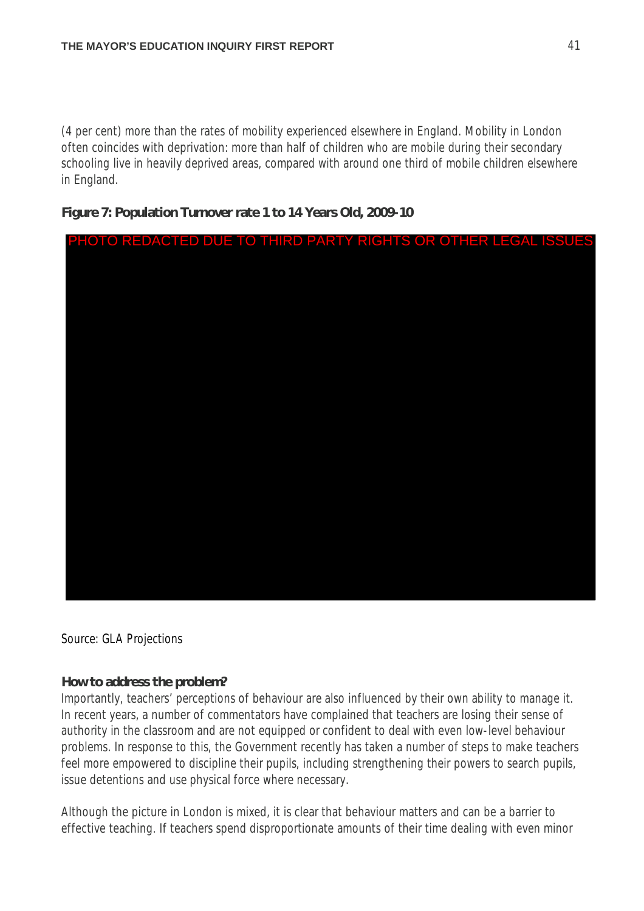(4 per cent) more than the rates of mobility experienced elsewhere in England. Mobility in London often coincides with deprivation: more than half of children who are mobile during their secondary schooling live in heavily deprived areas, compared with around one third of mobile children elsewhere in England.

**Figure 7: Population Turnover rate 1 to 14 Years Old, 2009-10**

PHOTO REDACTED DUE TO THIRD PARTY RIGHTS OR OTHER LEGAL ISSUES

Source: GLA Projections

**How to address the problem?**

Importantly, teachers' perceptions of behaviour are also influenced by their own ability to manage it. In recent years, a number of commentators have complained that teachers are losing their sense of authority in the classroom and are not equipped or confident to deal with even low-level behaviour problems. In response to this, the Government recently has taken a number of steps to make teachers feel more empowered to discipline their pupils, including strengthening their powers to search pupils, issue detentions and use physical force where necessary.

Although the picture in London is mixed, it is clear that behaviour matters and can be a barrier to effective teaching. If teachers spend disproportionate amounts of their time dealing with even minor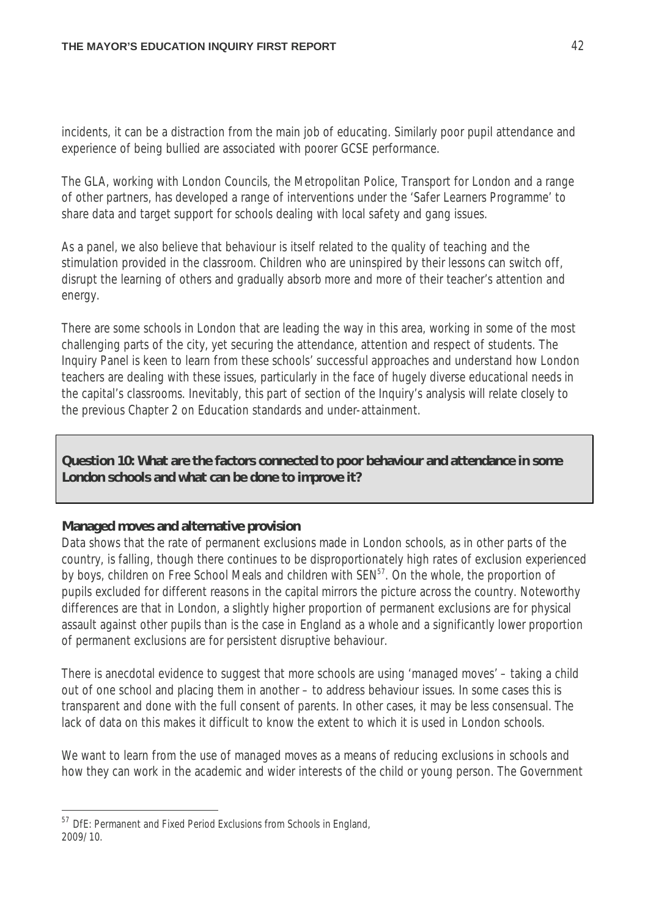incidents, it can be a distraction from the main job of educating. Similarly poor pupil attendance and experience of being bullied are associated with poorer GCSE performance.

The GLA, working with London Councils, the Metropolitan Police, Transport for London and a range of other partners, has developed a range of interventions under the 'Safer Learners Programme' to share data and target support for schools dealing with local safety and gang issues.

As a panel, we also believe that behaviour is itself related to the quality of teaching and the stimulation provided in the classroom. Children who are uninspired by their lessons can switch off, disrupt the learning of others and gradually absorb more and more of their teacher's attention and energy.

There are some schools in London that are leading the way in this area, working in some of the most challenging parts of the city, yet securing the attendance, attention and respect of students. The Inquiry Panel is keen to learn from these schools' successful approaches and understand how London teachers are dealing with these issues, particularly in the face of hugely diverse educational needs in the capital's classrooms. Inevitably, this part of section of the Inquiry's analysis will relate closely to the previous Chapter 2 on Education standards and under-attainment.

**Question 10: What are the factors connected to poor behaviour and attendance in some London schools and what can be done to improve it?**

**Managed moves and alternative provision**

Data shows that the rate of permanent exclusions made in London schools, as in other parts of the country, is falling, though there continues to be disproportionately high rates of exclusion experienced by boys, children on Free School Meals and children with SEN[57]. On the whole, the proportion of pupils excluded for different reasons in the capital mirrors the picture across the country. Noteworthy differences are that in London, a slightly higher proportion of permanent exclusions are for physical assault against other pupils than is the case in England as a whole and a significantly lower proportion of permanent exclusions are for persistent disruptive behaviour.

There is anecdotal evidence to suggest that more schools are using 'managed moves' – taking a child out of one school and placing them in another – to address behaviour issues. In some cases this is transparent and done with the full consent of parents. In other cases, it may be less consensual. The lack of data on this makes it difficult to know the extent to which it is used in London schools.

We want to learn from the use of managed moves as a means of reducing exclusions in schools and how they can work in the academic and wider interests of the child or young person. The Government

[57] DfE: Permanent and Fixed Period Exclusions from Schools in England, 2009/10.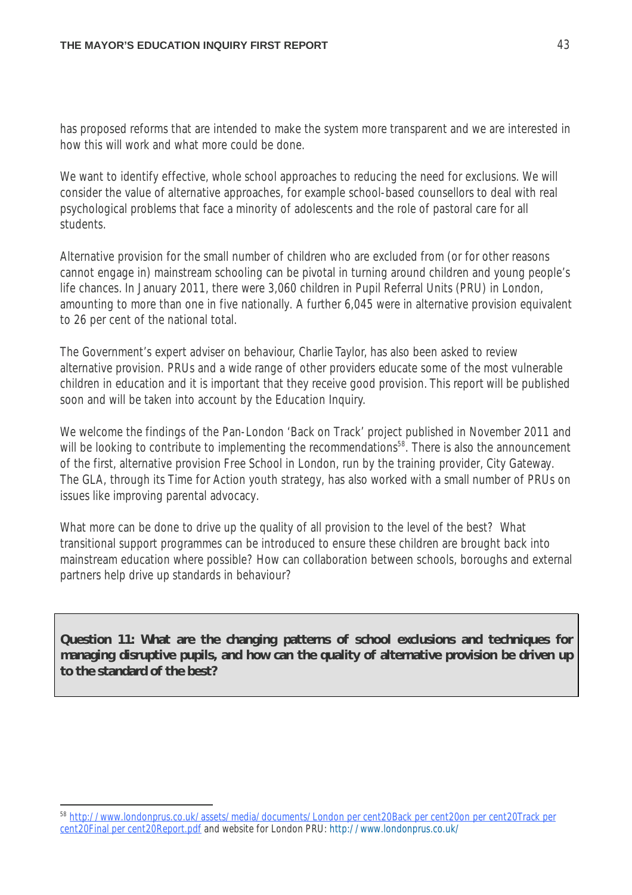has proposed reforms that are intended to make the system more transparent and we are interested in how this will work and what more could be done.

We want to identify effective, whole school approaches to reducing the need for exclusions. We will consider the value of alternative approaches, for example school-based counsellors to deal with real psychological problems that face a minority of adolescents and the role of pastoral care for all students.

Alternative provision for the small number of children who are excluded from (or for other reasons cannot engage in) mainstream schooling can be pivotal in turning around children and young people's life chances. In January 2011, there were 3,060 children in Pupil Referral Units (PRU) in London, amounting to more than one in five nationally. A further 6,045 were in alternative provision equivalent to 26 per cent of the national total.

The Government's expert adviser on behaviour, Charlie Taylor, has also been asked to review alternative provision. PRUs and a wide range of other providers educate some of the most vulnerable children in education and it is important that they receive good provision. This report will be published soon and will be taken into account by the Education Inquiry.

We welcome the findings of the Pan-London 'Back on Track' project published in November 2011 and will be looking to contribute to implementing the recommendations[58]. There is also the announcement of the first, alternative provision Free School in London, run by the training provider, City Gateway. The GLA, through its Time for Action youth strategy, has also worked with a small number of PRUs on issues like improving parental advocacy.

What more can be done to drive up the quality of all provision to the level of the best? What transitional support programmes can be introduced to ensure these children are brought back into mainstream education where possible? How can collaboration between schools, boroughs and external partners help drive up standards in behaviour?

**Question 11: What are the changing patterns of school exclusions and techniques for managing disruptive pupils, and how can the quality of alternative provision be driven up to the standard of the best?**

---

[58] http://www.londonprus.co.uk/assets/media/documents/London per cent20Back per cent20on per cent20Track per cent20Final per cent20Report.pdf and website for London PRU: http://www.londonprus.co.uk/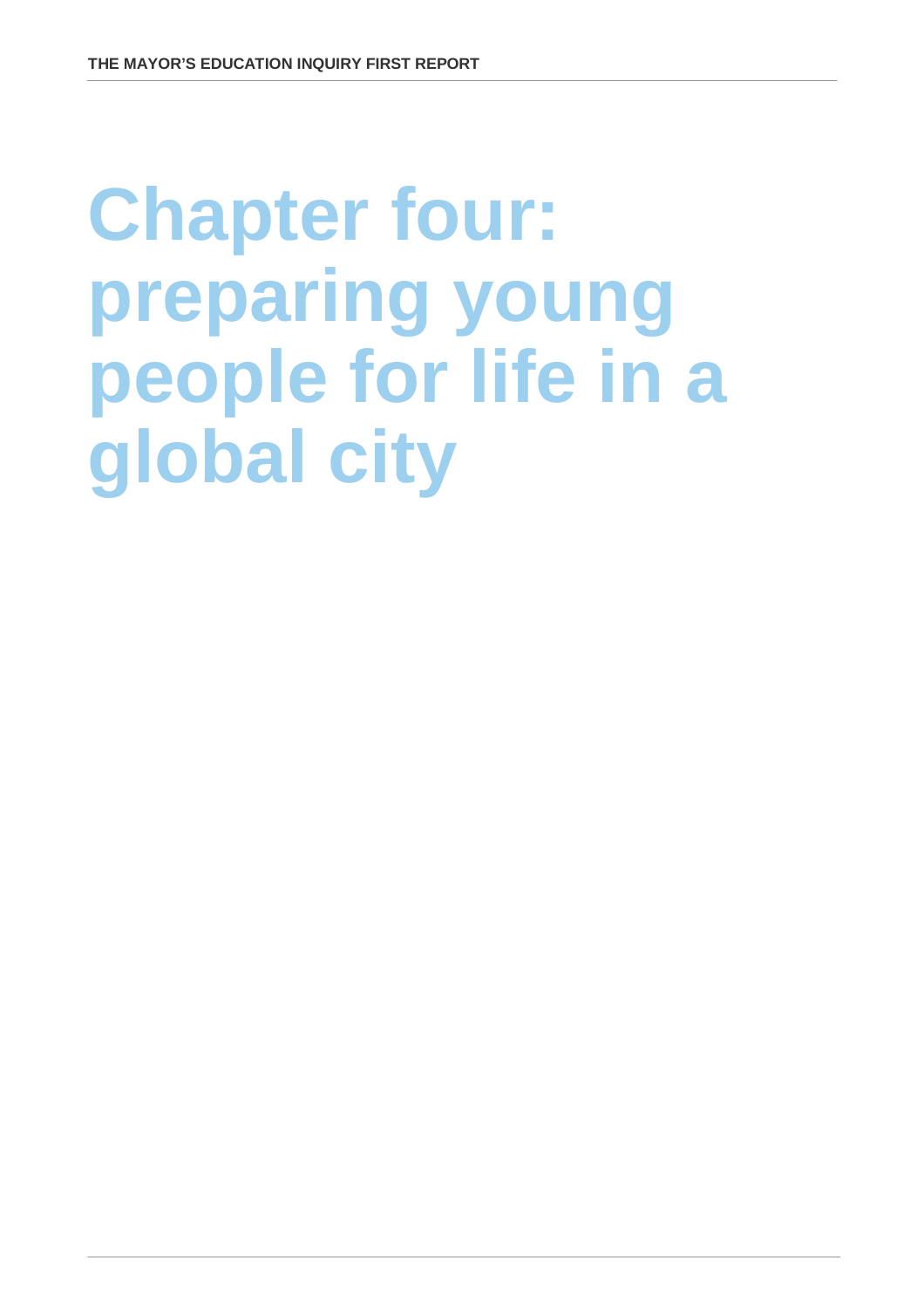# Chapter four: preparing young people for life in a global city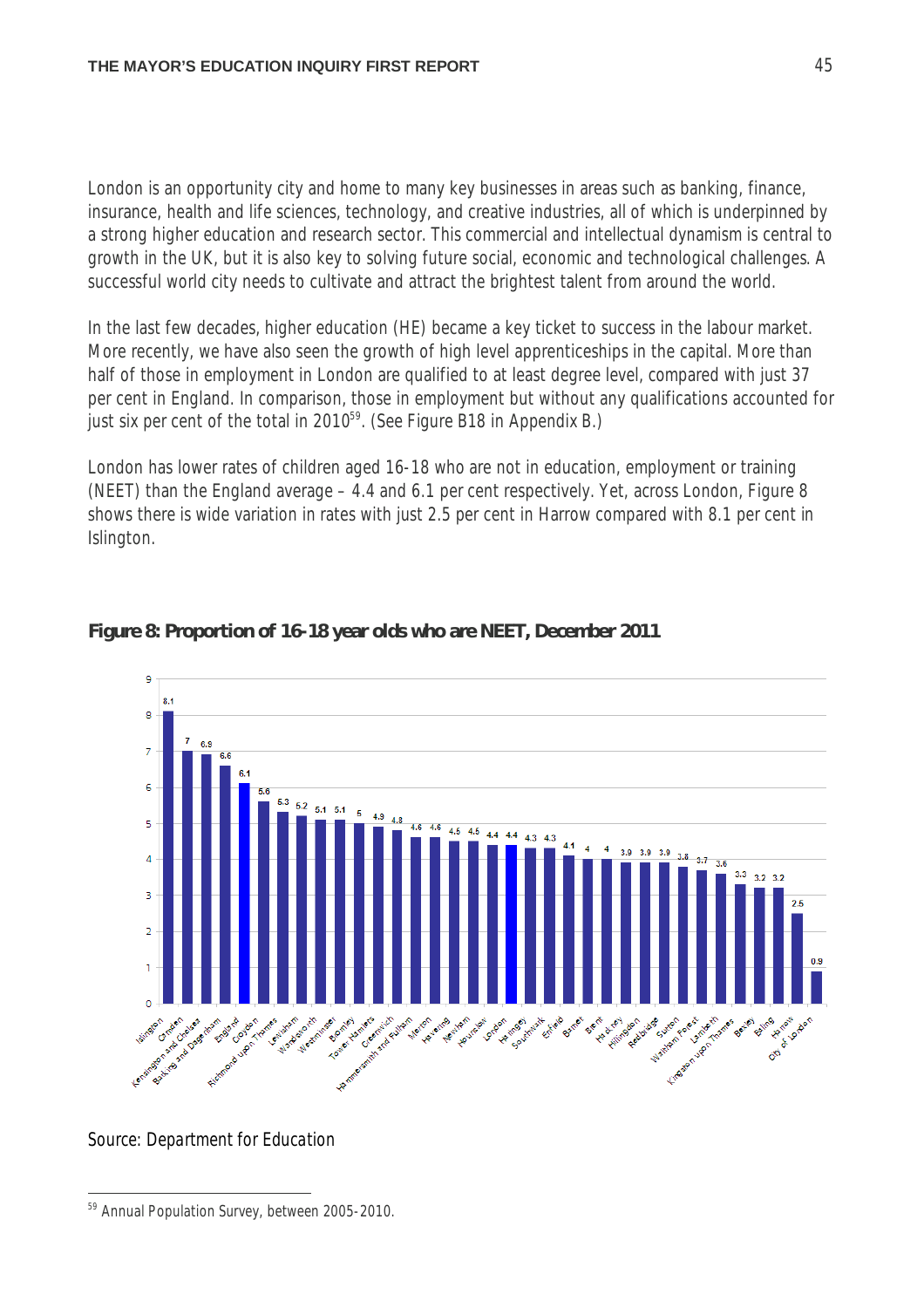London is an opportunity city and home to many key businesses in areas such as banking, finance, insurance, health and life sciences, technology, and creative industries, all of which is underpinned by a strong higher education and research sector. This commercial and intellectual dynamism is central to growth in the UK, but it is also key to solving future social, economic and technological challenges. A successful world city needs to cultivate and attract the brightest talent from around the world.

In the last few decades, higher education (HE) became a key ticket to success in the labour market. More recently, we have also seen the growth of high level apprenticeships in the capital. More than half of those in employment in London are qualified to at least degree level, compared with just 37 per cent in England. In comparison, those in employment but without any qualifications accounted for just six per cent of the total in 2010[59]. (See Figure B18 in Appendix B.)

London has lower rates of children aged 16-18 who are not in education, employment or training (NEET) than the England average – 4.4 and 6.1 per cent respectively. Yet, across London, Figure 8 shows there is wide variation in rates with just 2.5 per cent in Harrow compared with 8.1 per cent in Islington.

**Figure 8: Proportion of 16-18 year olds who are NEET, December 2011**

| Area | NEET (%) |
|---|---|
| Islington | 8.1 |
| Camden | 7 |
| Kensington and Chelsea | 6.9 |
| Barking and Dagenham | 6.6 |
| England | 6.1 |
| Croydon | 5.6 |
| Richmond upon Thames | 5.3 |
| Lewisham | 5.2 |
| Wandsworth | 5.1 |
| Westminster | 5.1 |
| Bromley | 5 |
| Tower Hamlets | 4.9 |
| Greenwich | 4.8 |
| Hammersmith and Fulham | 4.6 |
| Merton | 4.6 |
| Havering | 4.5 |
| Newham | 4.5 |
| Hounslow | 4.4 |
| London | 4.4 |
| Haringey | 4.3 |
| Southwark | 4.3 |
| Enfield | 4.1 |
| Barnet | 4 |
| Brent | 4 |
| Hackney | 3.9 |
| Hillingdon | 3.9 |
| Redbridge | 3.9 |
| Sutton | 3.8 |
| Waltham Forest | 3.7 |
| Lambeth | 3.6 |
| Kingston upon Thames | 3.3 |
| Bexley | 3.2 |
| Ealing | 3.2 |
| Harrow | 2.5 |
| City of London | 0.9 |

*Source: Department for Education*

---

[59] Annual Population Survey, between 2005-2010.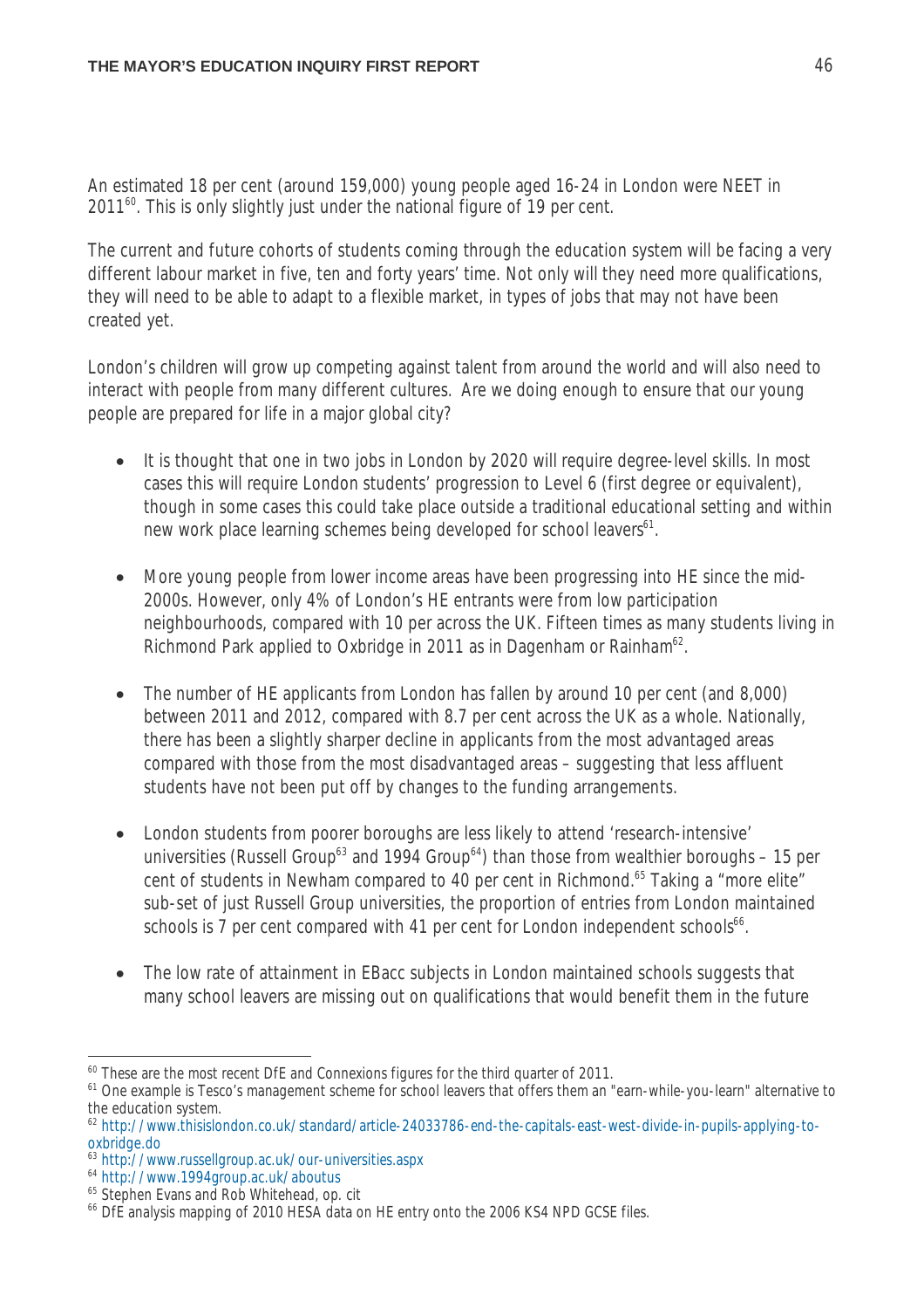An estimated 18 per cent (around 159,000) young people aged 16-24 in London were NEET in 2011[60]. This is only slightly just under the national figure of 19 per cent.

The current and future cohorts of students coming through the education system will be facing a very different labour market in five, ten and forty years' time. Not only will they need more qualifications, they will need to be able to adapt to a flexible market, in types of jobs that may not have been created yet.

London's children will grow up competing against talent from around the world and will also need to interact with people from many different cultures. Are we doing enough to ensure that our young people are prepared for life in a major global city?

- It is thought that one in two jobs in London by 2020 will require degree-level skills. In most cases this will require London students' progression to Level 6 (first degree or equivalent), though in some cases this could take place outside a traditional educational setting and within new work place learning schemes being developed for school leavers[61].

- More young people from lower income areas have been progressing into HE since the mid-2000s. However, only 4% of London's HE entrants were from low participation neighbourhoods, compared with 10 per across the UK. Fifteen times as many students living in Richmond Park applied to Oxbridge in 2011 as in Dagenham or Rainham[62].

- The number of HE applicants from London has fallen by around 10 per cent (and 8,000) between 2011 and 2012, compared with 8.7 per cent across the UK as a whole. Nationally, there has been a slightly sharper decline in applicants from the most advantaged areas compared with those from the most disadvantaged areas – suggesting that less affluent students have not been put off by changes to the funding arrangements.

- London students from poorer boroughs are less likely to attend 'research-intensive' universities (Russell Group[63] and 1994 Group[64]) than those from wealthier boroughs – 15 per cent of students in Newham compared to 40 per cent in Richmond.[65] Taking a "more elite" sub-set of just Russell Group universities, the proportion of entries from London maintained schools is 7 per cent compared with 41 per cent for London independent schools[66].

- The low rate of attainment in EBacc subjects in London maintained schools suggests that many school leavers are missing out on qualifications that would benefit them in the future

---

[60] These are the most recent DfE and Connexions figures for the third quarter of 2011.

[61] One example is Tesco's management scheme for school leavers that offers them an "earn-while-you-learn" alternative to the education system.

[62] http://www.thisislondon.co.uk/standard/article-24033786-end-the-capitals-east-west-divide-in-pupils-applying-to-oxbridge.do

[63] http://www.russellgroup.ac.uk/our-universities.aspx

[64] http://www.1994group.ac.uk/aboutus

[65] Stephen Evans and Rob Whitehead, op. cit

[66] DfE analysis mapping of 2010 HESA data on HE entry onto the 2006 KS4 NPD GCSE files.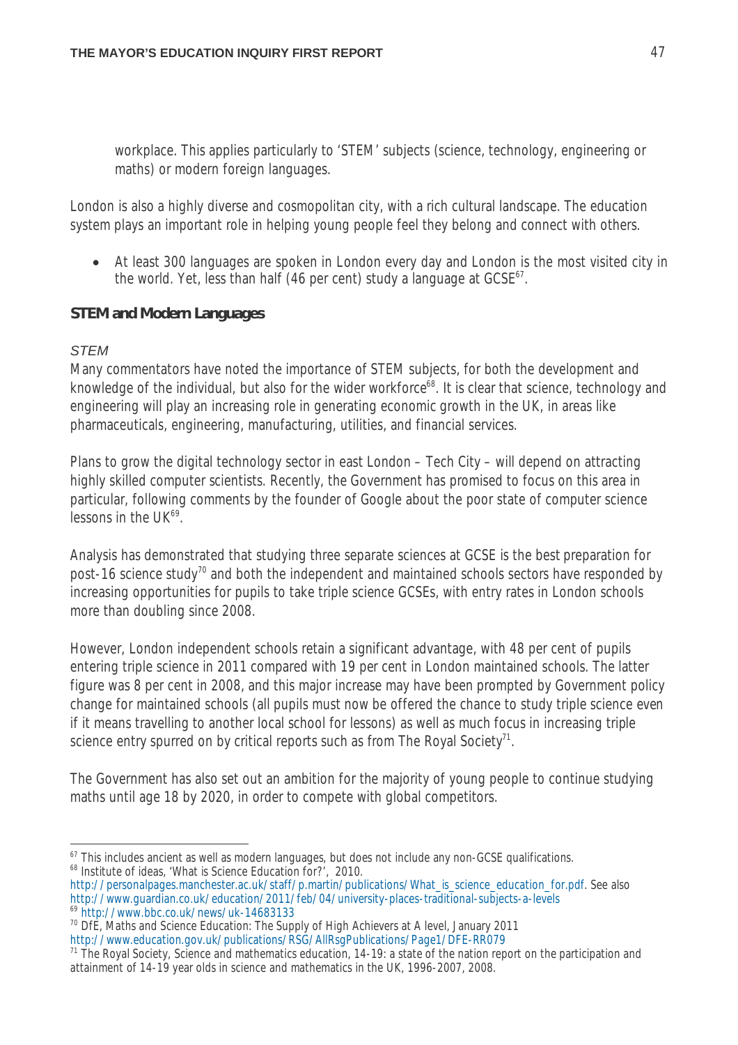workplace. This applies particularly to 'STEM' subjects (science, technology, engineering or maths) or modern foreign languages.

London is also a highly diverse and cosmopolitan city, with a rich cultural landscape. The education system plays an important role in helping young people feel they belong and connect with others.

- At least 300 languages are spoken in London every day and London is the most visited city in the world. Yet, less than half (46 per cent) study a language at GCSE[67].

## STEM and Modern Languages

### *STEM*

Many commentators have noted the importance of STEM subjects, for both the development and knowledge of the individual, but also for the wider workforce[68]. It is clear that science, technology and engineering will play an increasing role in generating economic growth in the UK, in areas like pharmaceuticals, engineering, manufacturing, utilities, and financial services.

Plans to grow the digital technology sector in east London – Tech City – will depend on attracting highly skilled computer scientists. Recently, the Government has promised to focus on this area in particular, following comments by the founder of Google about the poor state of computer science lessons in the UK[69].

Analysis has demonstrated that studying three separate sciences at GCSE is the best preparation for post-16 science study[70] and both the independent and maintained schools sectors have responded by increasing opportunities for pupils to take triple science GCSEs, with entry rates in London schools more than doubling since 2008.

However, London independent schools retain a significant advantage, with 48 per cent of pupils entering triple science in 2011 compared with 19 per cent in London maintained schools. The latter figure was 8 per cent in 2008, and this major increase may have been prompted by Government policy change for maintained schools (all pupils must now be offered the chance to study triple science even if it means travelling to another local school for lessons) as well as much focus in increasing triple science entry spurred on by critical reports such as from The Royal Society[71].

The Government has also set out an ambition for the majority of young people to continue studying maths until age 18 by 2020, in order to compete with global competitors.

---

[67] This includes ancient as well as modern languages, but does not include any non-GCSE qualifications.

[68] Institute of ideas, 'What is Science Education for?', 2010. http://personalpages.manchester.ac.uk/staff/p.martin/publications/What_is_science_education_for.pdf. See also http://www.guardian.co.uk/education/2011/feb/04/university-places-traditional-subjects-a-levels

[69] http://www.bbc.co.uk/news/uk-14683133

[70] DfE, Maths and Science Education: The Supply of High Achievers at A level, January 2011 http://www.education.gov.uk/publications/RSG/AllRsgPublications/Page1/DFE-RR079

[71] The Royal Society, Science and mathematics education, 14-19: a state of the nation report on the participation and attainment of 14-19 year olds in science and mathematics in the UK, 1996-2007, 2008.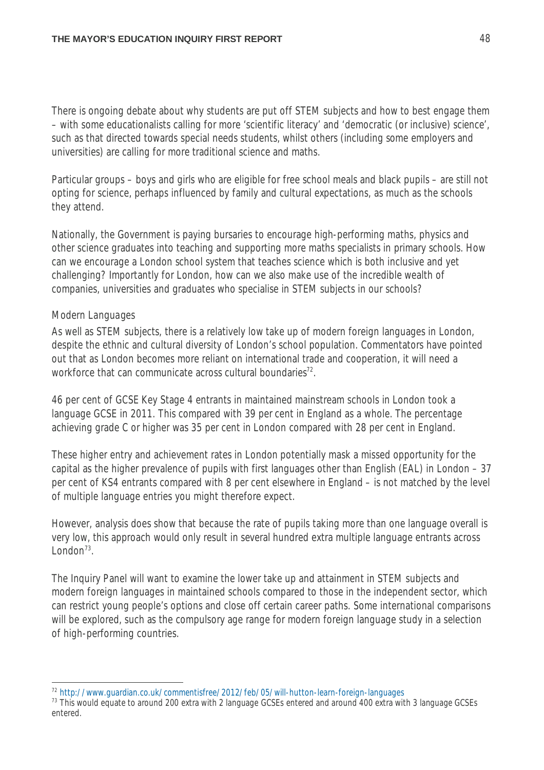There is ongoing debate about why students are put off STEM subjects and how to best engage them – with some educationalists calling for more 'scientific literacy' and 'democratic (or inclusive) science', such as that directed towards special needs students, whilst others (including some employers and universities) are calling for more traditional science and maths.

Particular groups – boys and girls who are eligible for free school meals and black pupils – are still not opting for science, perhaps influenced by family and cultural expectations, as much as the schools they attend.

Nationally, the Government is paying bursaries to encourage high-performing maths, physics and other science graduates into teaching and supporting more maths specialists in primary schools. How can we encourage a London school system that teaches science which is both inclusive and yet challenging? Importantly for London, how can we also make use of the incredible wealth of companies, universities and graduates who specialise in STEM subjects in our schools?

### Modern Languages

As well as STEM subjects, there is a relatively low take up of modern foreign languages in London, despite the ethnic and cultural diversity of London's school population. Commentators have pointed out that as London becomes more reliant on international trade and cooperation, it will need a workforce that can communicate across cultural boundaries[72].

46 per cent of GCSE Key Stage 4 entrants in maintained mainstream schools in London took a language GCSE in 2011. This compared with 39 per cent in England as a whole. The percentage achieving grade C or higher was 35 per cent in London compared with 28 per cent in England.

These higher entry and achievement rates in London potentially mask a missed opportunity for the capital as the higher prevalence of pupils with first languages other than English (EAL) in London – 37 per cent of KS4 entrants compared with 8 per cent elsewhere in England – is not matched by the level of multiple language entries you might therefore expect.

However, analysis does show that because the rate of pupils taking more than one language overall is very low, this approach would only result in several hundred extra multiple language entrants across London[73].

The Inquiry Panel will want to examine the lower take up and attainment in STEM subjects and modern foreign languages in maintained schools compared to those in the independent sector, which can restrict young people's options and close off certain career paths. Some international comparisons will be explored, such as the compulsory age range for modern foreign language study in a selection of high-performing countries.

---

[72] http://www.guardian.co.uk/commentisfree/2012/feb/05/will-hutton-learn-foreign-languages

[73] This would equate to around 200 extra with 2 language GCSEs entered and around 400 extra with 3 language GCSEs entered.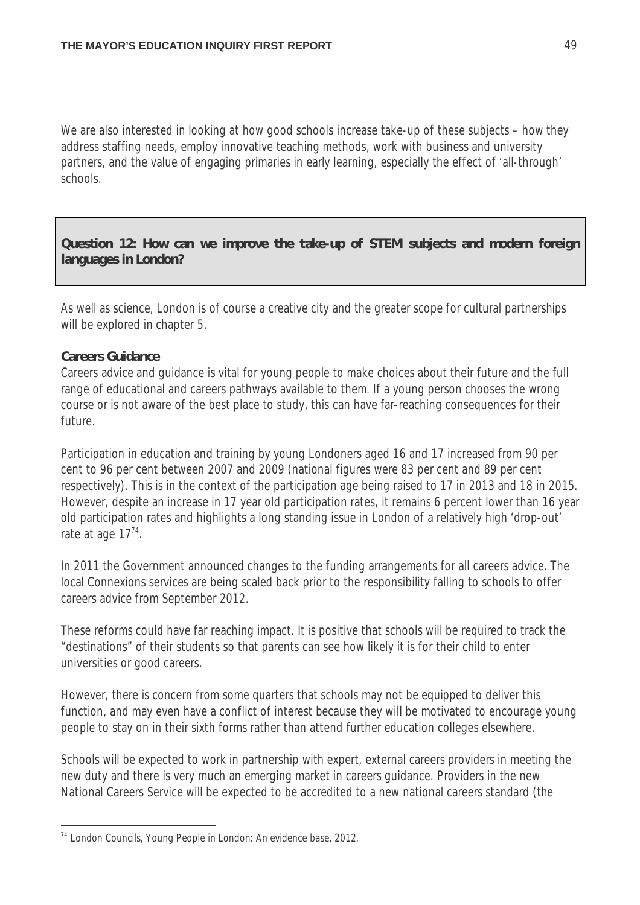We are also interested in looking at how good schools increase take-up of these subjects – how they address staffing needs, employ innovative teaching methods, work with business and university partners, and the value of engaging primaries in early learning, especially the effect of 'all-through' schools.

**Question 12: How can we improve the take-up of STEM subjects and modern foreign languages in London?**

As well as science, London is of course a creative city and the greater scope for cultural partnerships will be explored in chapter 5.

**Careers Guidance**

Careers advice and guidance is vital for young people to make choices about their future and the full range of educational and careers pathways available to them. If a young person chooses the wrong course or is not aware of the best place to study, this can have far-reaching consequences for their future.

Participation in education and training by young Londoners aged 16 and 17 increased from 90 per cent to 96 per cent between 2007 and 2009 (national figures were 83 per cent and 89 per cent respectively). This is in the context of the participation age being raised to 17 in 2013 and 18 in 2015. However, despite an increase in 17 year old participation rates, it remains 6 percent lower than 16 year old participation rates and highlights a long standing issue in London of a relatively high 'drop-out' rate at age 17[74].

In 2011 the Government announced changes to the funding arrangements for all careers advice. The local Connexions services are being scaled back prior to the responsibility falling to schools to offer careers advice from September 2012.

These reforms could have far reaching impact. It is positive that schools will be required to track the "destinations" of their students so that parents can see how likely it is for their child to enter universities or good careers.

However, there is concern from some quarters that schools may not be equipped to deliver this function, and may even have a conflict of interest because they will be motivated to encourage young people to stay on in their sixth forms rather than attend further education colleges elsewhere.

Schools will be expected to work in partnership with expert, external careers providers in meeting the new duty and there is very much an emerging market in careers guidance. Providers in the new National Careers Service will be expected to be accredited to a new national careers standard (the

[74] London Councils, Young People in London: An evidence base, 2012.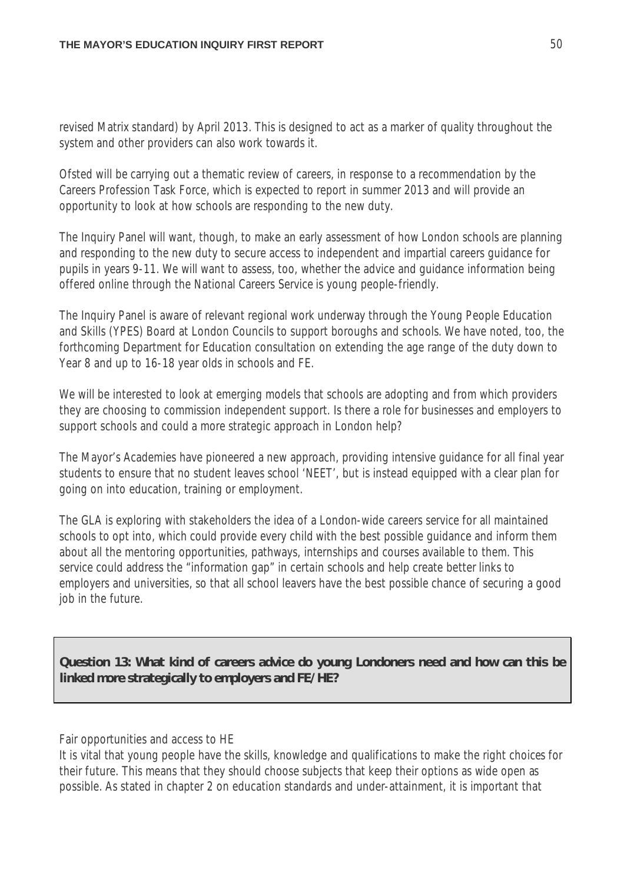revised Matrix standard) by April 2013. This is designed to act as a marker of quality throughout the system and other providers can also work towards it.

Ofsted will be carrying out a thematic review of careers, in response to a recommendation by the Careers Profession Task Force, which is expected to report in summer 2013 and will provide an opportunity to look at how schools are responding to the new duty.

The Inquiry Panel will want, though, to make an early assessment of how London schools are planning and responding to the new duty to secure access to independent and impartial careers guidance for pupils in years 9-11. We will want to assess, too, whether the advice and guidance information being offered online through the National Careers Service is young people-friendly.

The Inquiry Panel is aware of relevant regional work underway through the Young People Education and Skills (YPES) Board at London Councils to support boroughs and schools. We have noted, too, the forthcoming Department for Education consultation on extending the age range of the duty down to Year 8 and up to 16-18 year olds in schools and FE.

We will be interested to look at emerging models that schools are adopting and from which providers they are choosing to commission independent support. Is there a role for businesses and employers to support schools and could a more strategic approach in London help?

The Mayor's Academies have pioneered a new approach, providing intensive guidance for all final year students to ensure that no student leaves school 'NEET', but is instead equipped with a clear plan for going on into education, training or employment.

The GLA is exploring with stakeholders the idea of a London-wide careers service for all maintained schools to opt into, which could provide every child with the best possible guidance and inform them about all the mentoring opportunities, pathways, internships and courses available to them. This service could address the "information gap" in certain schools and help create better links to employers and universities, so that all school leavers have the best possible chance of securing a good job in the future.

**Question 13: What kind of careers advice do young Londoners need and how can this be linked more strategically to employers and FE/HE?**

### Fair opportunities and access to HE

It is vital that young people have the skills, knowledge and qualifications to make the right choices for their future. This means that they should choose subjects that keep their options as wide open as possible. As stated in chapter 2 on education standards and under-attainment, it is important that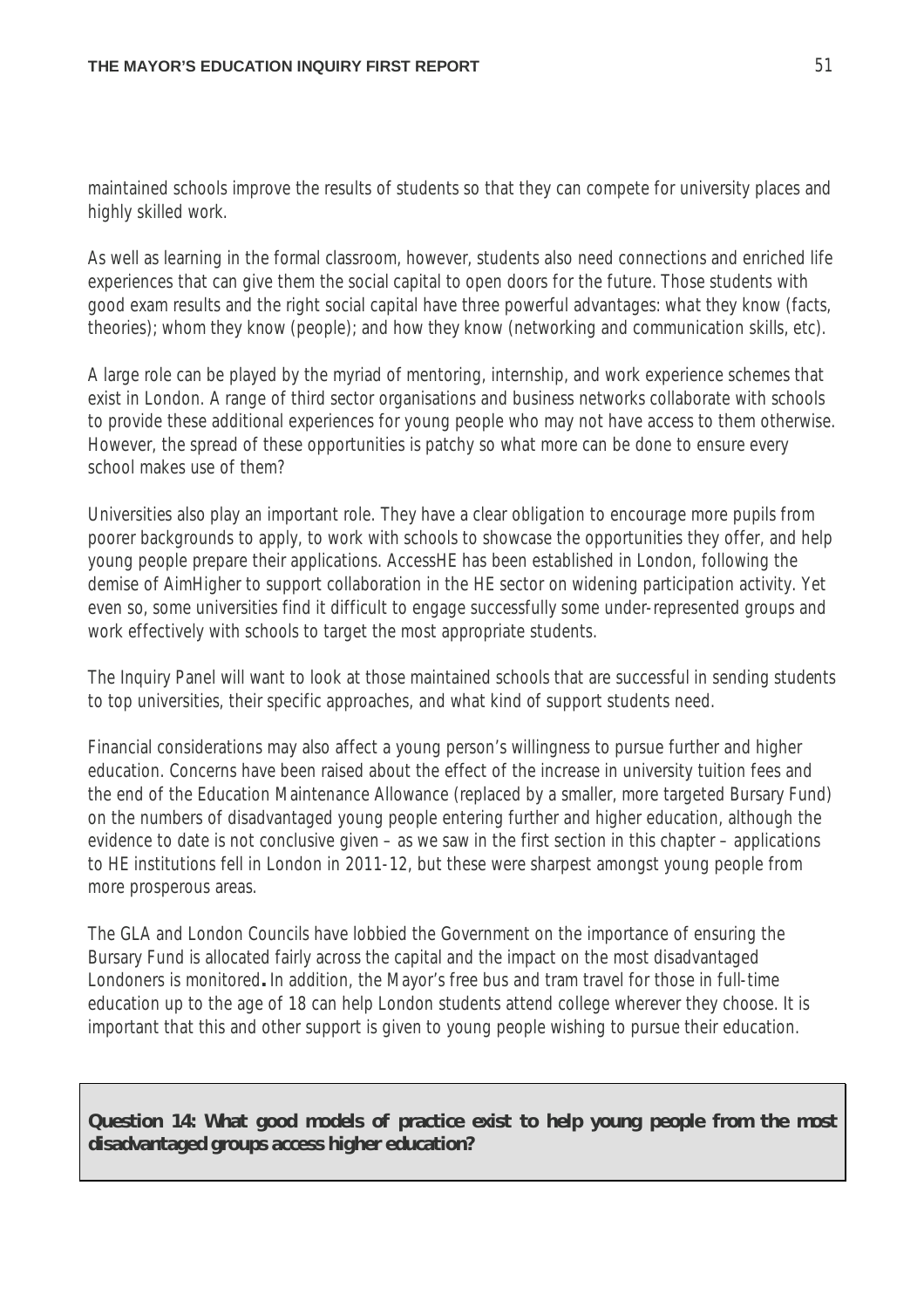maintained schools improve the results of students so that they can compete for university places and highly skilled work.

As well as learning in the formal classroom, however, students also need connections and enriched life experiences that can give them the social capital to open doors for the future. Those students with good exam results and the right social capital have three powerful advantages: what they know (facts, theories); whom they know (people); and how they know (networking and communication skills, etc).

A large role can be played by the myriad of mentoring, internship, and work experience schemes that exist in London. A range of third sector organisations and business networks collaborate with schools to provide these additional experiences for young people who may not have access to them otherwise. However, the spread of these opportunities is patchy so what more can be done to ensure every school makes use of them?

Universities also play an important role. They have a clear obligation to encourage more pupils from poorer backgrounds to apply, to work with schools to showcase the opportunities they offer, and help young people prepare their applications. AccessHE has been established in London, following the demise of AimHigher to support collaboration in the HE sector on widening participation activity. Yet even so, some universities find it difficult to engage successfully some under-represented groups and work effectively with schools to target the most appropriate students.

The Inquiry Panel will want to look at those maintained schools that are successful in sending students to top universities, their specific approaches, and what kind of support students need.

Financial considerations may also affect a young person's willingness to pursue further and higher education. Concerns have been raised about the effect of the increase in university tuition fees and the end of the Education Maintenance Allowance (replaced by a smaller, more targeted Bursary Fund) on the numbers of disadvantaged young people entering further and higher education, although the evidence to date is not conclusive given – as we saw in the first section in this chapter – applications to HE institutions fell in London in 2011-12, but these were sharpest amongst young people from more prosperous areas.

The GLA and London Councils have lobbied the Government on the importance of ensuring the Bursary Fund is allocated fairly across the capital and the impact on the most disadvantaged Londoners is monitored**.** In addition, the Mayor's free bus and tram travel for those in full-time education up to the age of 18 can help London students attend college wherever they choose. It is important that this and other support is given to young people wishing to pursue their education.

**Question 14: What good models of practice exist to help young people from the most disadvantaged groups access higher education?**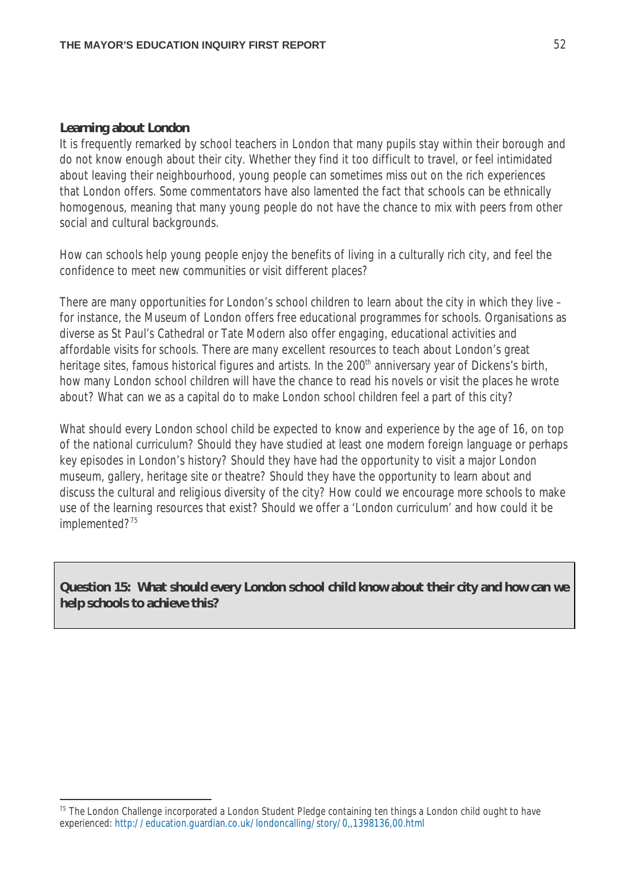## Learning about London

It is frequently remarked by school teachers in London that many pupils stay within their borough and do not know enough about their city. Whether they find it too difficult to travel, or feel intimidated about leaving their neighbourhood, young people can sometimes miss out on the rich experiences that London offers. Some commentators have also lamented the fact that schools can be ethnically homogenous, meaning that many young people do not have the chance to mix with peers from other social and cultural backgrounds.

How can schools help young people enjoy the benefits of living in a culturally rich city, and feel the confidence to meet new communities or visit different places?

There are many opportunities for London's school children to learn about the city in which they live – for instance, the Museum of London offers free educational programmes for schools. Organisations as diverse as St Paul's Cathedral or Tate Modern also offer engaging, educational activities and affordable visits for schools. There are many excellent resources to teach about London's great heritage sites, famous historical figures and artists. In the 200th anniversary year of Dickens's birth, how many London school children will have the chance to read his novels or visit the places he wrote about? What can we as a capital do to make London school children feel a part of this city?

What should every London school child be expected to know and experience by the age of 16, on top of the national curriculum? Should they have studied at least one modern foreign language or perhaps key episodes in London's history? Should they have had the opportunity to visit a major London museum, gallery, heritage site or theatre? Should they have the opportunity to learn about and discuss the cultural and religious diversity of the city? How could we encourage more schools to make use of the learning resources that exist? Should we offer a 'London curriculum' and how could it be implemented?[75]

**Question 15: What should every London school child know about their city and how can we help schools to achieve this?**

---

[75] The London Challenge incorporated a London Student Pledge containing ten things a London child ought to have experienced: http://education.guardian.co.uk/londoncalling/story/0,,1398136,00.html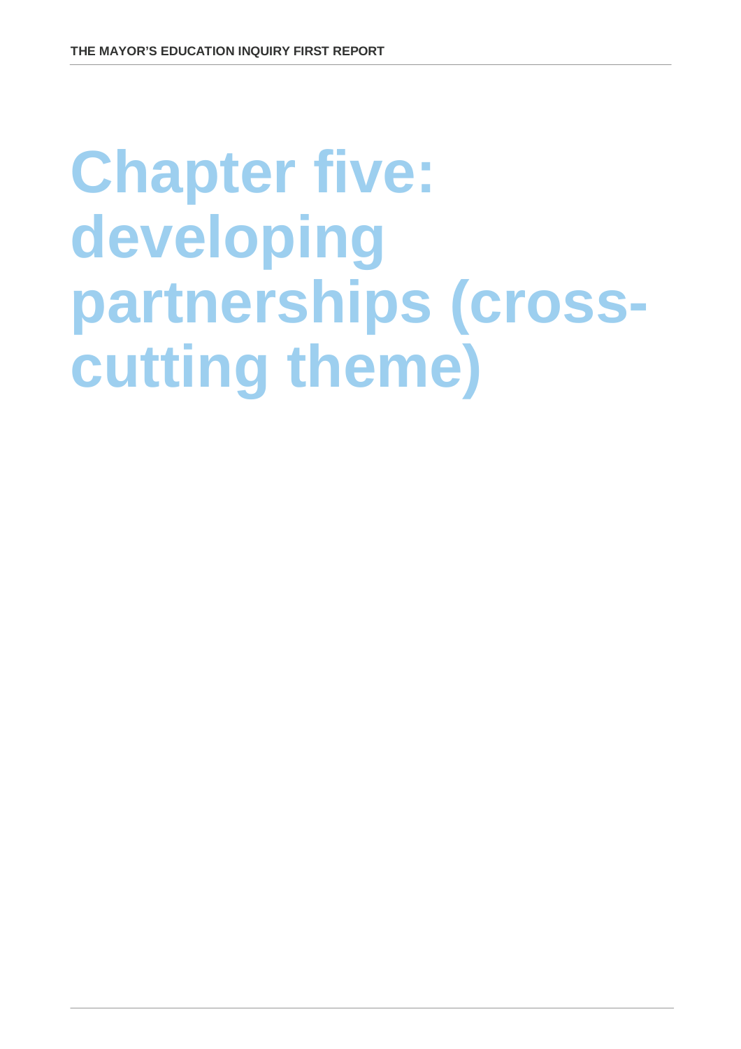# Chapter five: developing partnerships (cross-cutting theme)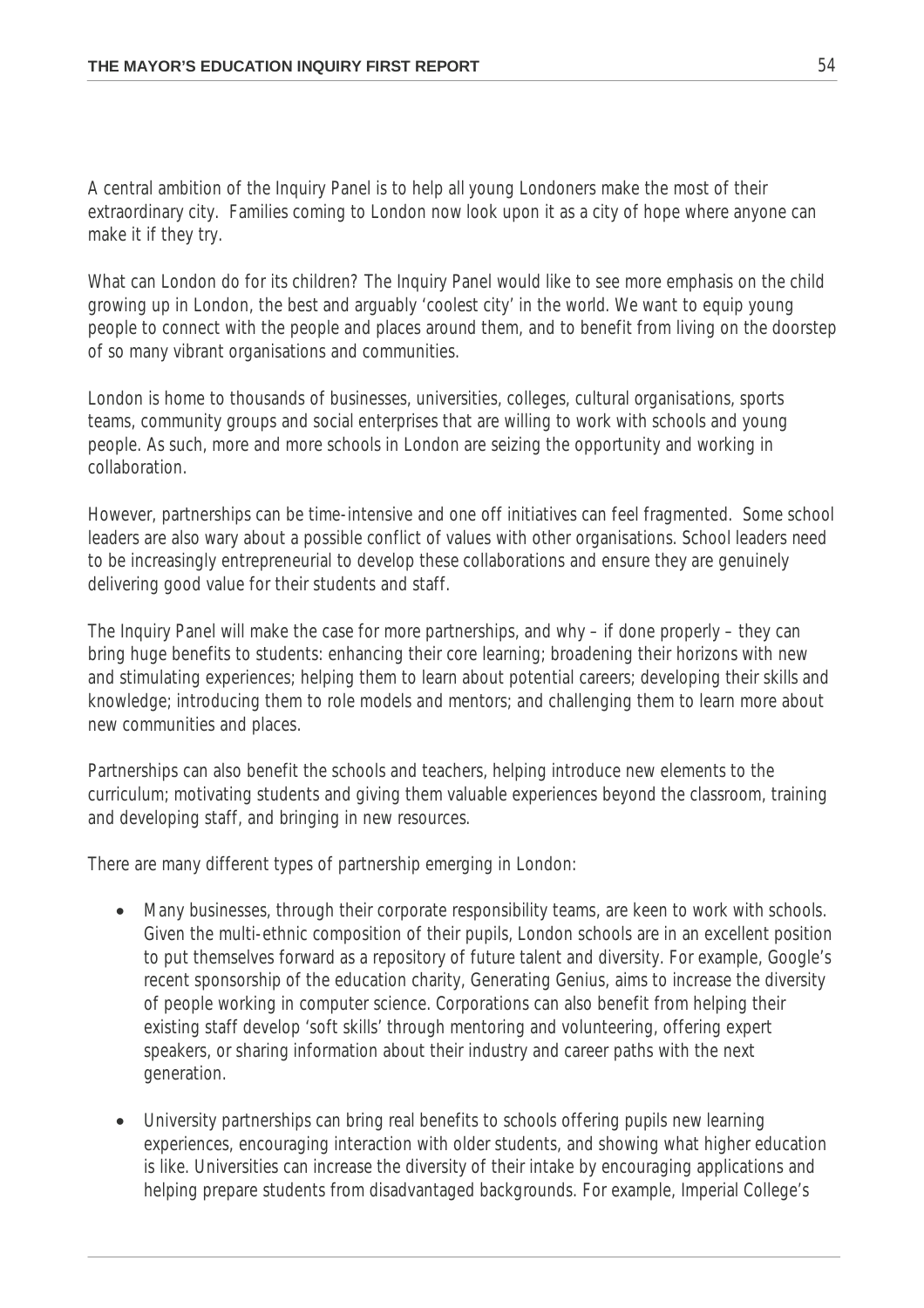A central ambition of the Inquiry Panel is to help all young Londoners make the most of their extraordinary city. Families coming to London now look upon it as a city of hope where anyone can make it if they try.

What can London do for its children? The Inquiry Panel would like to see more emphasis on the child growing up in London, the best and arguably 'coolest city' in the world. We want to equip young people to connect with the people and places around them, and to benefit from living on the doorstep of so many vibrant organisations and communities.

London is home to thousands of businesses, universities, colleges, cultural organisations, sports teams, community groups and social enterprises that are willing to work with schools and young people. As such, more and more schools in London are seizing the opportunity and working in collaboration.

However, partnerships can be time-intensive and one off initiatives can feel fragmented. Some school leaders are also wary about a possible conflict of values with other organisations. School leaders need to be increasingly entrepreneurial to develop these collaborations and ensure they are genuinely delivering good value for their students and staff.

The Inquiry Panel will make the case for more partnerships, and why – if done properly – they can bring huge benefits to students: enhancing their core learning; broadening their horizons with new and stimulating experiences; helping them to learn about potential careers; developing their skills and knowledge; introducing them to role models and mentors; and challenging them to learn more about new communities and places.

Partnerships can also benefit the schools and teachers, helping introduce new elements to the curriculum; motivating students and giving them valuable experiences beyond the classroom, training and developing staff, and bringing in new resources.

There are many different types of partnership emerging in London:

- Many businesses, through their corporate responsibility teams, are keen to work with schools. Given the multi-ethnic composition of their pupils, London schools are in an excellent position to put themselves forward as a repository of future talent and diversity. For example, Google's recent sponsorship of the education charity, Generating Genius, aims to increase the diversity of people working in computer science. Corporations can also benefit from helping their existing staff develop 'soft skills' through mentoring and volunteering, offering expert speakers, or sharing information about their industry and career paths with the next generation.

- University partnerships can bring real benefits to schools offering pupils new learning experiences, encouraging interaction with older students, and showing what higher education is like. Universities can increase the diversity of their intake by encouraging applications and helping prepare students from disadvantaged backgrounds. For example, Imperial College's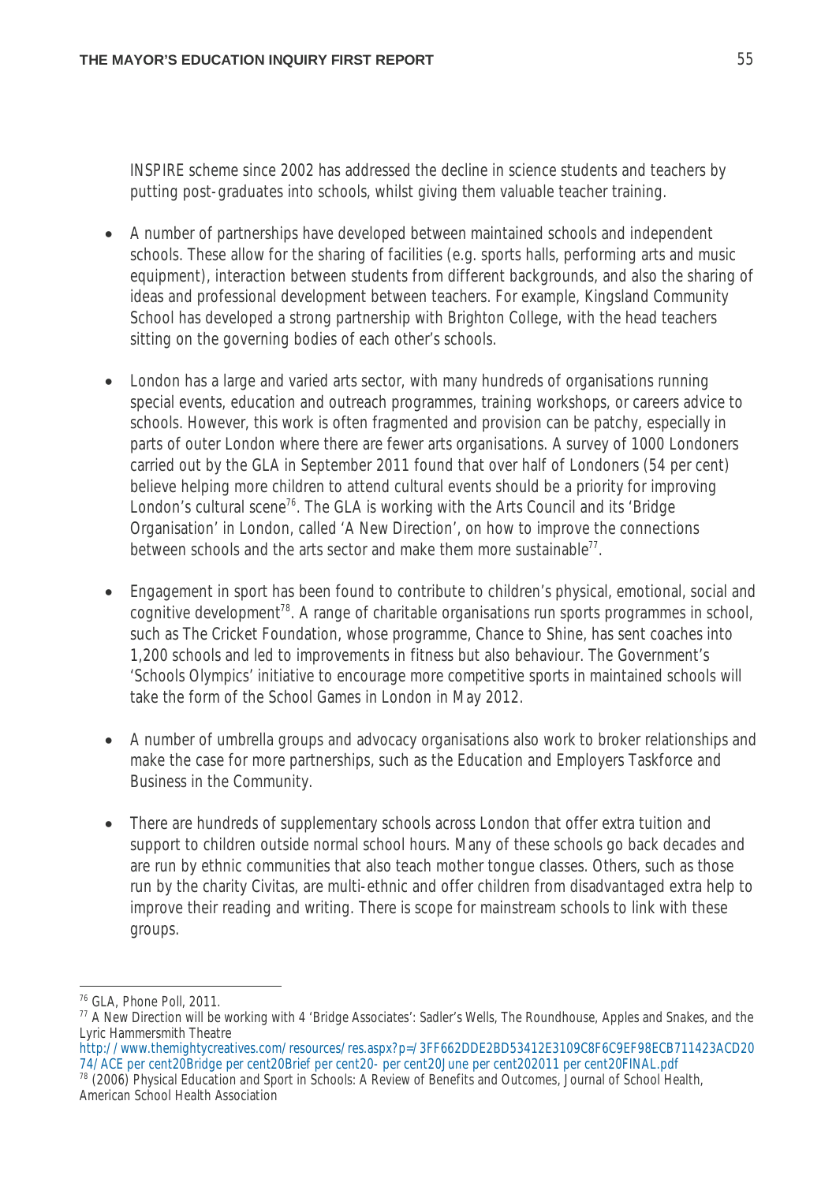INSPIRE scheme since 2002 has addressed the decline in science students and teachers by putting post-graduates into schools, whilst giving them valuable teacher training.

- A number of partnerships have developed between maintained schools and independent schools. These allow for the sharing of facilities (e.g. sports halls, performing arts and music equipment), interaction between students from different backgrounds, and also the sharing of ideas and professional development between teachers. For example, Kingsland Community School has developed a strong partnership with Brighton College, with the head teachers sitting on the governing bodies of each other's schools.

- London has a large and varied arts sector, with many hundreds of organisations running special events, education and outreach programmes, training workshops, or careers advice to schools. However, this work is often fragmented and provision can be patchy, especially in parts of outer London where there are fewer arts organisations. A survey of 1000 Londoners carried out by the GLA in September 2011 found that over half of Londoners (54 per cent) believe helping more children to attend cultural events should be a priority for improving London's cultural scene[76]. The GLA is working with the Arts Council and its 'Bridge Organisation' in London, called 'A New Direction', on how to improve the connections between schools and the arts sector and make them more sustainable[77].

- Engagement in sport has been found to contribute to children's physical, emotional, social and cognitive development[78]. A range of charitable organisations run sports programmes in school, such as The Cricket Foundation, whose programme, Chance to Shine, has sent coaches into 1,200 schools and led to improvements in fitness but also behaviour. The Government's 'Schools Olympics' initiative to encourage more competitive sports in maintained schools will take the form of the School Games in London in May 2012.

- A number of umbrella groups and advocacy organisations also work to broker relationships and make the case for more partnerships, such as the Education and Employers Taskforce and Business in the Community.

- There are hundreds of supplementary schools across London that offer extra tuition and support to children outside normal school hours. Many of these schools go back decades and are run by ethnic communities that also teach mother tongue classes. Others, such as those run by the charity Civitas, are multi-ethnic and offer children from disadvantaged extra help to improve their reading and writing. There is scope for mainstream schools to link with these groups.

---

[76] GLA, Phone Poll, 2011.

[77] A New Direction will be working with 4 'Bridge Associates': Sadler's Wells, The Roundhouse, Apples and Snakes, and the Lyric Hammersmith Theatre http://www.themightycreatives.com/resources/res.aspx?p=/3FF662DDE2BD53412E3109C8F6C9EF98ECB711423ACD2074/ACE per cent20Bridge per cent20Brief per cent20- per cent20June per cent202011 per cent20FINAL.pdf

[78] (2006) Physical Education and Sport in Schools: A Review of Benefits and Outcomes, Journal of School Health, American School Health Association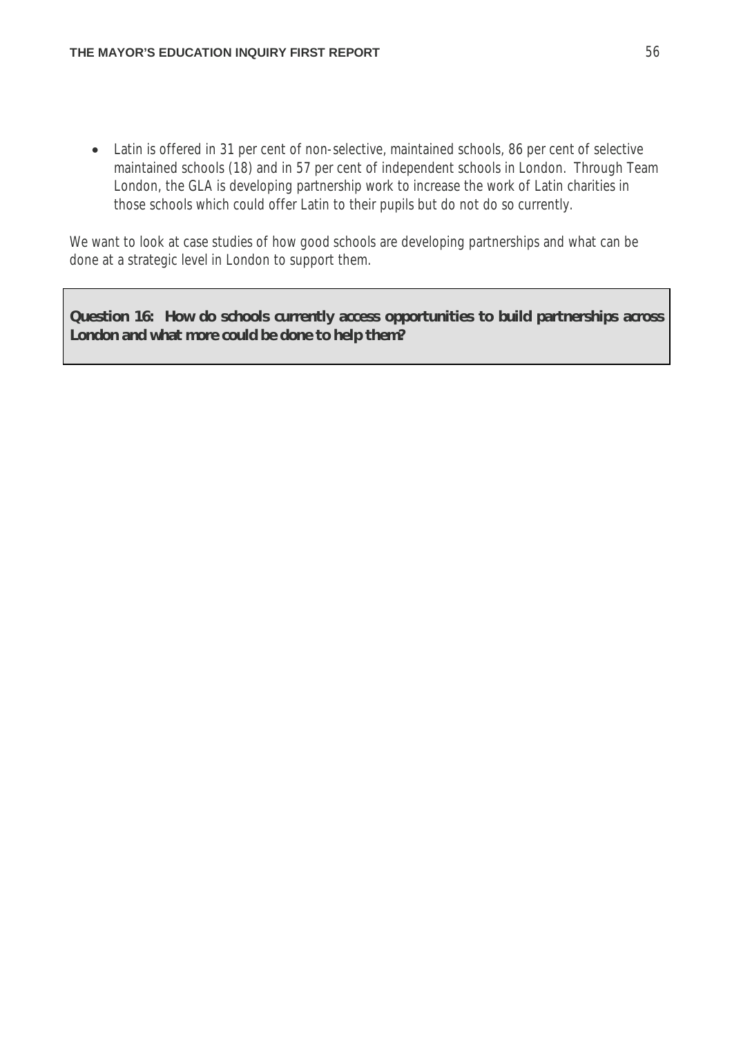- Latin is offered in 31 per cent of non-selective, maintained schools, 86 per cent of selective maintained schools (18) and in 57 per cent of independent schools in London. Through Team London, the GLA is developing partnership work to increase the work of Latin charities in those schools which could offer Latin to their pupils but do not do so currently.

We want to look at case studies of how good schools are developing partnerships and what can be done at a strategic level in London to support them.

**Question 16: How do schools currently access opportunities to build partnerships across London and what more could be done to help them?**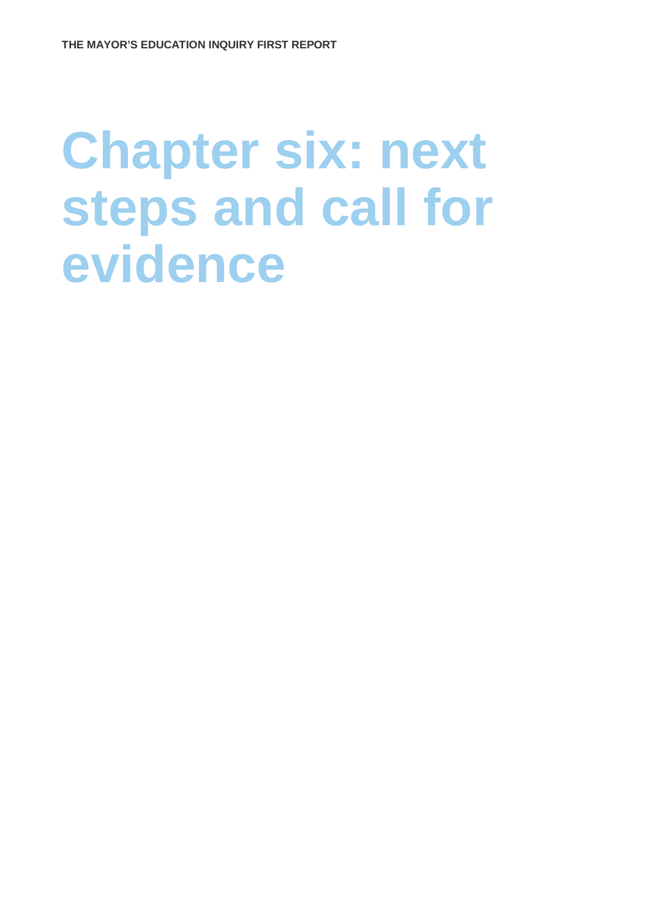# Chapter six: next steps and call for evidence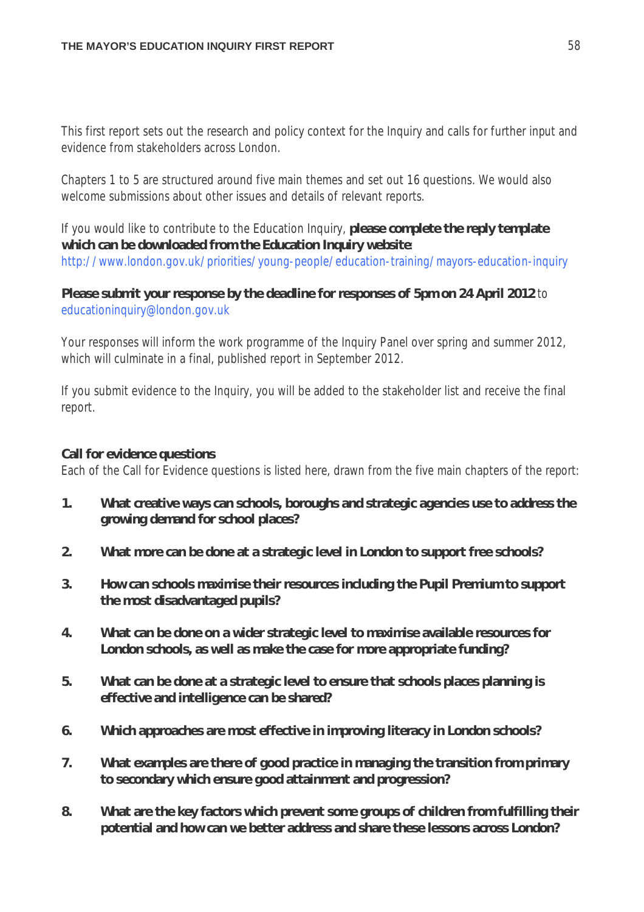This first report sets out the research and policy context for the Inquiry and calls for further input and evidence from stakeholders across London.

Chapters 1 to 5 are structured around five main themes and set out 16 questions. We would also welcome submissions about other issues and details of relevant reports.

If you would like to contribute to the Education Inquiry, **please complete the reply template which can be downloaded from the Education Inquiry website:** http://www.london.gov.uk/priorities/young-people/education-training/mayors-education-inquiry

**Please submit your response by the deadline for responses of 5pm on 24 April 2012** to educationinquiry@london.gov.uk

Your responses will inform the work programme of the Inquiry Panel over spring and summer 2012, which will culminate in a final, published report in September 2012.

If you submit evidence to the Inquiry, you will be added to the stakeholder list and receive the final report.

**Call for evidence questions**

Each of the Call for Evidence questions is listed here, drawn from the five main chapters of the report:

1. **What creative ways can schools, boroughs and strategic agencies use to address the growing demand for school places?**

2. **What more can be done at a strategic level in London to support free schools?**

3. **How can schools maximise their resources including the Pupil Premium to support the most disadvantaged pupils?**

4. **What can be done on a wider strategic level to maximise available resources for London schools, as well as make the case for more appropriate funding?**

5. **What can be done at a strategic level to ensure that schools places planning is effective and intelligence can be shared?**

6. **Which approaches are most effective in improving literacy in London schools?**

7. **What examples are there of good practice in managing the transition from primary to secondary which ensure good attainment and progression?**

8. **What are the key factors which prevent some groups of children from fulfilling their potential and how can we better address and share these lessons across London?**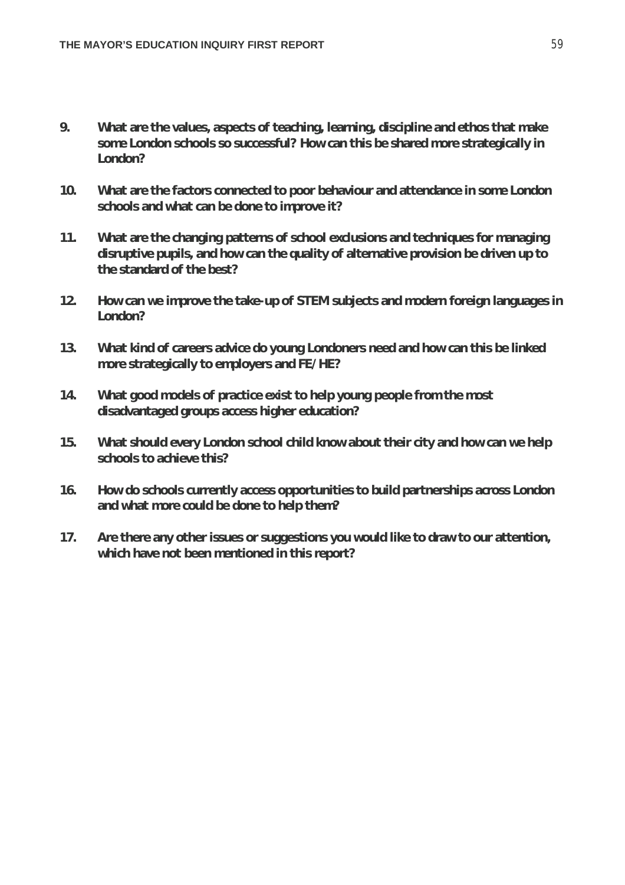9. **What are the values, aspects of teaching, learning, discipline and ethos that make some London schools so successful? How can this be shared more strategically in London?**

10. **What are the factors connected to poor behaviour and attendance in some London schools and what can be done to improve it?**

11. **What are the changing patterns of school exclusions and techniques for managing disruptive pupils, and how can the quality of alternative provision be driven up to the standard of the best?**

12. **How can we improve the take-up of STEM subjects and modern foreign languages in London?**

13. **What kind of careers advice do young Londoners need and how can this be linked more strategically to employers and FE/HE?**

14. **What good models of practice exist to help young people from the most disadvantaged groups access higher education?**

15. **What should every London school child know about their city and how can we help schools to achieve this?**

16. **How do schools currently access opportunities to build partnerships across London and what more could be done to help them?**

17. **Are there any other issues or suggestions you would like to draw to our attention, which have not been mentioned in this report?**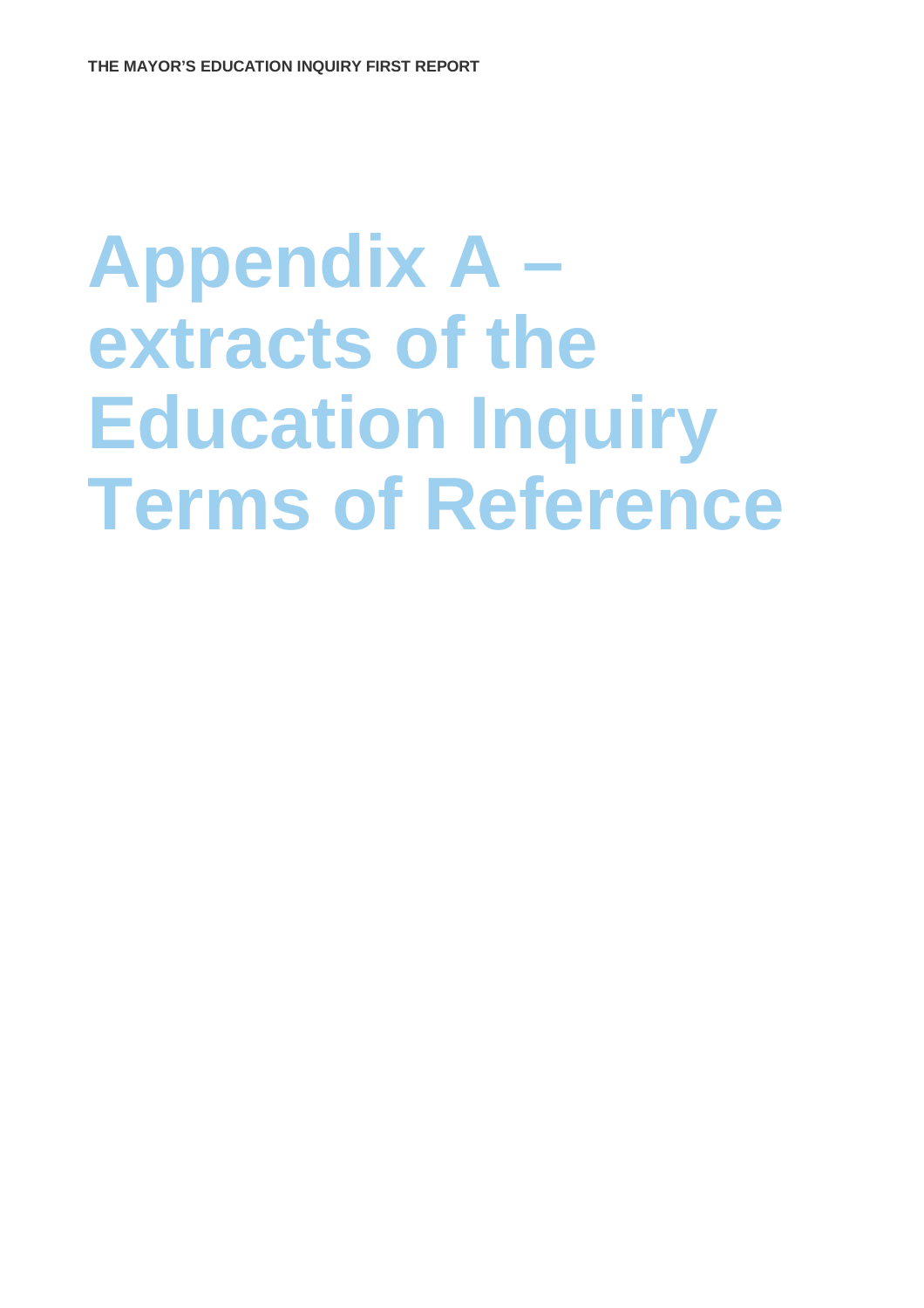# Appendix A – extracts of the Education Inquiry Terms of Reference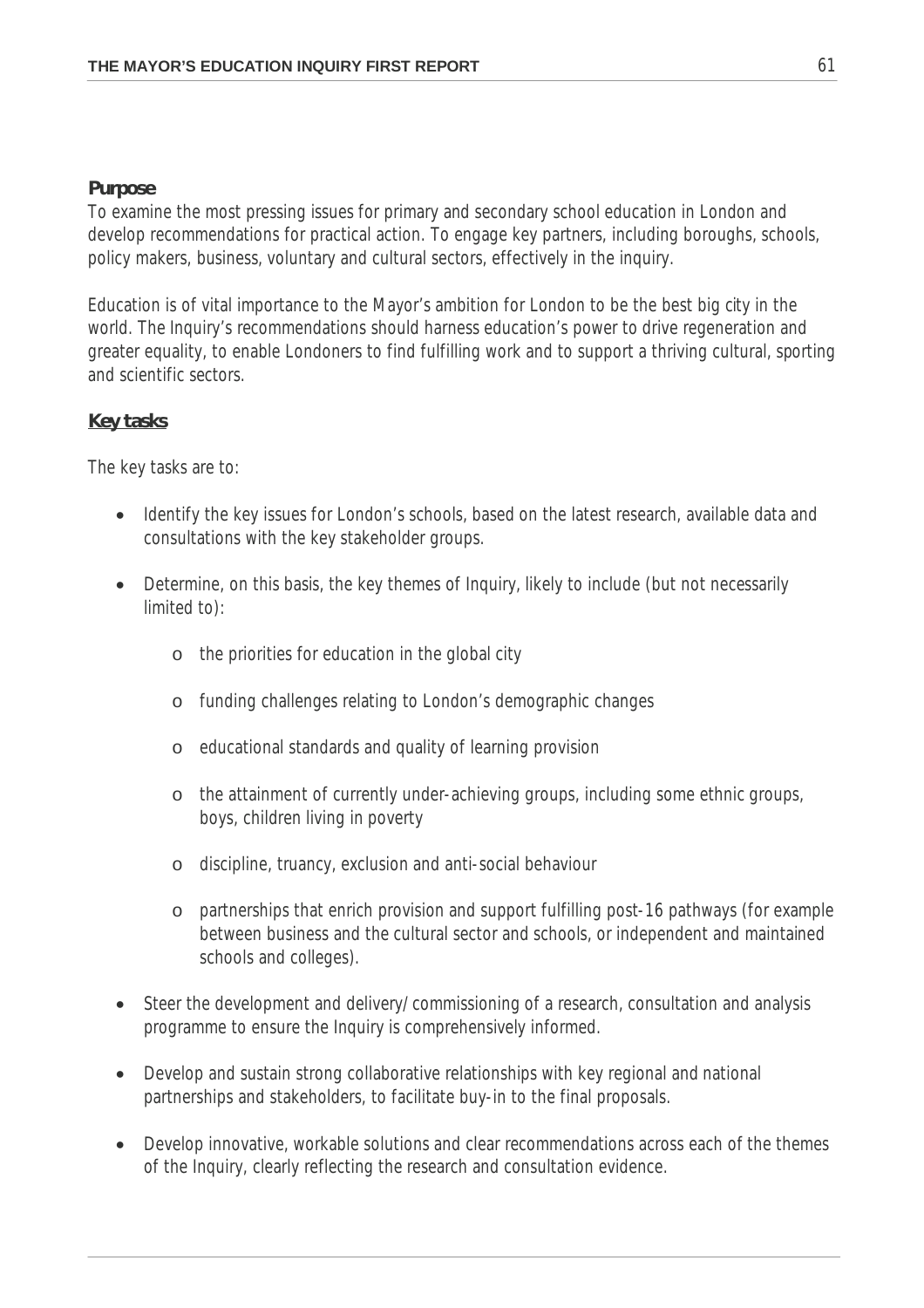**Purpose**

To examine the most pressing issues for primary and secondary school education in London and develop recommendations for practical action. To engage key partners, including boroughs, schools, policy makers, business, voluntary and cultural sectors, effectively in the inquiry.

Education is of vital importance to the Mayor's ambition for London to be the best big city in the world. The Inquiry's recommendations should harness education's power to drive regeneration and greater equality, to enable Londoners to find fulfilling work and to support a thriving cultural, sporting and scientific sectors.

**Key tasks**

The key tasks are to:

- Identify the key issues for London's schools, based on the latest research, available data and consultations with the key stakeholder groups.
- Determine, on this basis, the key themes of Inquiry, likely to include (but not necessarily limited to):
  - the priorities for education in the global city
  - funding challenges relating to London's demographic changes
  - educational standards and quality of learning provision
  - the attainment of currently under-achieving groups, including some ethnic groups, boys, children living in poverty
  - discipline, truancy, exclusion and anti-social behaviour
  - partnerships that enrich provision and support fulfilling post-16 pathways (for example between business and the cultural sector and schools, or independent and maintained schools and colleges).
- Steer the development and delivery/commissioning of a research, consultation and analysis programme to ensure the Inquiry is comprehensively informed.
- Develop and sustain strong collaborative relationships with key regional and national partnerships and stakeholders, to facilitate buy-in to the final proposals.
- Develop innovative, workable solutions and clear recommendations across each of the themes of the Inquiry, clearly reflecting the research and consultation evidence.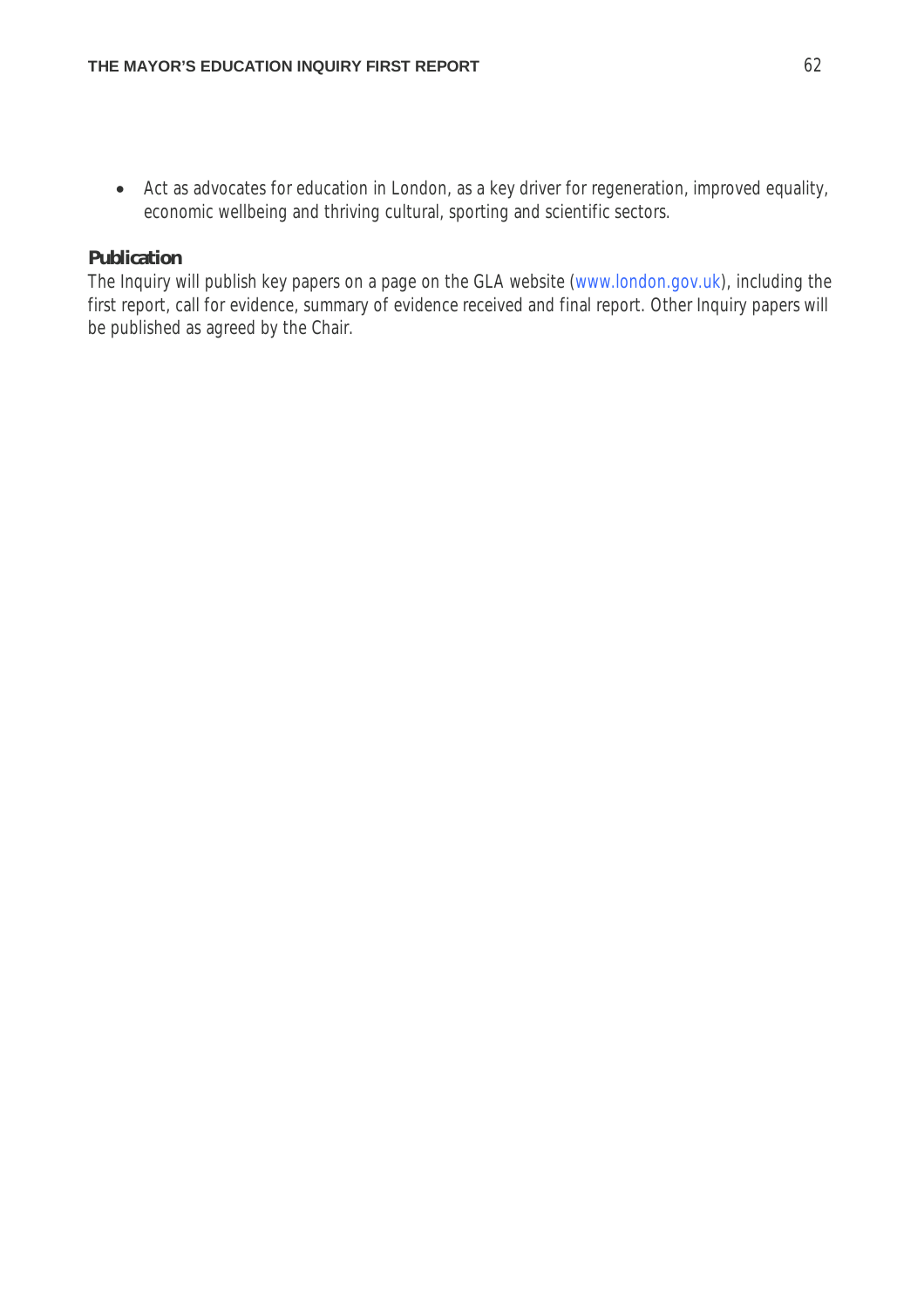- Act as advocates for education in London, as a key driver for regeneration, improved equality, economic wellbeing and thriving cultural, sporting and scientific sectors.

**Publication**

The Inquiry will publish key papers on a page on the GLA website (www.london.gov.uk), including the first report, call for evidence, summary of evidence received and final report. Other Inquiry papers will be published as agreed by the Chair.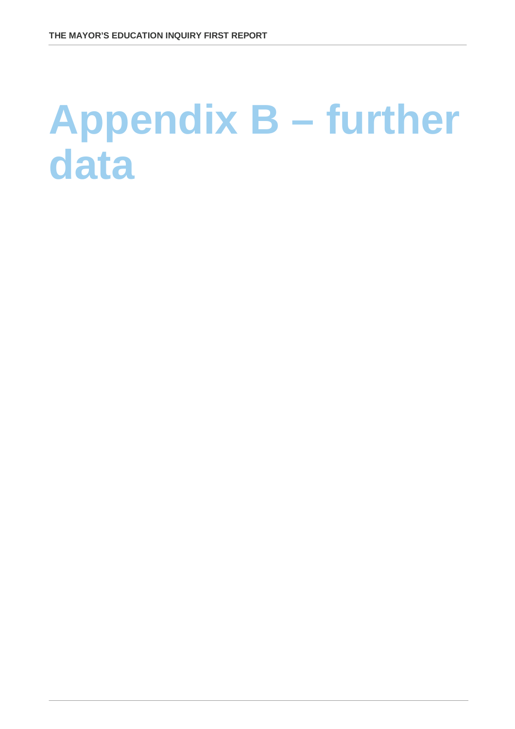# Appendix B – further data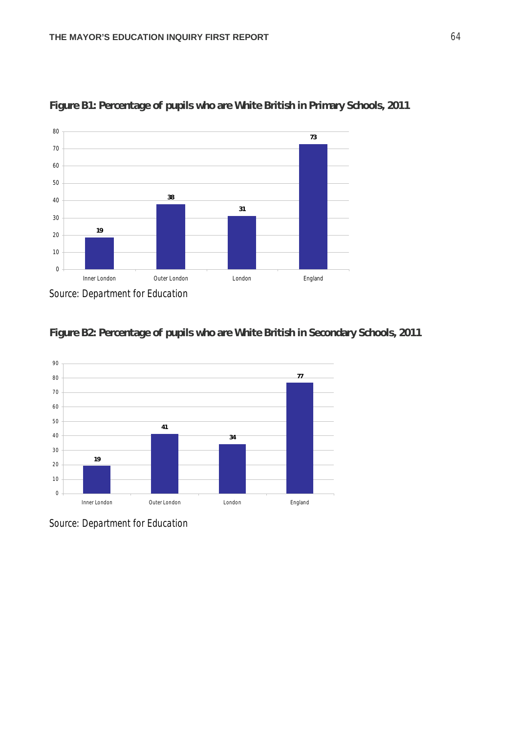**Figure B1: Percentage of pupils who are White British in Primary Schools, 2011**

| | Inner London | Outer London | London | England |
|---|---|---|---|---|
| Percentage | 19 | 38 | 31 | 73 |

Source: Department for Education

**Figure B2: Percentage of pupils who are White British in Secondary Schools, 2011**

| | Inner London | Outer London | London | England |
|---|---|---|---|---|
| Percentage | 19 | 41 | 34 | 77 |

Source: Department for Education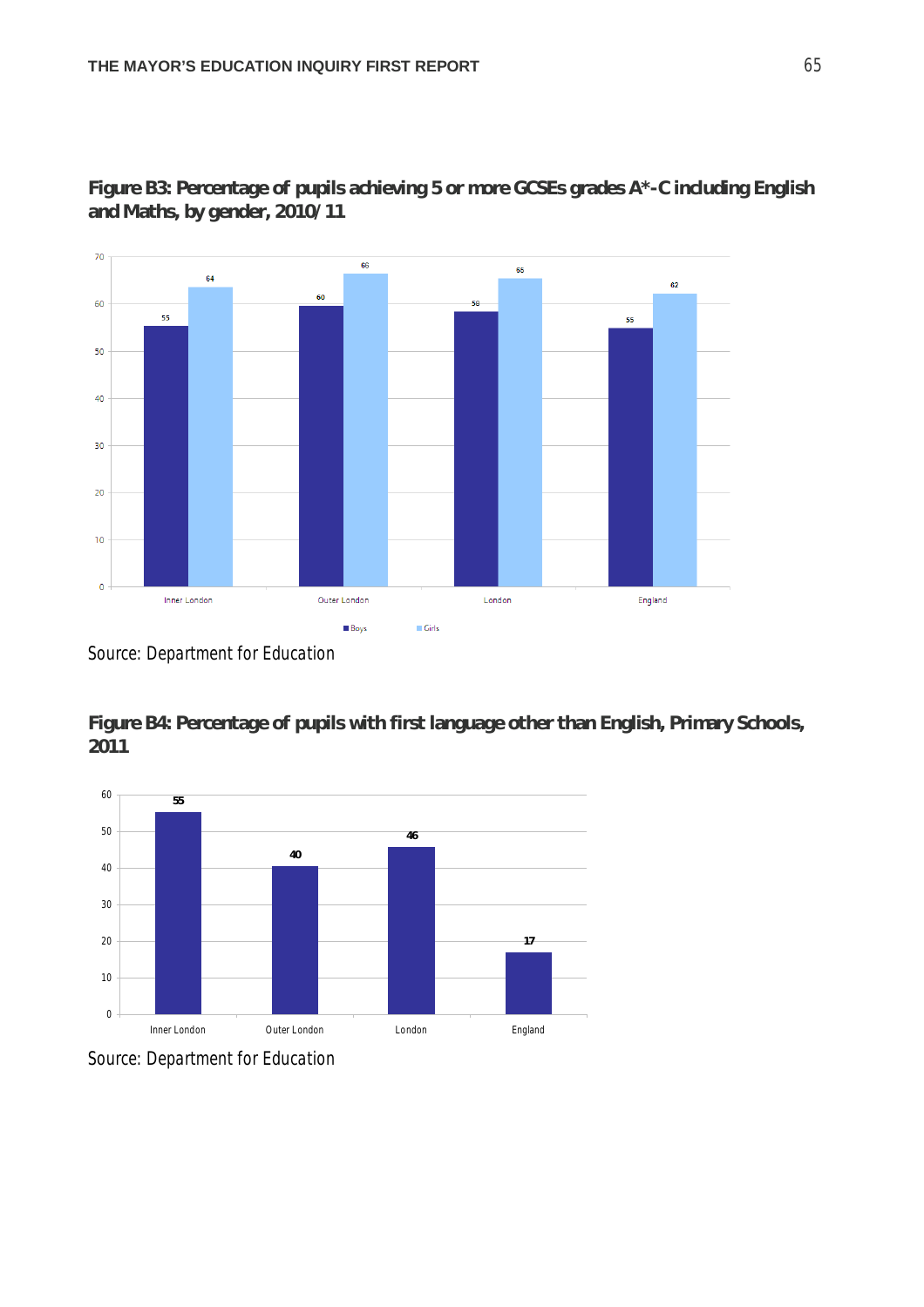**Figure B3: Percentage of pupils achieving 5 or more GCSEs grades A*-C including English and Maths, by gender, 2010/11**

| | Boys | Girls |
|---|---|---|
| Inner London | 55 | 64 |
| Outer London | 60 | 66 |
| London | 58 | 66 |
| England | 55 | 62 |

Source: Department for Education

**Figure B4: Percentage of pupils with first language other than English, Primary Schools, 2011**

| | % |
|---|---|
| Inner London | 55 |
| Outer London | 40 |
| London | 46 |
| England | 17 |

Source: Department for Education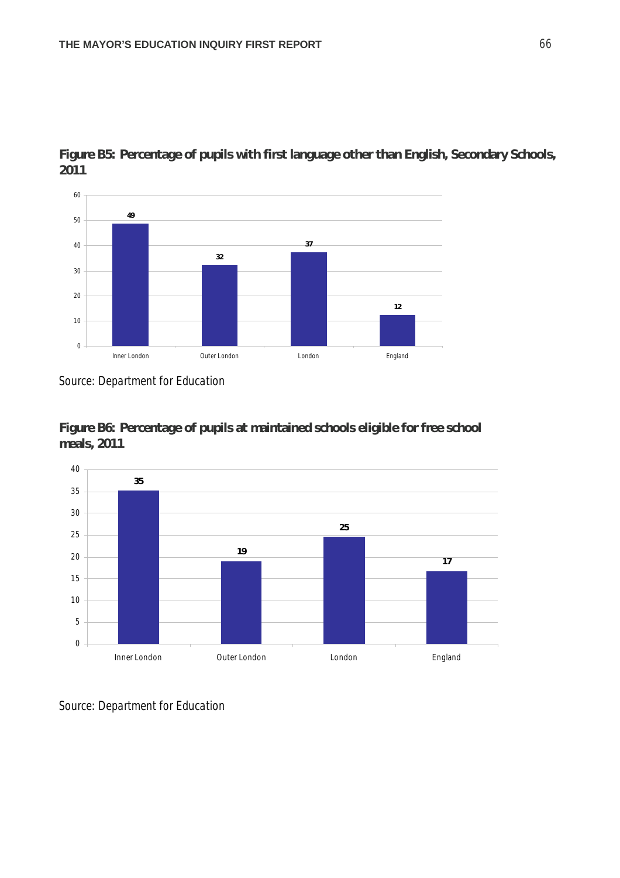**Figure B5: Percentage of pupils with first language other than English, Secondary Schools, 2011**

| | Percentage |
|---|---|
| Inner London | 49 |
| Outer London | 32 |
| London | 37 |
| England | 12 |

Source: Department for Education

**Figure B6: Percentage of pupils at maintained schools eligible for free school meals, 2011**

| | Percentage |
|---|---|
| Inner London | 35 |
| Outer London | 19 |
| London | 25 |
| England | 17 |

Source: Department for Education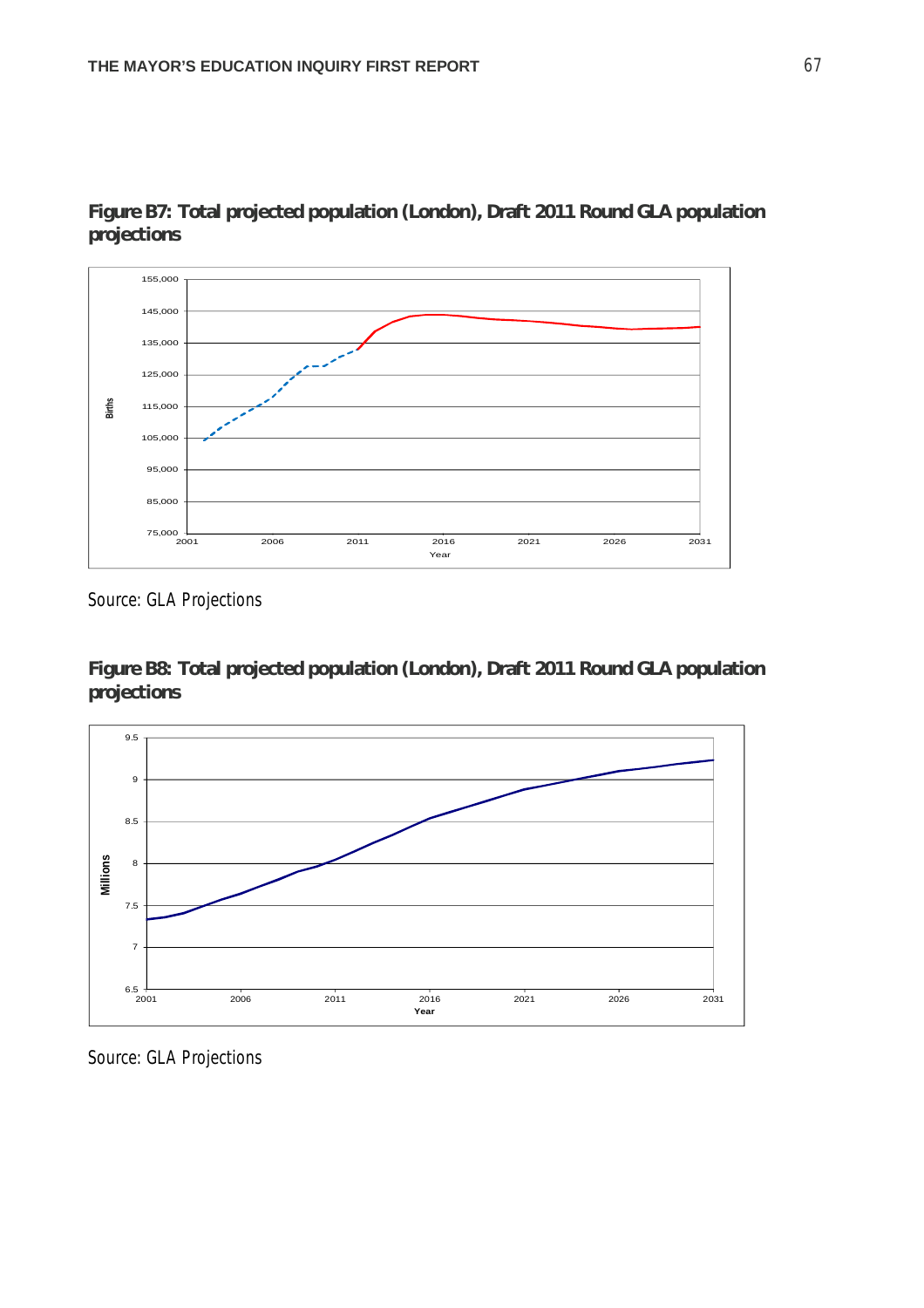**Figure B7: Total projected population (London), Draft 2011 Round GLA population projections**

Source: GLA Projections

**Figure B8: Total projected population (London), Draft 2011 Round GLA population projections**

Source: GLA Projections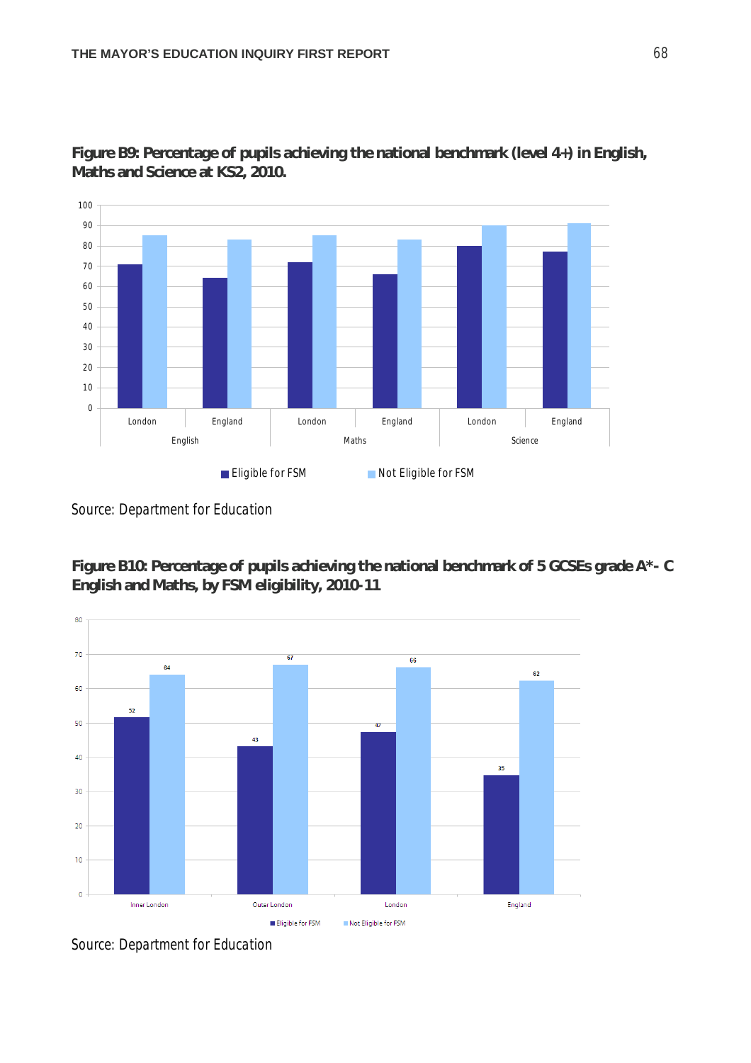**Figure B9: Percentage of pupils achieving the national benchmark (level 4+) in English, Maths and Science at KS2, 2010.**

Source: Department for Education

**Figure B10: Percentage of pupils achieving the national benchmark of 5 GCSEs grade A*- C English and Maths, by FSM eligibility, 2010-11**

Source: Department for Education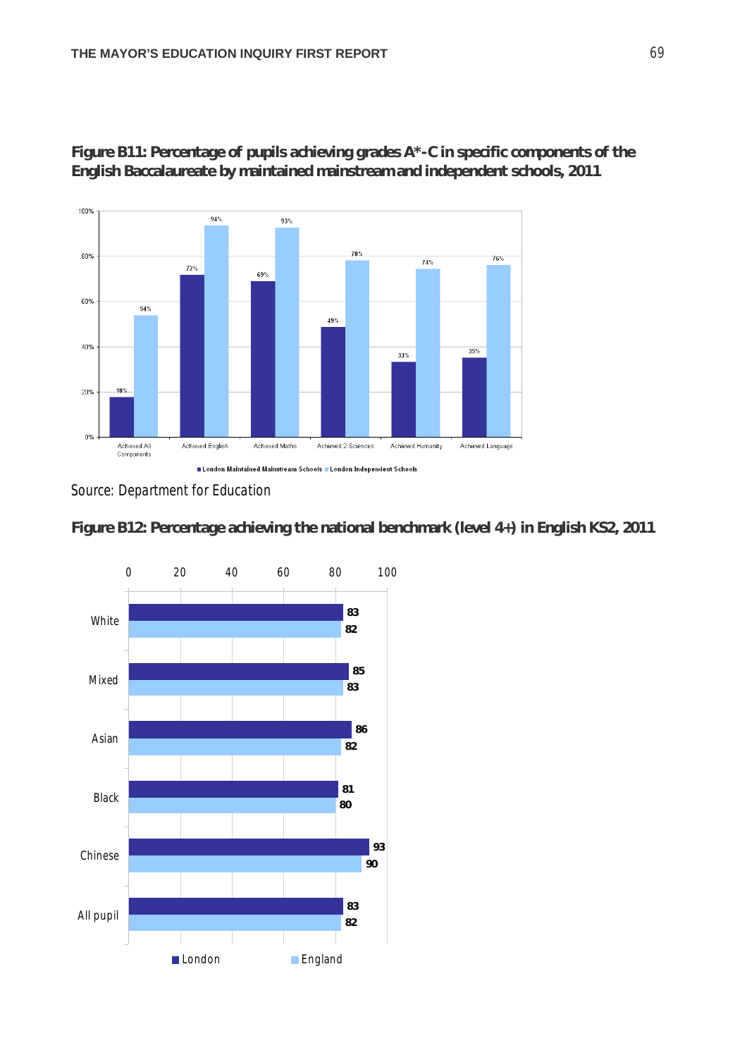**Figure B11: Percentage of pupils achieving grades A*-C in specific components of the English Baccalaureate by maintained mainstream and independent schools, 2011**

| | London Maintained Mainstream Schools | London Independent Schools |
|---|---|---|
| Achieved All Components | 18% | 54% |
| Achieved English | 72% | 94% |
| Achieved Maths | 69% | 93% |
| Achieved 2 Sciences | 49% | 78% |
| Achieved Humanity | 33% | 74% |
| Achieved Language | 35% | 76% |

Source: Department for Education

**Figure B12: Percentage achieving the national benchmark (level 4+) in English KS2, 2011**

| | London | England |
|---|---|---|
| White | 83 | 82 |
| Mixed | 85 | 83 |
| Asian | 86 | 82 |
| Black | 81 | 80 |
| Chinese | 93 | 90 |
| All pupil | 83 | 82 |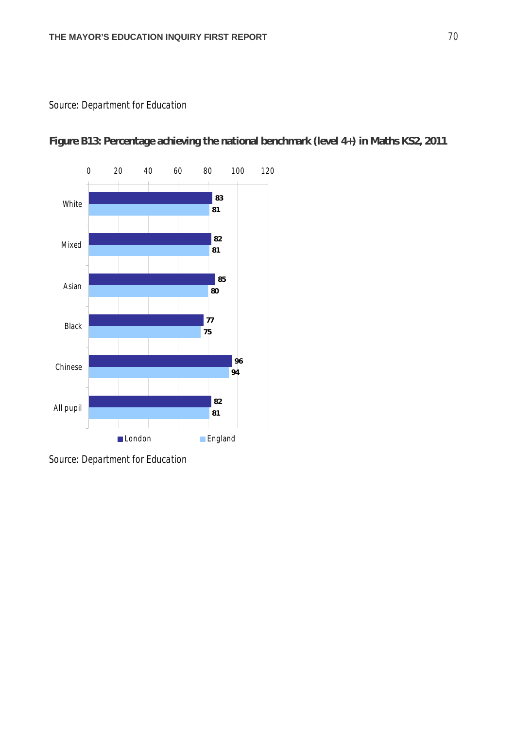Source: Department for Education

**Figure B13: Percentage achieving the national benchmark (level 4+) in Maths KS2, 2011**

| | London | England |
|---|---|---|
| White | 83 | 81 |
| Mixed | 82 | 81 |
| Asian | 85 | 80 |
| Black | 77 | 75 |
| Chinese | 96 | 94 |
| All pupil | 82 | 81 |

Source: Department for Education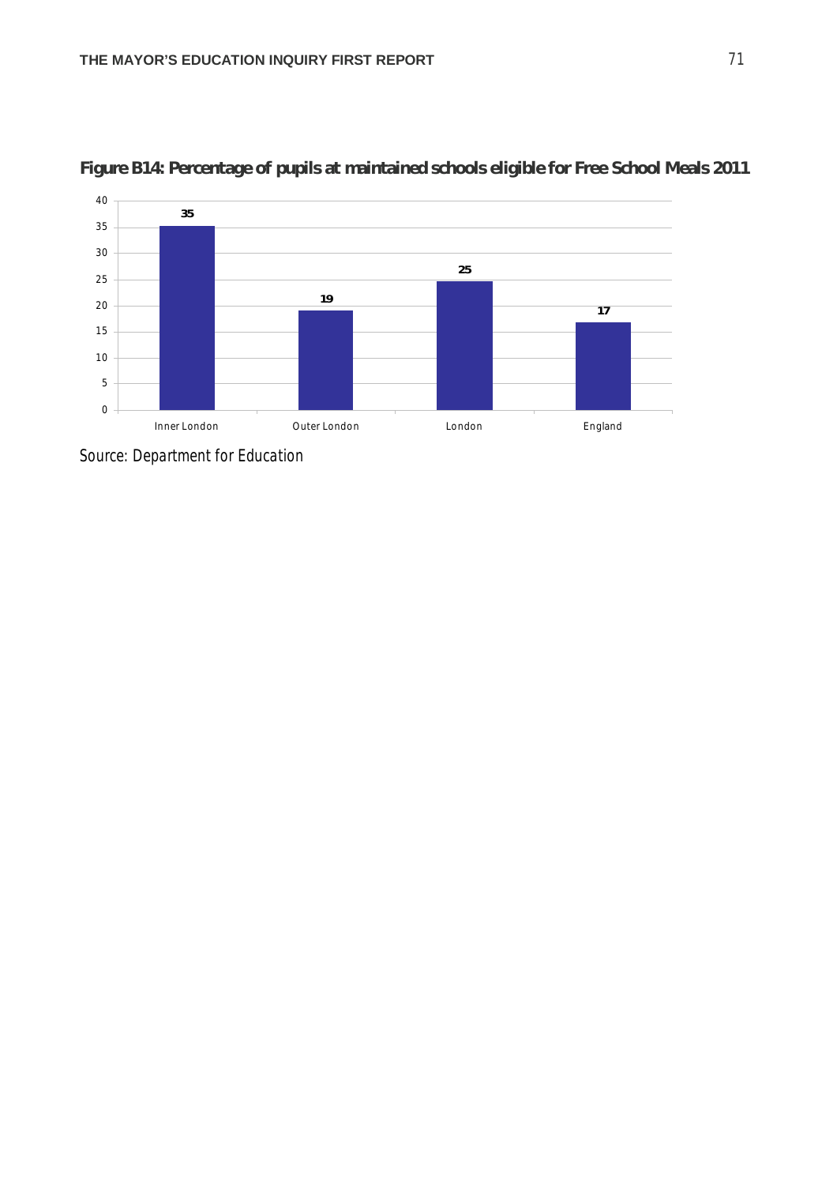**Figure B14: Percentage of pupils at maintained schools eligible for Free School Meals 2011**

| | Inner London | Outer London | London | England |
|---|---|---|---|---|
| % eligible for FSM | 35 | 19 | 25 | 17 |

Source: Department for Education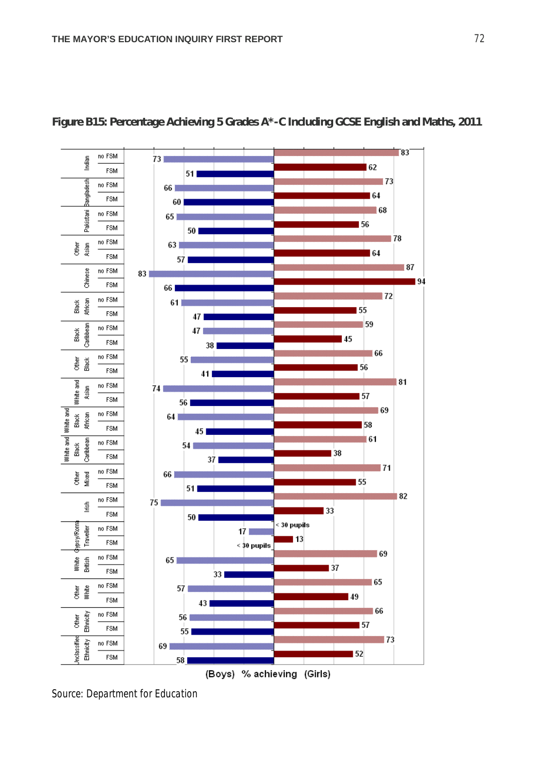**Figure B15: Percentage Achieving 5 Grades A*-C Including GCSE English and Maths, 2011**

| Ethnicity | FSM status | Boys (% achieving) | Girls (% achieving) |
|---|---|---|---|
| Indian | no FSM | 73 | 83 |
| | FSM | 51 | 62 |
| Bangladeshi | no FSM | 66 | 73 |
| | FSM | 60 | 64 |
| Pakistani | no FSM | 65 | 68 |
| | FSM | 50 | 56 |
| Other Asian | no FSM | 63 | 78 |
| | FSM | 57 | 64 |
| Chinese | no FSM | 83 | 87 |
| | FSM | 66 | 94 |
| Black African | no FSM | 61 | 72 |
| | FSM | 47 | 55 |
| Black Caribbean | no FSM | 47 | 59 |
| | FSM | 38 | 45 |
| Other Black | no FSM | 55 | 66 |
| | FSM | 41 | 56 |
| White and Asian | no FSM | 74 | 81 |
| | FSM | 56 | 57 |
| White and Black African | no FSM | 64 | 69 |
| | FSM | 45 | 58 |
| White and Black Caribbean | no FSM | 54 | 61 |
| | FSM | 37 | 38 |
| Other Mixed | no FSM | 66 | 71 |
| | FSM | 51 | 55 |
| Irish | no FSM | 75 | 82 |
| | FSM | 50 | 33 |
| Gypsy/Roma Traveller | no FSM | 17 | < 30 pupils |
| | FSM | < 30 pupils | 13 |
| White British | no FSM | 65 | 69 |
| | FSM | 33 | 37 |
| Other White | no FSM | 57 | 65 |
| | FSM | 43 | 49 |
| Other Ethnicity | no FSM | 56 | 66 |
| | FSM | 55 | 57 |
| Unclassified Ethnicity | no FSM | 69 | 73 |
| | FSM | 58 | 52 |

(Boys) % achieving (Girls)

Source: Department for Education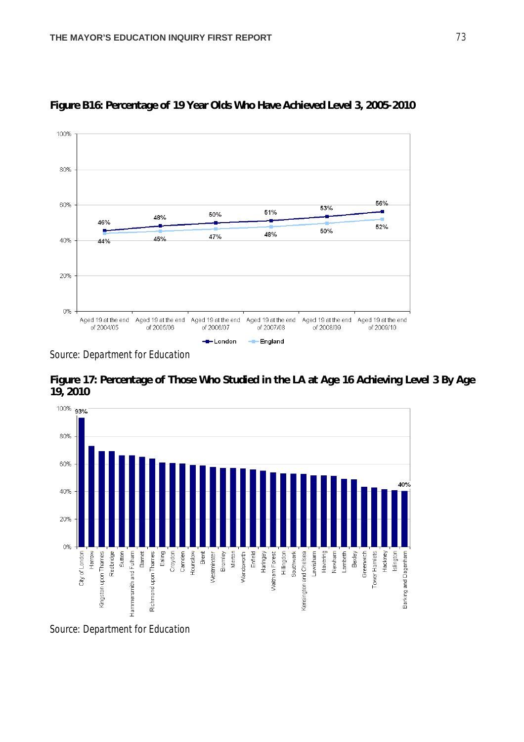**Figure B16: Percentage of 19 Year Olds Who Have Achieved Level 3, 2005-2010**

| | Aged 19 at the end of 2004/05 | Aged 19 at the end of 2005/06 | Aged 19 at the end of 2006/07 | Aged 19 at the end of 2007/08 | Aged 19 at the end of 2008/09 | Aged 19 at the end of 2009/10 |
|---|---|---|---|---|---|---|
| London | 46% | 48% | 50% | 51% | 53% | 56% |
| England | 44% | 45% | 47% | 48% | 50% | 52% |

Source: Department for Education

**Figure 17: Percentage of Those Who Studied in the LA at Age 16 Achieving Level 3 By Age 19, 2010**

Boroughs in descending order: City of London (93%), Harrow, Kingston upon Thames, Redbridge, Sutton, Hammersmith and Fulham, Barnet, Richmond upon Thames, Ealing, Croydon, Camden, Hounslow, Brent, Westminster, Bromley, Merton, Wandsworth, Enfield, Haringey, Waltham Forest, Hillingdon, Southwark, Kensington and Chelsea, Lewisham, Havering, Newham, Lambeth, Bexley, Greenwich, Tower Hamlets, Hackney, Islington, Barking and Dagenham (40%)

Source: Department for Education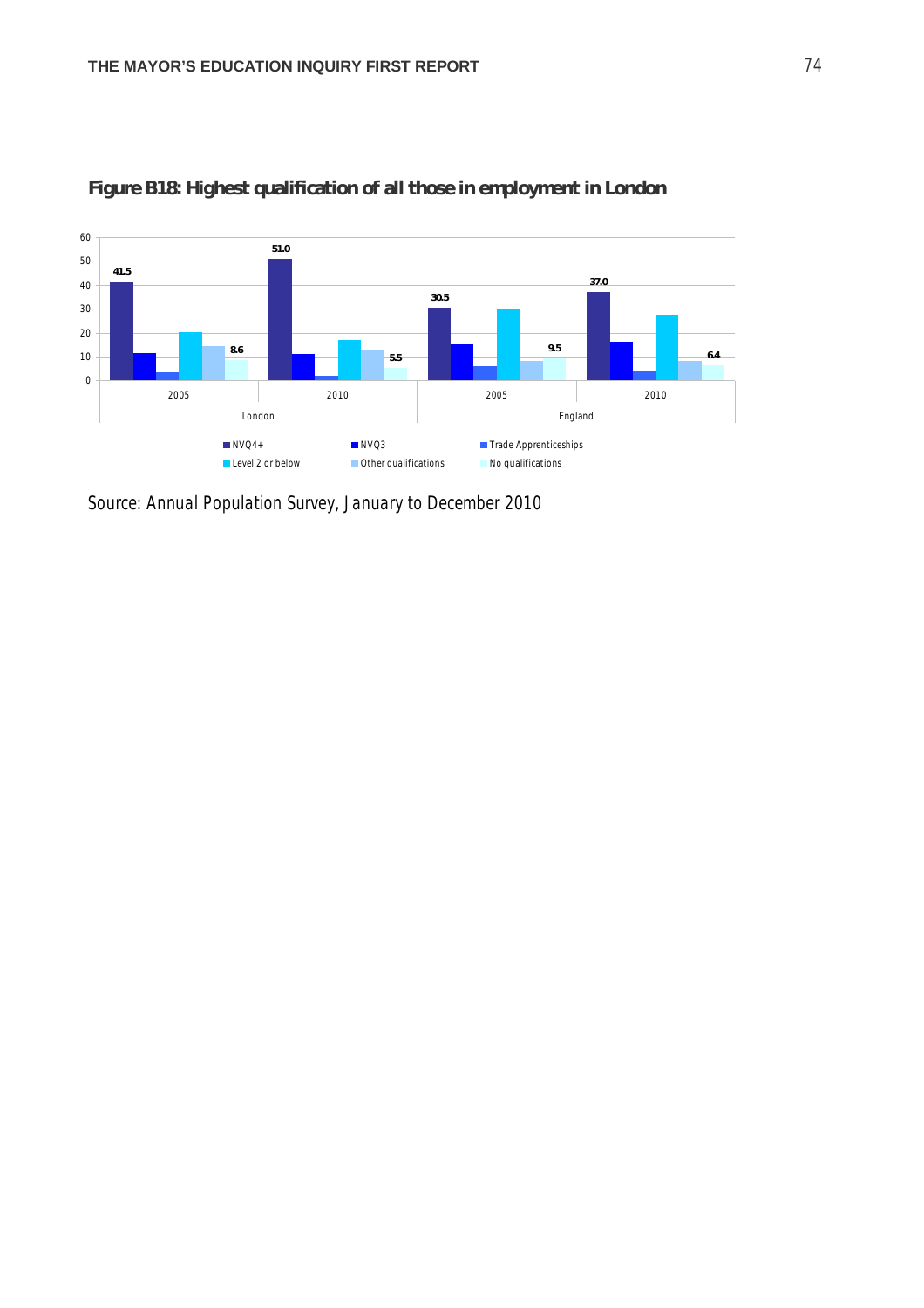**Figure B18: Highest qualification of all those in employment in London**

Source: Annual Population Survey, January to December 2010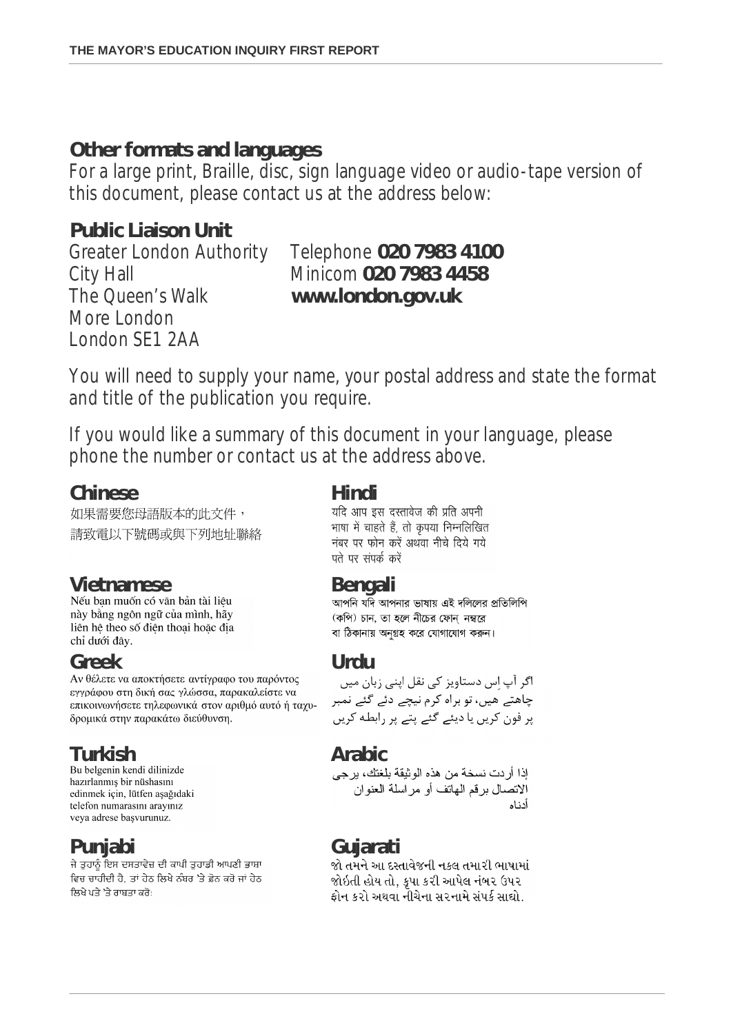## Other formats and languages

For a large print, Braille, disc, sign language video or audio-tape version of this document, please contact us at the address below:

**Public Liaison Unit**

Greater London Authority
City Hall
The Queen's Walk
More London
London SE1 2AA

Telephone **020 7983 4100**
Minicom **020 7983 4458**
**www.london.gov.uk**

You will need to supply your name, your postal address and state the format and title of the publication you require.

If you would like a summary of this document in your language, please phone the number or contact us at the address above.

### Chinese

如果需要您母語版本的此文件，
請致電以下號碼或與下列地址聯絡

### Vietnamese

Nếu bạn muốn có văn bản tài liệu này bằng ngôn ngữ của mình, hãy liên hệ theo số điện thoại hoặc địa chỉ dưới đây.

### Greek

Αν θέλετε να αποκτήσετε αντίγραφο του παρόντος εγγράφου στη δική σας γλώσσα, παρακαλείστε να επικοινωνήσετε τηλεφωνικά στον αριθμό αυτό ή ταχυδρομικά στην παρακάτω διεύθυνση.

### Turkish

Bu belgenin kendi dilinizde hazırlanmış bir nüshasını edinmek için, lütfen aşağıdaki telefon numarasını arayınız veya adrese başvurunuz.

### Punjabi

ਜੇ ਤੁਹਾਨੂੰ ਇਸ ਦਸਤਾਵੇਜ਼ ਦੀ ਕਾਪੀ ਤੁਹਾਡੀ ਆਪਣੀ ਭਾਸ਼ਾ ਵਿਚ ਚਾਹੀਦੀ ਹੈ, ਤਾਂ ਹੇਠ ਲਿਖੇ ਨੰਬਰ 'ਤੇ ਫ਼ੋਨ ਕਰੋ ਜਾਂ ਹੇਠ ਲਿਖੇ ਪਤੇ 'ਤੇ ਰਾਬਤਾ ਕਰੋ:

### Hindi

यदि आप इस दस्तावेज की प्रति अपनी भाषा में चाहते हैं, तो कृपया निम्नलिखित नंबर पर फोन करें अथवा नीचे दिये गये पते पर संपर्क करें

### Bengali

আপনি যদি আপনার ভাষায় এই দলিলের প্রতিলিপি (কপি) চান, তা হলে নীচের ফোন্ নম্বরে বা ঠিকানায় অনুগ্রহ করে যোগাযোগ করুন।

### Urdu

اگر آپ اِس دستاویز کی نقل اپنی زبان میں چاہتے ہیں، تو براہ کرم نیچے دئے گئے نمبر پر فون کریں یا دیئے گئے پتے پر رابطہ کریں

### Arabic

إذا أردت نسخة من هذه الوثيقة بلغتك، يرجى الاتصال برقم الهاتف أو مراسلة العنوان أدناه

### Gujarati

જો તમને આ દસ્તાવેજની નકલ તમારી ભાષામાં જોઈતી હોય તો, કૃપા કરી આપેલ નંબર ઉપર ફોન કરો અથવા નીચેના સરનામે સંપર્ક સાઘો.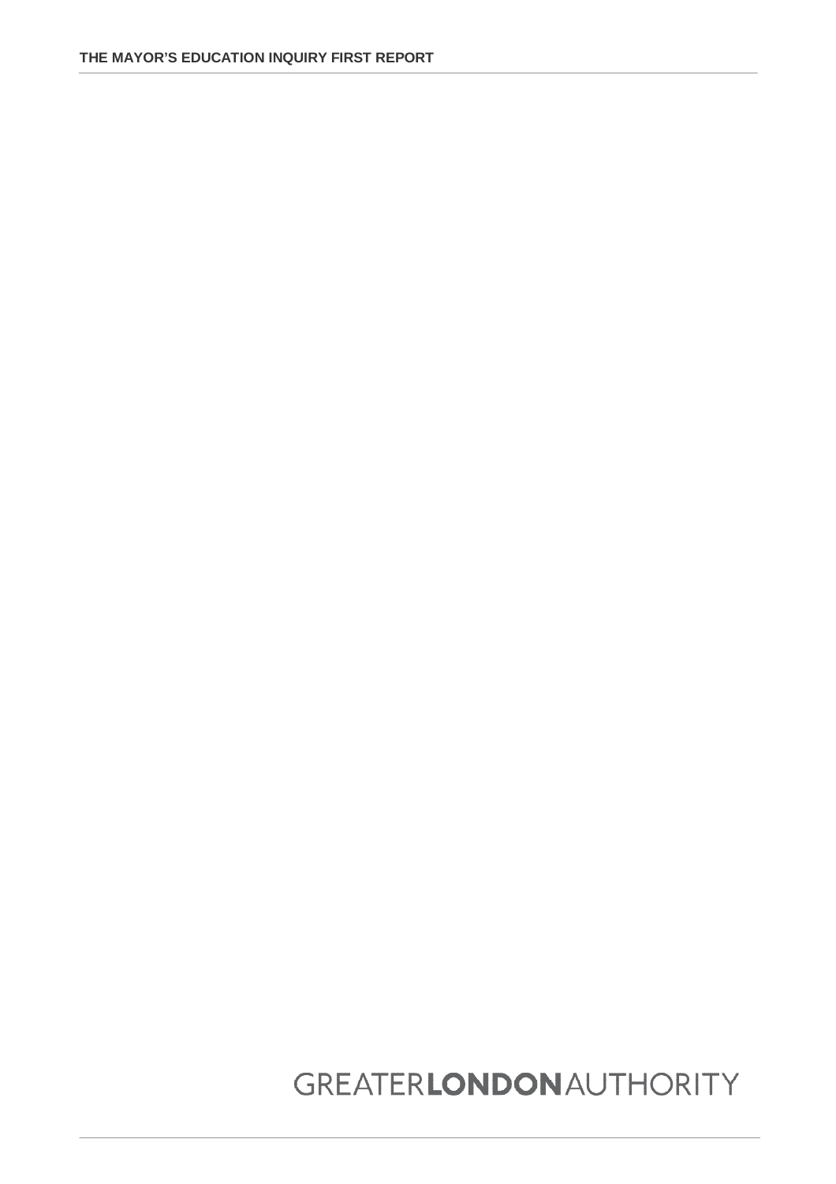GREATER**LONDON**AUTHORITY